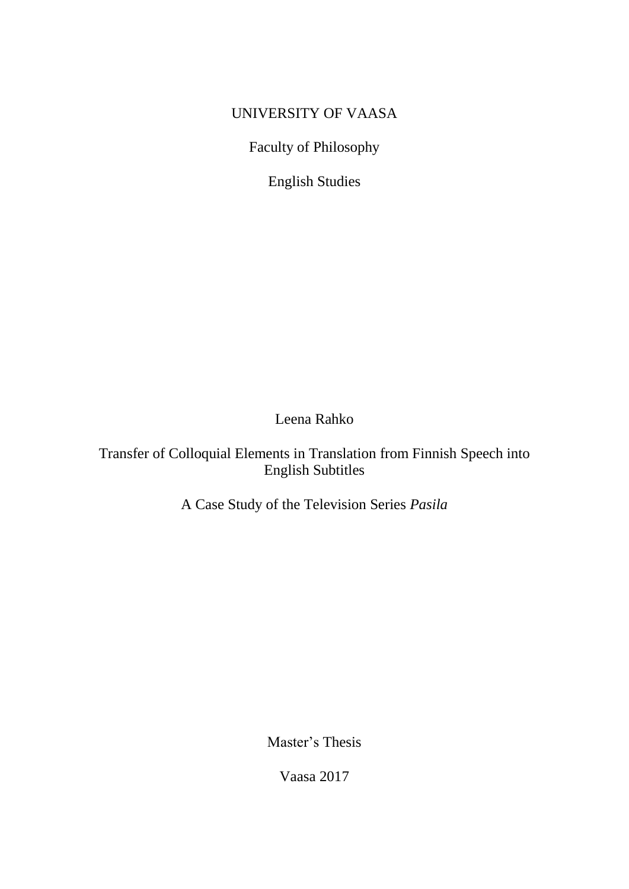UNIVERSITY OF VAASA

Faculty of Philosophy

English Studies

Leena Rahko

# Transfer of Colloquial Elements in Translation from Finnish Speech into English Subtitles

A Case Study of the Television Series *Pasila*

Master's Thesis

Vaasa 2017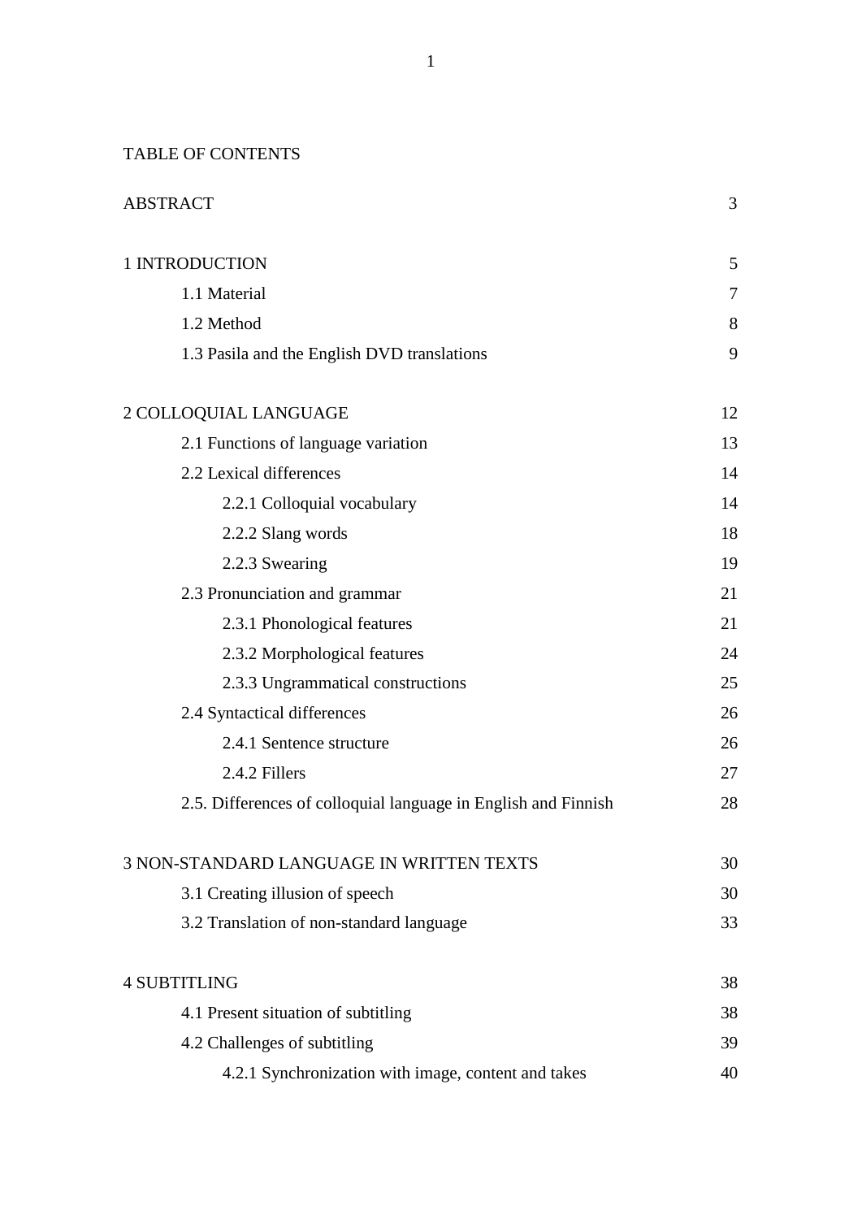TABLE OF CONTENTS

ABSTRACT 3

1 INTRODUCTION 5

- 1.1 Material 7
- 1.2 Method 8
- 1.3 Pasila and the English DVD translations 9

2 COLLOQUIAL LANGUAGE 12

- 2.1 Functions of language variation 13
- 2.2 Lexical differences 14
  - 2.2.1 Colloquial vocabulary 14
  - 2.2.2 Slang words 18
  - 2.2.3 Swearing 19
- 2.3 Pronunciation and grammar 21
  - 2.3.1 Phonological features 21
  - 2.3.2 Morphological features 24
  - 2.3.3 Ungrammatical constructions 25
- 2.4 Syntactical differences 26
  - 2.4.1 Sentence structure 26
  - 2.4.2 Fillers 27
- 2.5. Differences of colloquial language in English and Finnish 28

3 NON-STANDARD LANGUAGE IN WRITTEN TEXTS 30

- 3.1 Creating illusion of speech 30
- 3.2 Translation of non-standard language 33

4 SUBTITLING 38

- 4.1 Present situation of subtitling 38
- 4.2 Challenges of subtitling 39
  - 4.2.1 Synchronization with image, content and takes 40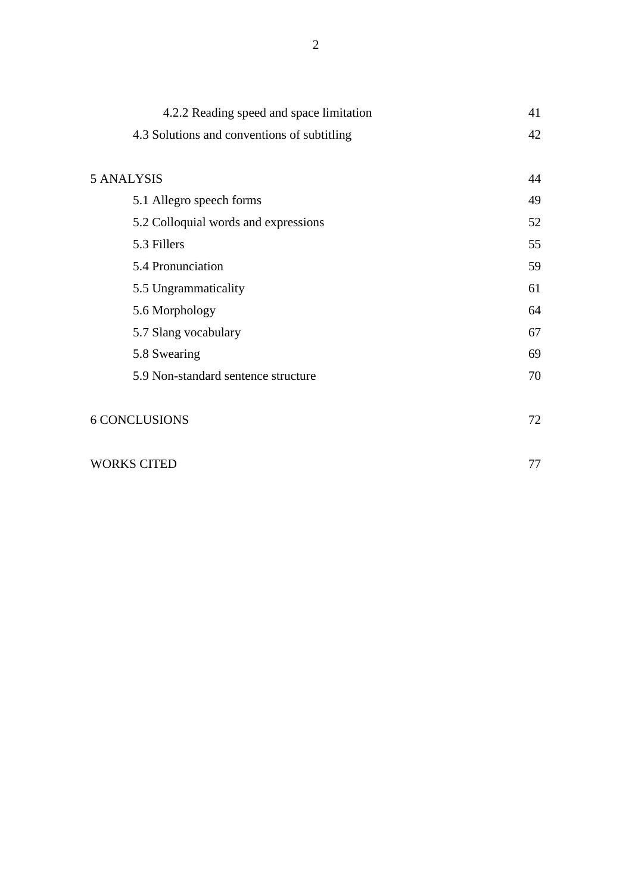| | |
|---|---|
| 4.2.2 Reading speed and space limitation | 41 |
| 4.3 Solutions and conventions of subtitling | 42 |
| | |
| 5 ANALYSIS | 44 |
| 5.1 Allegro speech forms | 49 |
| 5.2 Colloquial words and expressions | 52 |
| 5.3 Fillers | 55 |
| 5.4 Pronunciation | 59 |
| 5.5 Ungrammaticality | 61 |
| 5.6 Morphology | 64 |
| 5.7 Slang vocabulary | 67 |
| 5.8 Swearing | 69 |
| 5.9 Non-standard sentence structure | 70 |
| | |
| 6 CONCLUSIONS | 72 |
| | |
| WORKS CITED | 77 |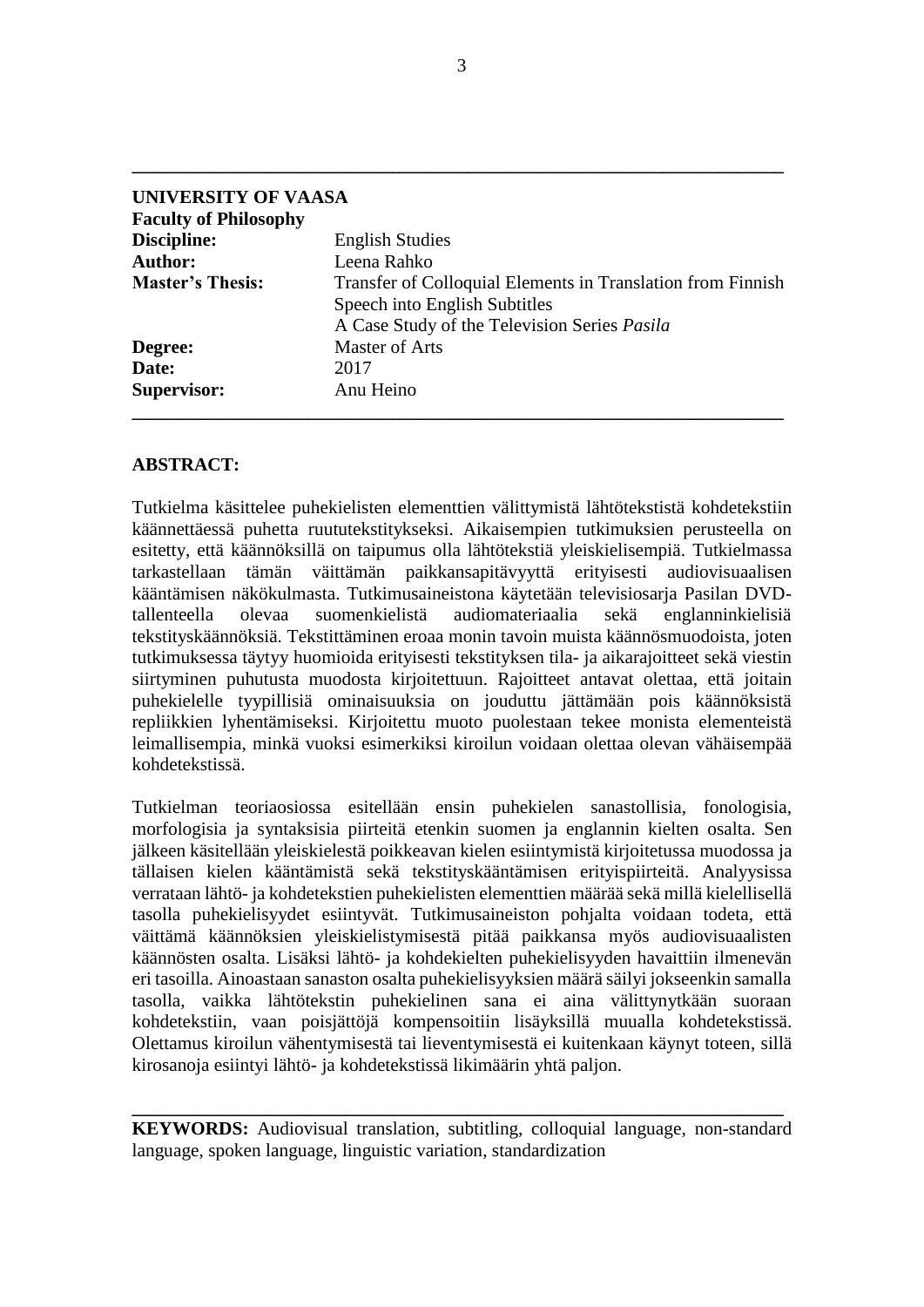**UNIVERSITY OF VAASA**
**Faculty of Philosophy**

| | |
|---|---|
| **Discipline:** | English Studies |
| **Author:** | Leena Rahko |
| **Master's Thesis:** | Transfer of Colloquial Elements in Translation from Finnish Speech into English Subtitles<br>A Case Study of the Television Series *Pasila* |
| **Degree:** | Master of Arts |
| **Date:** | 2017 |
| **Supervisor:** | Anu Heino |

**ABSTRACT:**

Tutkielma käsittelee puhekielisten elementtien välittymistä lähtötekstistä kohdetekstiin käännettäessä puhetta ruututekstitykseksi. Aikaisempien tutkimuksien perusteella on esitetty, että käännöksillä on taipumus olla lähtötekstiä yleiskielisempiä. Tutkielmassa tarkastellaan tämän väittämän paikkansapitävyyttä erityisesti audiovisuaalisen kääntämisen näkökulmasta. Tutkimusaineistona käytetään televisiosarja Pasilan DVD-tallenteella olevaa suomenkielistä audiomateriaalia sekä englanninkielisiä tekstityskäännöksiä. Tekstittäminen eroaa monin tavoin muista käännösmuodoista, joten tutkimuksessa täytyy huomioida erityisesti tekstityksen tila- ja aikarajoitteet sekä viestin siirtyminen puhutusta muodosta kirjoitettuun. Rajoitteet antavat olettaa, että joitain puhekielelle tyypillisiä ominaisuuksia on jouduttu jättämään pois käännöksistä repliikkien lyhentämiseksi. Kirjoitettu muoto puolestaan tekee monista elementeistä leimallisempia, minkä vuoksi esimerkiksi kiroilun voidaan olettaa olevan vähäisempää kohdetekstissä.

Tutkielman teoriaosiossa esitellään ensin puhekielen sanastollisia, fonologisia, morfologisia ja syntaksisia piirteitä etenkin suomen ja englannin kielten osalta. Sen jälkeen käsitellään yleiskielestä poikkeavan kielen esiintymistä kirjoitetussa muodossa ja tällaisen kielen kääntämistä sekä tekstityskääntämisen erityispiirteitä. Analyysissa verrataan lähtö- ja kohdetekstien puhekielisten elementtien määrää sekä millä kielellisellä tasolla puhekielisyydet esiintyvät. Tutkimusaineiston pohjalta voidaan todeta, että väittämä käännöksien yleiskielistymisestä pitää paikkansa myös audiovisuaalisten käännösten osalta. Lisäksi lähtö- ja kohdekielten puhekielisyyden havaittiin ilmenevän eri tasoilla. Ainoastaan sanaston osalta puhekielisyyksien määrä säilyi jokseenkin samalla tasolla, vaikka lähtötekstin puhekielinen sana ei aina välittynytkään suoraan kohdetekstiin, vaan poisjättöjä kompensoitiin lisäyksillä muualla kohdetekstissä. Olettamus kiroilun vähentymisestä tai lieventymisestä ei kuitenkaan käynyt toteen, sillä kirosanoja esiintyi lähtö- ja kohdetekstissä likimäärin yhtä paljon.

**KEYWORDS:** Audiovisual translation, subtitling, colloquial language, non-standard language, spoken language, linguistic variation, standardization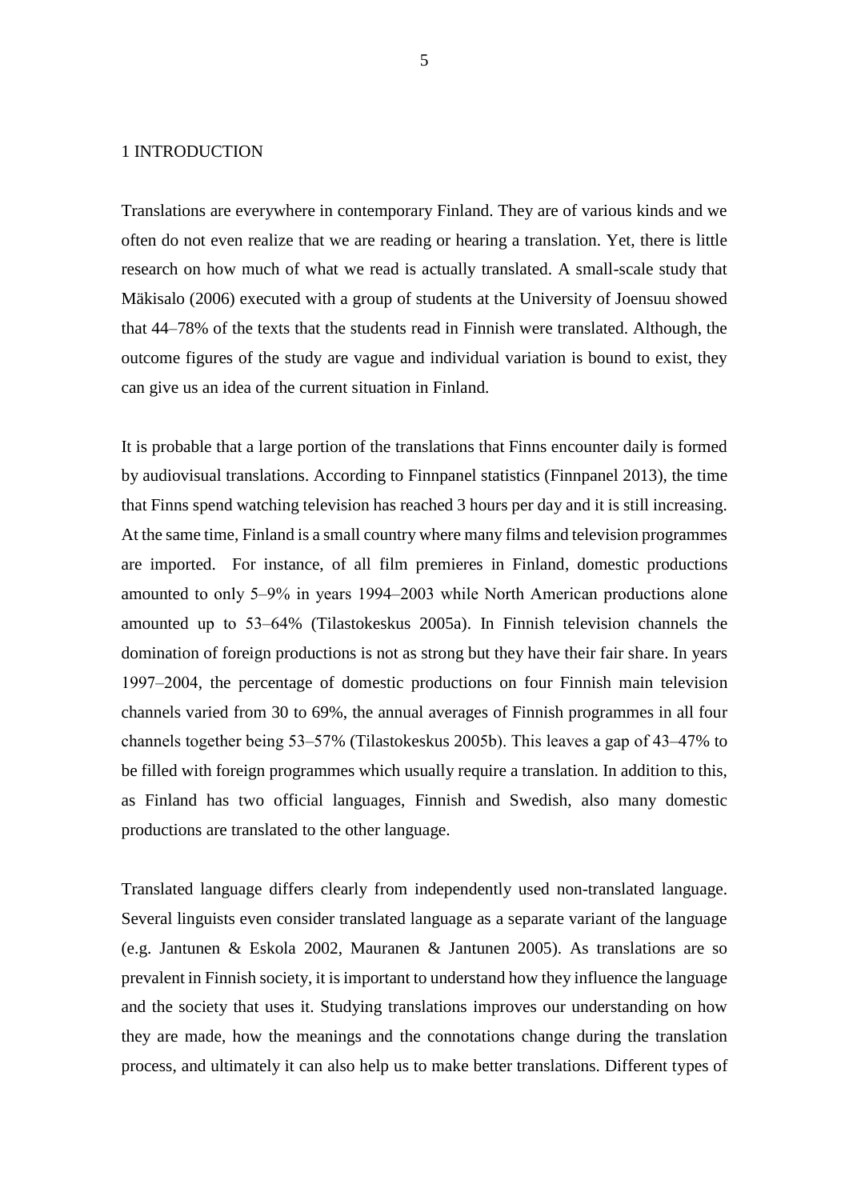# 1 INTRODUCTION

Translations are everywhere in contemporary Finland. They are of various kinds and we often do not even realize that we are reading or hearing a translation. Yet, there is little research on how much of what we read is actually translated. A small-scale study that Mäkisalo (2006) executed with a group of students at the University of Joensuu showed that 44–78% of the texts that the students read in Finnish were translated. Although, the outcome figures of the study are vague and individual variation is bound to exist, they can give us an idea of the current situation in Finland.

It is probable that a large portion of the translations that Finns encounter daily is formed by audiovisual translations. According to Finnpanel statistics (Finnpanel 2013), the time that Finns spend watching television has reached 3 hours per day and it is still increasing. At the same time, Finland is a small country where many films and television programmes are imported. For instance, of all film premieres in Finland, domestic productions amounted to only 5–9% in years 1994–2003 while North American productions alone amounted up to 53–64% (Tilastokeskus 2005a). In Finnish television channels the domination of foreign productions is not as strong but they have their fair share. In years 1997–2004, the percentage of domestic productions on four Finnish main television channels varied from 30 to 69%, the annual averages of Finnish programmes in all four channels together being 53–57% (Tilastokeskus 2005b). This leaves a gap of 43–47% to be filled with foreign programmes which usually require a translation. In addition to this, as Finland has two official languages, Finnish and Swedish, also many domestic productions are translated to the other language.

Translated language differs clearly from independently used non-translated language. Several linguists even consider translated language as a separate variant of the language (e.g. Jantunen & Eskola 2002, Mauranen & Jantunen 2005). As translations are so prevalent in Finnish society, it is important to understand how they influence the language and the society that uses it. Studying translations improves our understanding on how they are made, how the meanings and the connotations change during the translation process, and ultimately it can also help us to make better translations. Different types of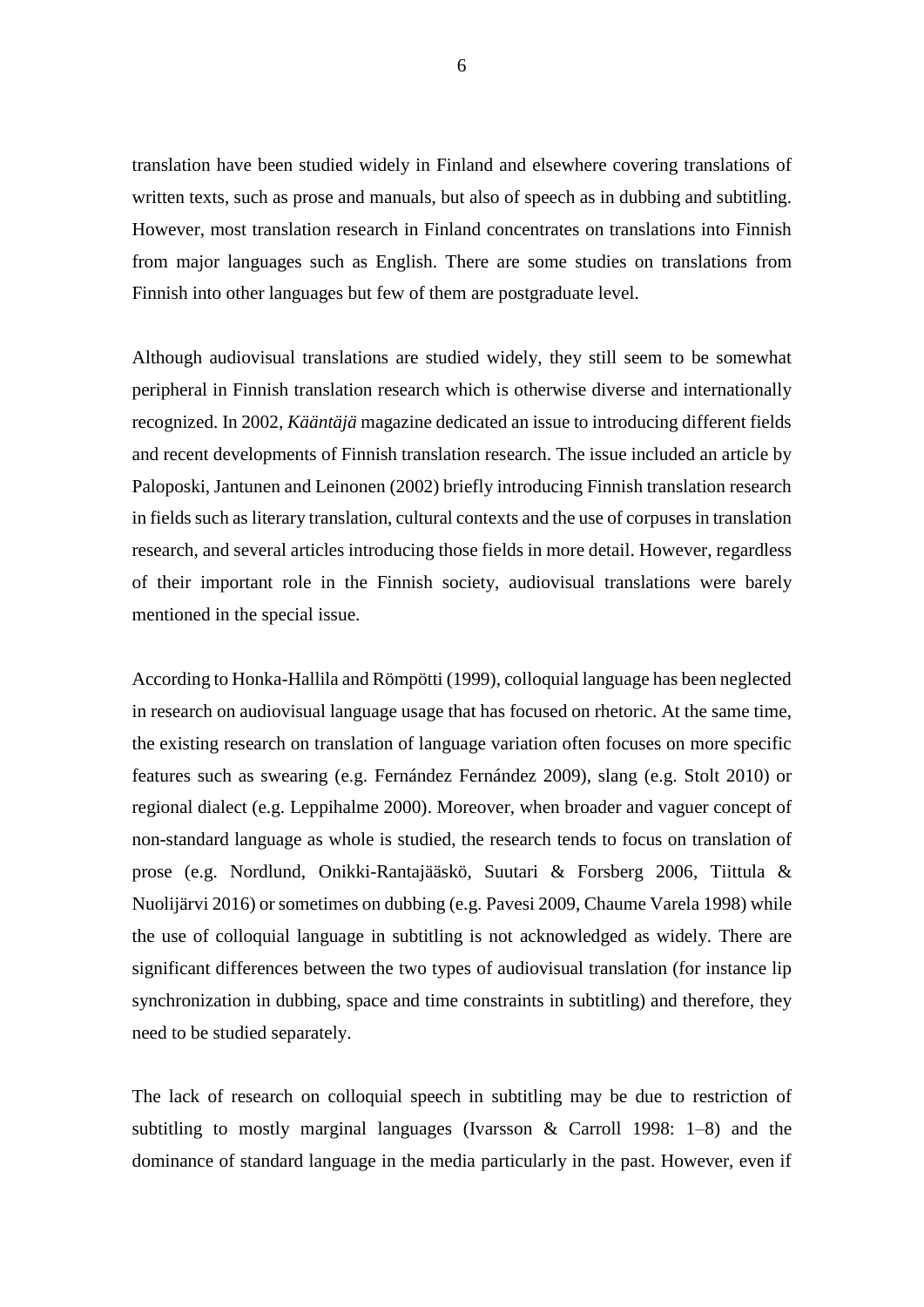translation have been studied widely in Finland and elsewhere covering translations of written texts, such as prose and manuals, but also of speech as in dubbing and subtitling. However, most translation research in Finland concentrates on translations into Finnish from major languages such as English. There are some studies on translations from Finnish into other languages but few of them are postgraduate level.

Although audiovisual translations are studied widely, they still seem to be somewhat peripheral in Finnish translation research which is otherwise diverse and internationally recognized. In 2002, *Kääntäjä* magazine dedicated an issue to introducing different fields and recent developments of Finnish translation research. The issue included an article by Paloposki, Jantunen and Leinonen (2002) briefly introducing Finnish translation research in fields such as literary translation, cultural contexts and the use of corpuses in translation research, and several articles introducing those fields in more detail. However, regardless of their important role in the Finnish society, audiovisual translations were barely mentioned in the special issue.

According to Honka-Hallila and Römpötti (1999), colloquial language has been neglected in research on audiovisual language usage that has focused on rhetoric. At the same time, the existing research on translation of language variation often focuses on more specific features such as swearing (e.g. Fernández Fernández 2009), slang (e.g. Stolt 2010) or regional dialect (e.g. Leppihalme 2000). Moreover, when broader and vaguer concept of non-standard language as whole is studied, the research tends to focus on translation of prose (e.g. Nordlund, Onikki-Rantajääskö, Suutari & Forsberg 2006, Tiittula & Nuolijärvi 2016) or sometimes on dubbing (e.g. Pavesi 2009, Chaume Varela 1998) while the use of colloquial language in subtitling is not acknowledged as widely. There are significant differences between the two types of audiovisual translation (for instance lip synchronization in dubbing, space and time constraints in subtitling) and therefore, they need to be studied separately.

The lack of research on colloquial speech in subtitling may be due to restriction of subtitling to mostly marginal languages (Ivarsson & Carroll 1998: 1–8) and the dominance of standard language in the media particularly in the past. However, even if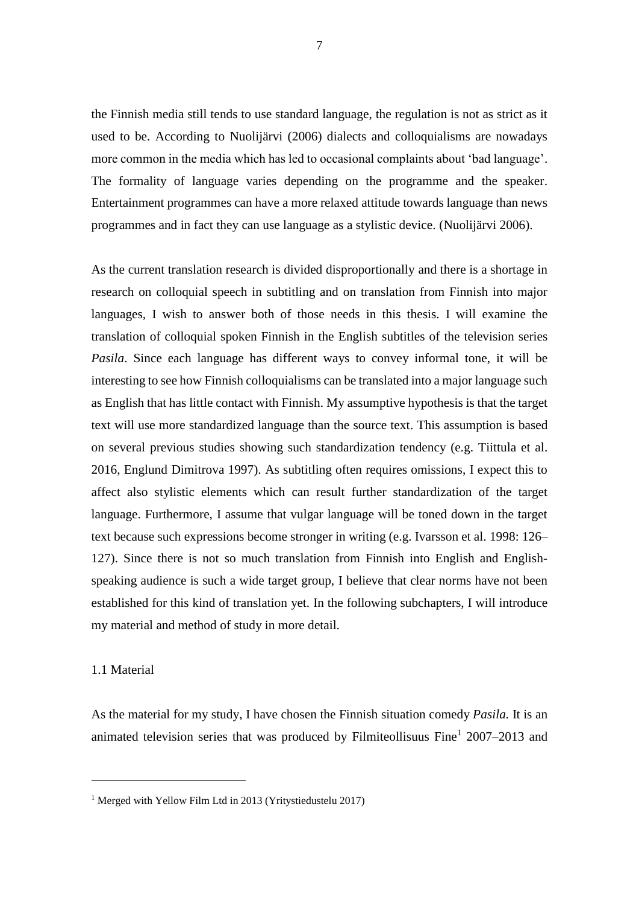the Finnish media still tends to use standard language, the regulation is not as strict as it used to be. According to Nuolijärvi (2006) dialects and colloquialisms are nowadays more common in the media which has led to occasional complaints about 'bad language'. The formality of language varies depending on the programme and the speaker. Entertainment programmes can have a more relaxed attitude towards language than news programmes and in fact they can use language as a stylistic device. (Nuolijärvi 2006).

As the current translation research is divided disproportionally and there is a shortage in research on colloquial speech in subtitling and on translation from Finnish into major languages, I wish to answer both of those needs in this thesis. I will examine the translation of colloquial spoken Finnish in the English subtitles of the television series *Pasila*. Since each language has different ways to convey informal tone, it will be interesting to see how Finnish colloquialisms can be translated into a major language such as English that has little contact with Finnish. My assumptive hypothesis is that the target text will use more standardized language than the source text. This assumption is based on several previous studies showing such standardization tendency (e.g. Tiittula et al. 2016, Englund Dimitrova 1997). As subtitling often requires omissions, I expect this to affect also stylistic elements which can result further standardization of the target language. Furthermore, I assume that vulgar language will be toned down in the target text because such expressions become stronger in writing (e.g. Ivarsson et al. 1998: 126–127). Since there is not so much translation from Finnish into English and English-speaking audience is such a wide target group, I believe that clear norms have not been established for this kind of translation yet. In the following subchapters, I will introduce my material and method of study in more detail.

## 1.1 Material

As the material for my study, I have chosen the Finnish situation comedy *Pasila.* It is an animated television series that was produced by Filmiteollisuus Fine[1] 2007–2013 and

---

[1] Merged with Yellow Film Ltd in 2013 (Yritystiedustelu 2017)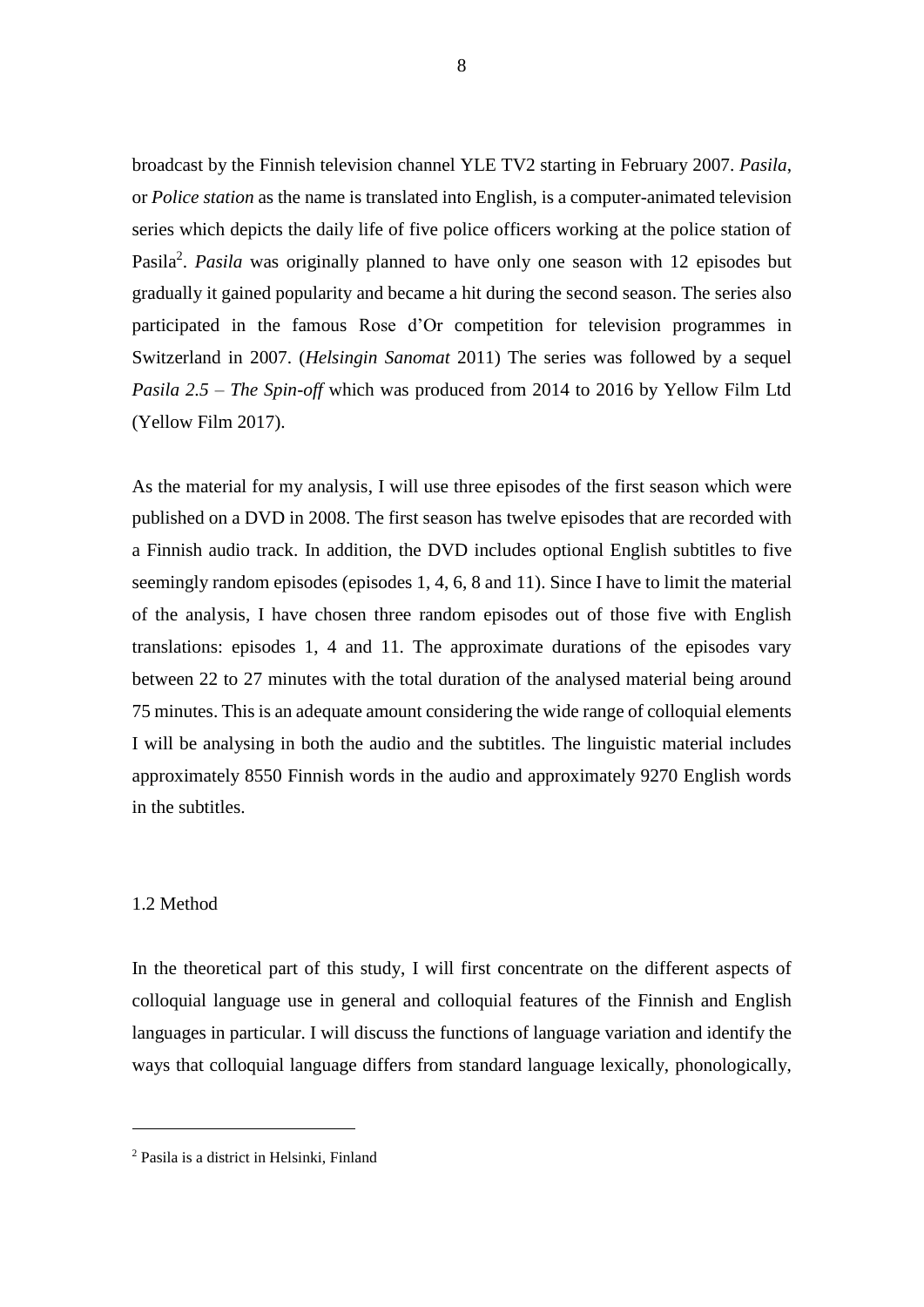broadcast by the Finnish television channel YLE TV2 starting in February 2007. *Pasila*, or *Police station* as the name is translated into English, is a computer-animated television series which depicts the daily life of five police officers working at the police station of Pasila[2]. *Pasila* was originally planned to have only one season with 12 episodes but gradually it gained popularity and became a hit during the second season. The series also participated in the famous Rose d'Or competition for television programmes in Switzerland in 2007. (*Helsingin Sanomat* 2011) The series was followed by a sequel *Pasila 2.5 – The Spin-off* which was produced from 2014 to 2016 by Yellow Film Ltd (Yellow Film 2017).

As the material for my analysis, I will use three episodes of the first season which were published on a DVD in 2008. The first season has twelve episodes that are recorded with a Finnish audio track. In addition, the DVD includes optional English subtitles to five seemingly random episodes (episodes 1, 4, 6, 8 and 11). Since I have to limit the material of the analysis, I have chosen three random episodes out of those five with English translations: episodes 1, 4 and 11. The approximate durations of the episodes vary between 22 to 27 minutes with the total duration of the analysed material being around 75 minutes. This is an adequate amount considering the wide range of colloquial elements I will be analysing in both the audio and the subtitles. The linguistic material includes approximately 8550 Finnish words in the audio and approximately 9270 English words in the subtitles.

## 1.2 Method

In the theoretical part of this study, I will first concentrate on the different aspects of colloquial language use in general and colloquial features of the Finnish and English languages in particular. I will discuss the functions of language variation and identify the ways that colloquial language differs from standard language lexically, phonologically,

---

[2] Pasila is a district in Helsinki, Finland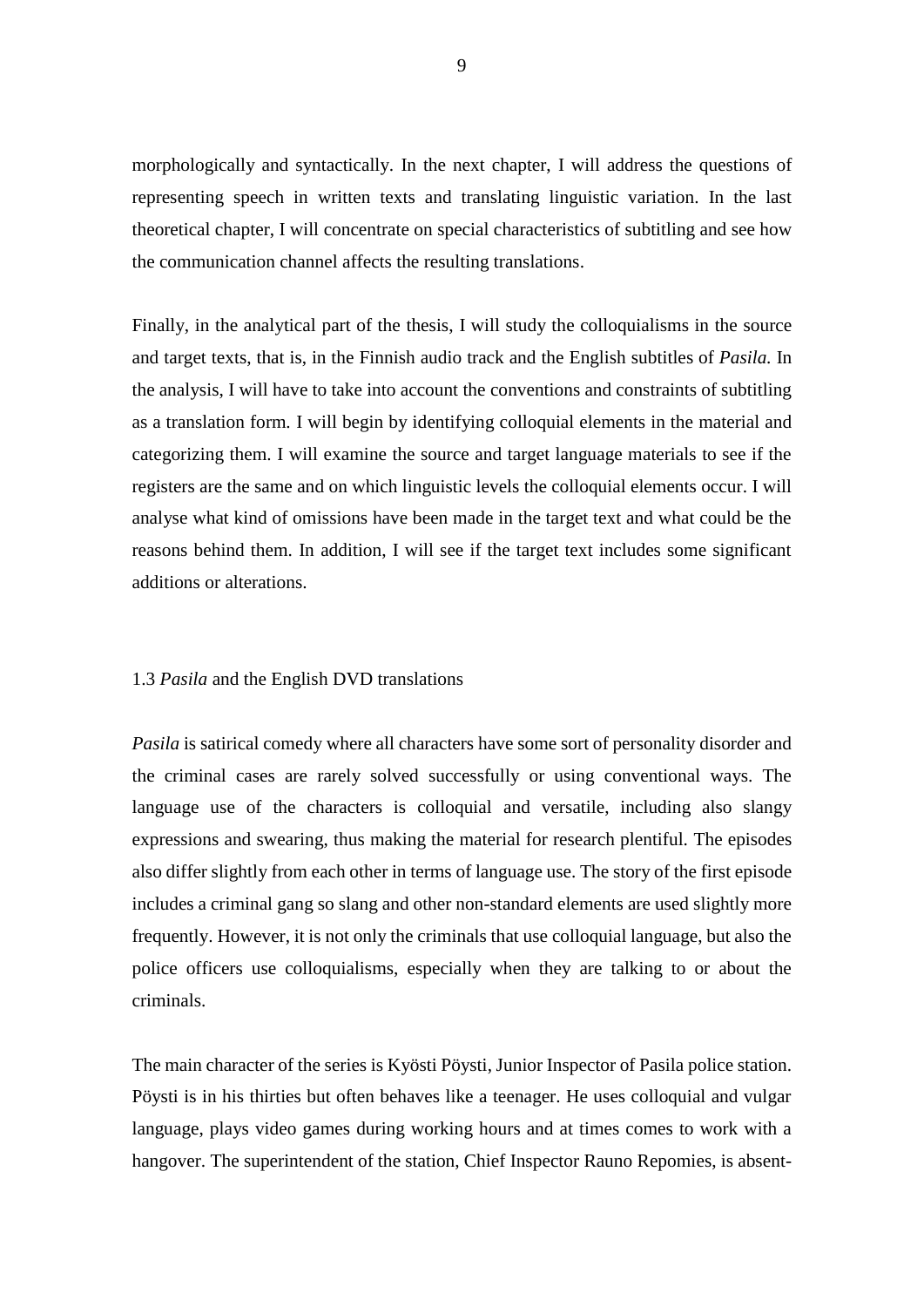morphologically and syntactically. In the next chapter, I will address the questions of representing speech in written texts and translating linguistic variation. In the last theoretical chapter, I will concentrate on special characteristics of subtitling and see how the communication channel affects the resulting translations.

Finally, in the analytical part of the thesis, I will study the colloquialisms in the source and target texts, that is, in the Finnish audio track and the English subtitles of *Pasila.* In the analysis, I will have to take into account the conventions and constraints of subtitling as a translation form. I will begin by identifying colloquial elements in the material and categorizing them. I will examine the source and target language materials to see if the registers are the same and on which linguistic levels the colloquial elements occur. I will analyse what kind of omissions have been made in the target text and what could be the reasons behind them. In addition, I will see if the target text includes some significant additions or alterations.

### 1.3 *Pasila* and the English DVD translations

*Pasila* is satirical comedy where all characters have some sort of personality disorder and the criminal cases are rarely solved successfully or using conventional ways. The language use of the characters is colloquial and versatile, including also slangy expressions and swearing, thus making the material for research plentiful. The episodes also differ slightly from each other in terms of language use. The story of the first episode includes a criminal gang so slang and other non-standard elements are used slightly more frequently. However, it is not only the criminals that use colloquial language, but also the police officers use colloquialisms, especially when they are talking to or about the criminals.

The main character of the series is Kyösti Pöysti, Junior Inspector of Pasila police station. Pöysti is in his thirties but often behaves like a teenager. He uses colloquial and vulgar language, plays video games during working hours and at times comes to work with a hangover. The superintendent of the station, Chief Inspector Rauno Repomies, is absent-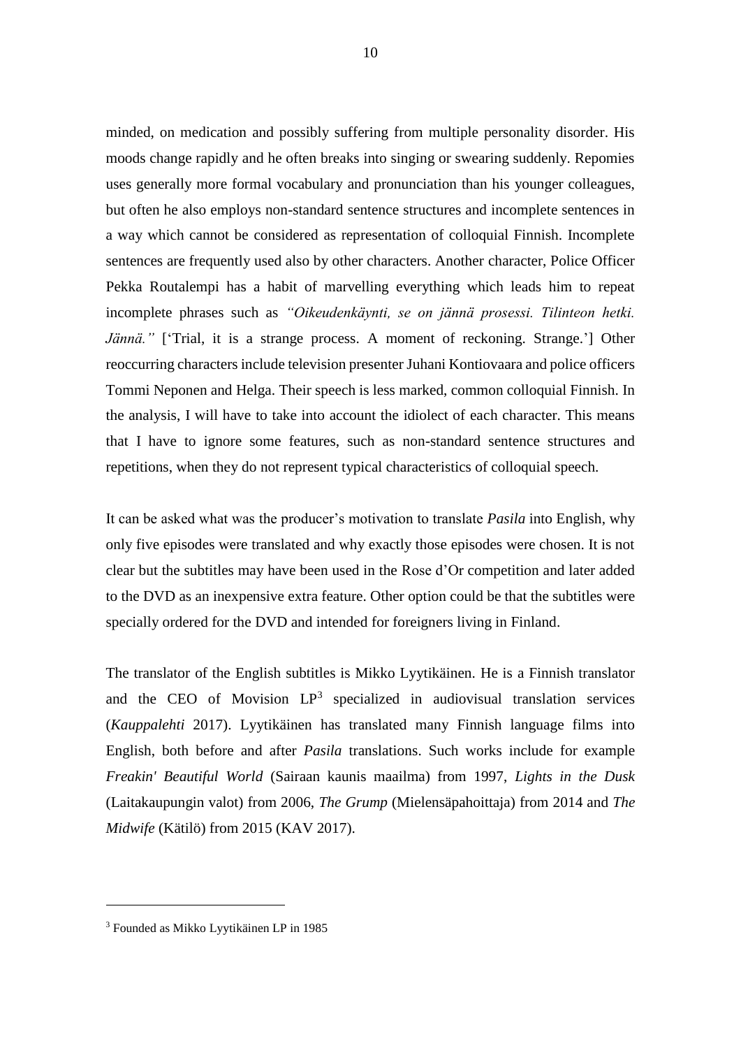minded, on medication and possibly suffering from multiple personality disorder. His moods change rapidly and he often breaks into singing or swearing suddenly. Repomies uses generally more formal vocabulary and pronunciation than his younger colleagues, but often he also employs non-standard sentence structures and incomplete sentences in a way which cannot be considered as representation of colloquial Finnish. Incomplete sentences are frequently used also by other characters. Another character, Police Officer Pekka Routalempi has a habit of marvelling everything which leads him to repeat incomplete phrases such as *"Oikeudenkäynti, se on jännä prosessi. Tilinteon hetki. Jännä."* ['Trial, it is a strange process. A moment of reckoning. Strange.'] Other reoccurring characters include television presenter Juhani Kontiovaara and police officers Tommi Neponen and Helga. Their speech is less marked, common colloquial Finnish. In the analysis, I will have to take into account the idiolect of each character. This means that I have to ignore some features, such as non-standard sentence structures and repetitions, when they do not represent typical characteristics of colloquial speech.

It can be asked what was the producer's motivation to translate *Pasila* into English, why only five episodes were translated and why exactly those episodes were chosen. It is not clear but the subtitles may have been used in the Rose d'Or competition and later added to the DVD as an inexpensive extra feature. Other option could be that the subtitles were specially ordered for the DVD and intended for foreigners living in Finland.

The translator of the English subtitles is Mikko Lyytikäinen. He is a Finnish translator and the CEO of Movision LP[3] specialized in audiovisual translation services (*Kauppalehti* 2017). Lyytikäinen has translated many Finnish language films into English, both before and after *Pasila* translations. Such works include for example *Freakin' Beautiful World* (Sairaan kaunis maailma) from 1997, *Lights in the Dusk* (Laitakaupungin valot) from 2006, *The Grump* (Mielensäpahoittaja) from 2014 and *The Midwife* (Kätilö) from 2015 (KAV 2017).

---

[3] Founded as Mikko Lyytikäinen LP in 1985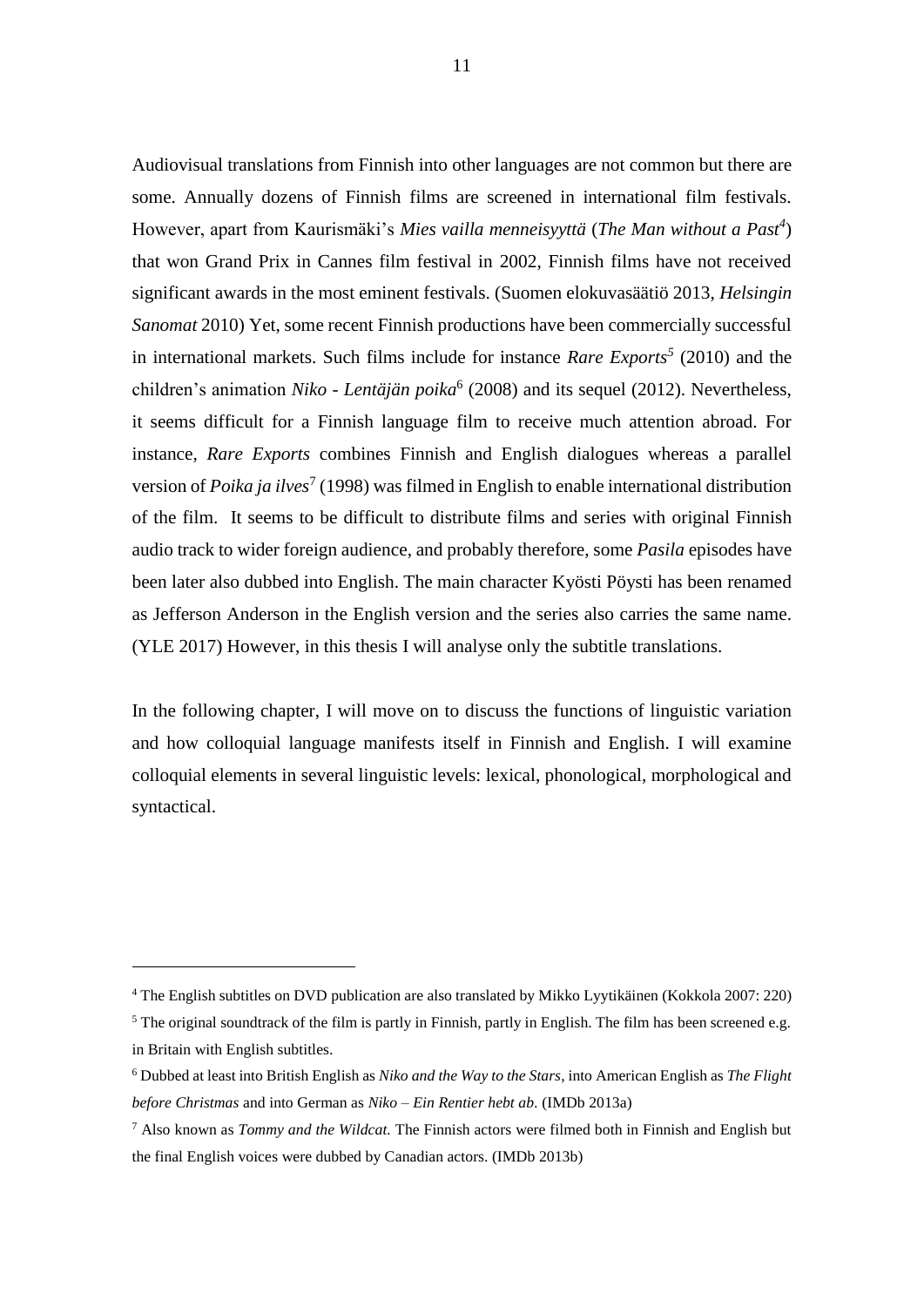Audiovisual translations from Finnish into other languages are not common but there are some. Annually dozens of Finnish films are screened in international film festivals. However, apart from Kaurismäki's *Mies vailla menneisyyttä* (*The Man without a Past*[4]) that won Grand Prix in Cannes film festival in 2002, Finnish films have not received significant awards in the most eminent festivals. (Suomen elokuvasäätiö 2013, *Helsingin Sanomat* 2010) Yet, some recent Finnish productions have been commercially successful in international markets. Such films include for instance *Rare Exports*[5] (2010) and the children's animation *Niko - Lentäjän poika*[6] (2008) and its sequel (2012). Nevertheless, it seems difficult for a Finnish language film to receive much attention abroad. For instance, *Rare Exports* combines Finnish and English dialogues whereas a parallel version of *Poika ja ilves*[7] (1998) was filmed in English to enable international distribution of the film. It seems to be difficult to distribute films and series with original Finnish audio track to wider foreign audience, and probably therefore, some *Pasila* episodes have been later also dubbed into English. The main character Kyösti Pöysti has been renamed as Jefferson Anderson in the English version and the series also carries the same name. (YLE 2017) However, in this thesis I will analyse only the subtitle translations.

In the following chapter, I will move on to discuss the functions of linguistic variation and how colloquial language manifests itself in Finnish and English. I will examine colloquial elements in several linguistic levels: lexical, phonological, morphological and syntactical.

---

[4] The English subtitles on DVD publication are also translated by Mikko Lyytikäinen (Kokkola 2007: 220)

[5] The original soundtrack of the film is partly in Finnish, partly in English. The film has been screened e.g. in Britain with English subtitles.

[6] Dubbed at least into British English as *Niko and the Way to the Stars*, into American English as *The Flight before Christmas* and into German as *Niko – Ein Rentier hebt ab*. (IMDb 2013a)

[7] Also known as *Tommy and the Wildcat.* The Finnish actors were filmed both in Finnish and English but the final English voices were dubbed by Canadian actors. (IMDb 2013b)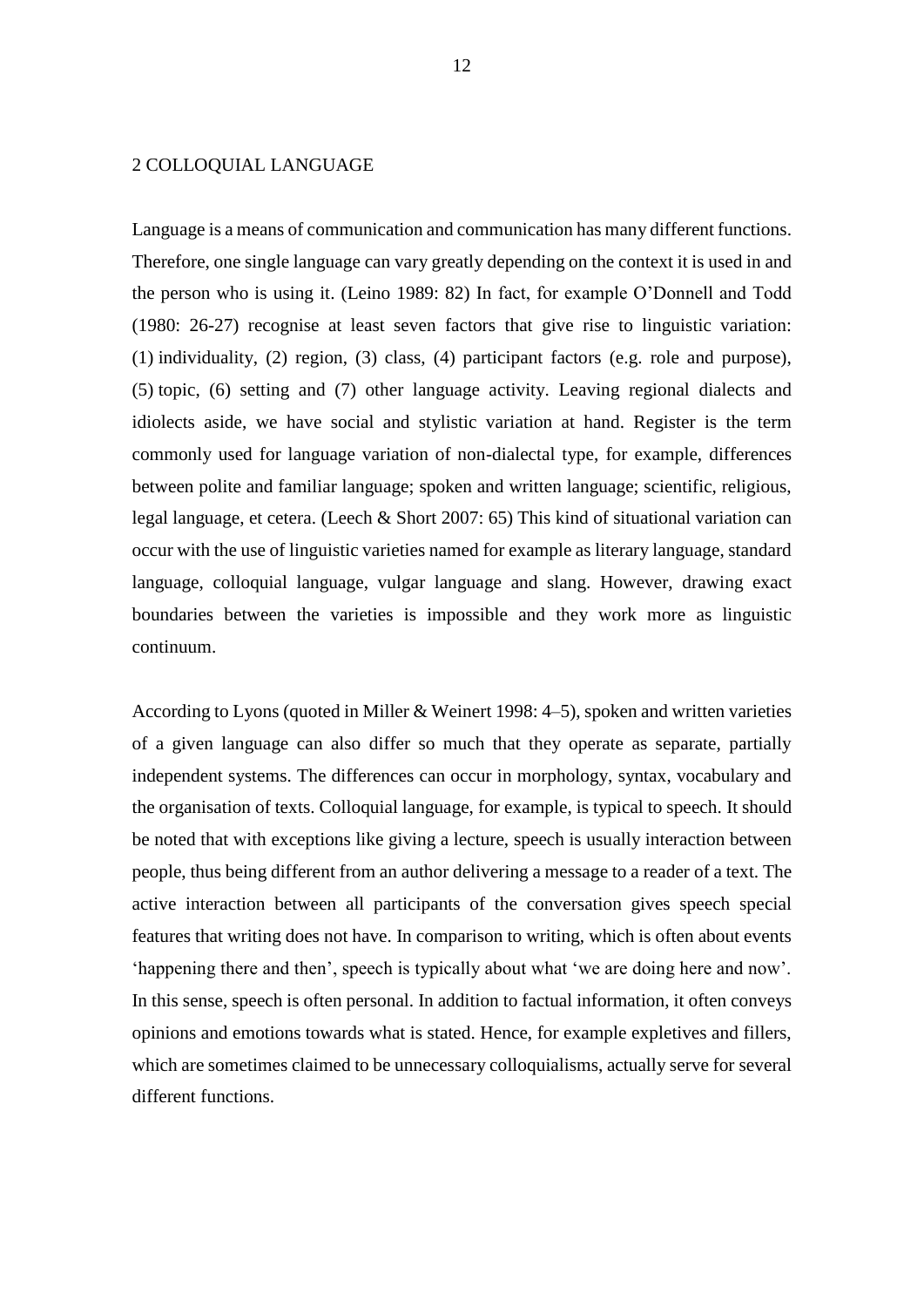# 2 COLLOQUIAL LANGUAGE

Language is a means of communication and communication has many different functions. Therefore, one single language can vary greatly depending on the context it is used in and the person who is using it. (Leino 1989: 82) In fact, for example O'Donnell and Todd (1980: 26-27) recognise at least seven factors that give rise to linguistic variation: (1) individuality, (2) region, (3) class, (4) participant factors (e.g. role and purpose), (5) topic, (6) setting and (7) other language activity. Leaving regional dialects and idiolects aside, we have social and stylistic variation at hand. Register is the term commonly used for language variation of non-dialectal type, for example, differences between polite and familiar language; spoken and written language; scientific, religious, legal language, et cetera. (Leech & Short 2007: 65) This kind of situational variation can occur with the use of linguistic varieties named for example as literary language, standard language, colloquial language, vulgar language and slang. However, drawing exact boundaries between the varieties is impossible and they work more as linguistic continuum.

According to Lyons (quoted in Miller & Weinert 1998: 4–5), spoken and written varieties of a given language can also differ so much that they operate as separate, partially independent systems. The differences can occur in morphology, syntax, vocabulary and the organisation of texts. Colloquial language, for example, is typical to speech. It should be noted that with exceptions like giving a lecture, speech is usually interaction between people, thus being different from an author delivering a message to a reader of a text. The active interaction between all participants of the conversation gives speech special features that writing does not have. In comparison to writing, which is often about events 'happening there and then', speech is typically about what 'we are doing here and now'. In this sense, speech is often personal. In addition to factual information, it often conveys opinions and emotions towards what is stated. Hence, for example expletives and fillers, which are sometimes claimed to be unnecessary colloquialisms, actually serve for several different functions.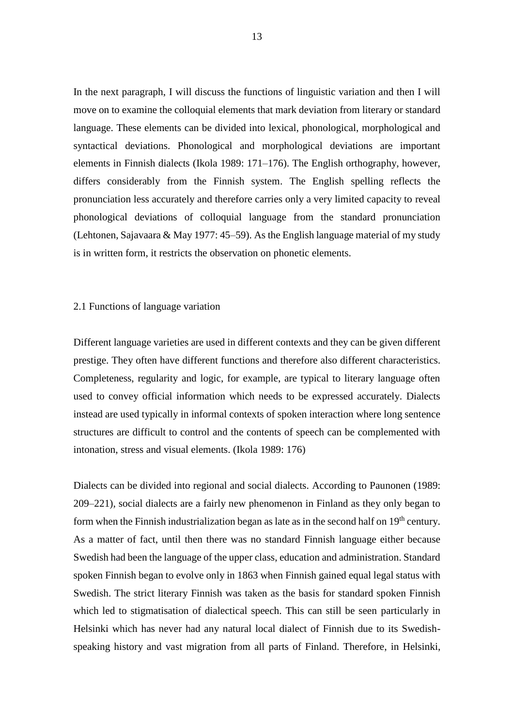In the next paragraph, I will discuss the functions of linguistic variation and then I will move on to examine the colloquial elements that mark deviation from literary or standard language. These elements can be divided into lexical, phonological, morphological and syntactical deviations. Phonological and morphological deviations are important elements in Finnish dialects (Ikola 1989: 171–176). The English orthography, however, differs considerably from the Finnish system. The English spelling reflects the pronunciation less accurately and therefore carries only a very limited capacity to reveal phonological deviations of colloquial language from the standard pronunciation (Lehtonen, Sajavaara & May 1977: 45–59). As the English language material of my study is in written form, it restricts the observation on phonetic elements.

## 2.1 Functions of language variation

Different language varieties are used in different contexts and they can be given different prestige. They often have different functions and therefore also different characteristics. Completeness, regularity and logic, for example, are typical to literary language often used to convey official information which needs to be expressed accurately. Dialects instead are used typically in informal contexts of spoken interaction where long sentence structures are difficult to control and the contents of speech can be complemented with intonation, stress and visual elements. (Ikola 1989: 176)

Dialects can be divided into regional and social dialects. According to Paunonen (1989: 209–221), social dialects are a fairly new phenomenon in Finland as they only began to form when the Finnish industrialization began as late as in the second half on 19th century. As a matter of fact, until then there was no standard Finnish language either because Swedish had been the language of the upper class, education and administration. Standard spoken Finnish began to evolve only in 1863 when Finnish gained equal legal status with Swedish. The strict literary Finnish was taken as the basis for standard spoken Finnish which led to stigmatisation of dialectical speech. This can still be seen particularly in Helsinki which has never had any natural local dialect of Finnish due to its Swedish-speaking history and vast migration from all parts of Finland. Therefore, in Helsinki,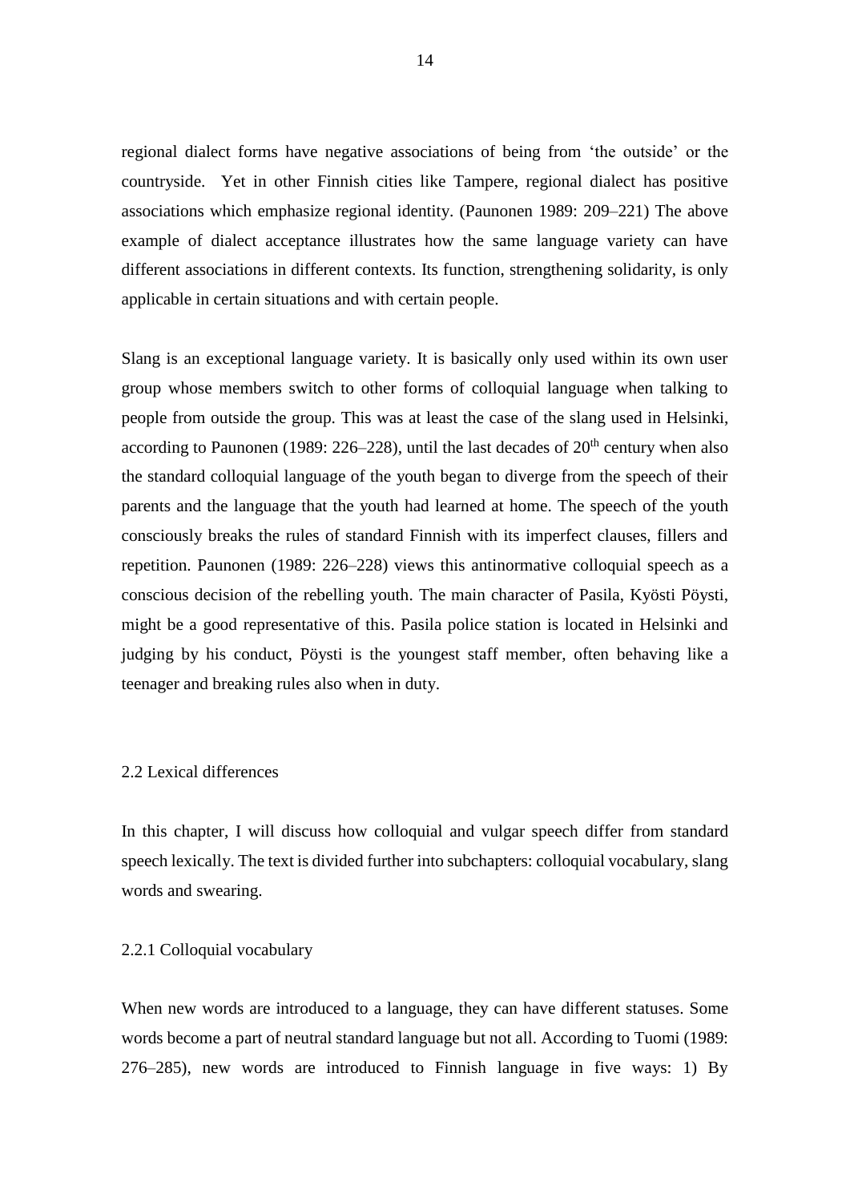regional dialect forms have negative associations of being from 'the outside' or the countryside. Yet in other Finnish cities like Tampere, regional dialect has positive associations which emphasize regional identity. (Paunonen 1989: 209–221) The above example of dialect acceptance illustrates how the same language variety can have different associations in different contexts. Its function, strengthening solidarity, is only applicable in certain situations and with certain people.

Slang is an exceptional language variety. It is basically only used within its own user group whose members switch to other forms of colloquial language when talking to people from outside the group. This was at least the case of the slang used in Helsinki, according to Paunonen (1989: 226–228), until the last decades of 20th century when also the standard colloquial language of the youth began to diverge from the speech of their parents and the language that the youth had learned at home. The speech of the youth consciously breaks the rules of standard Finnish with its imperfect clauses, fillers and repetition. Paunonen (1989: 226–228) views this antinormative colloquial speech as a conscious decision of the rebelling youth. The main character of Pasila, Kyösti Pöysti, might be a good representative of this. Pasila police station is located in Helsinki and judging by his conduct, Pöysti is the youngest staff member, often behaving like a teenager and breaking rules also when in duty.

## 2.2 Lexical differences

In this chapter, I will discuss how colloquial and vulgar speech differ from standard speech lexically. The text is divided further into subchapters: colloquial vocabulary, slang words and swearing.

### 2.2.1 Colloquial vocabulary

When new words are introduced to a language, they can have different statuses. Some words become a part of neutral standard language but not all. According to Tuomi (1989: 276–285), new words are introduced to Finnish language in five ways: 1) By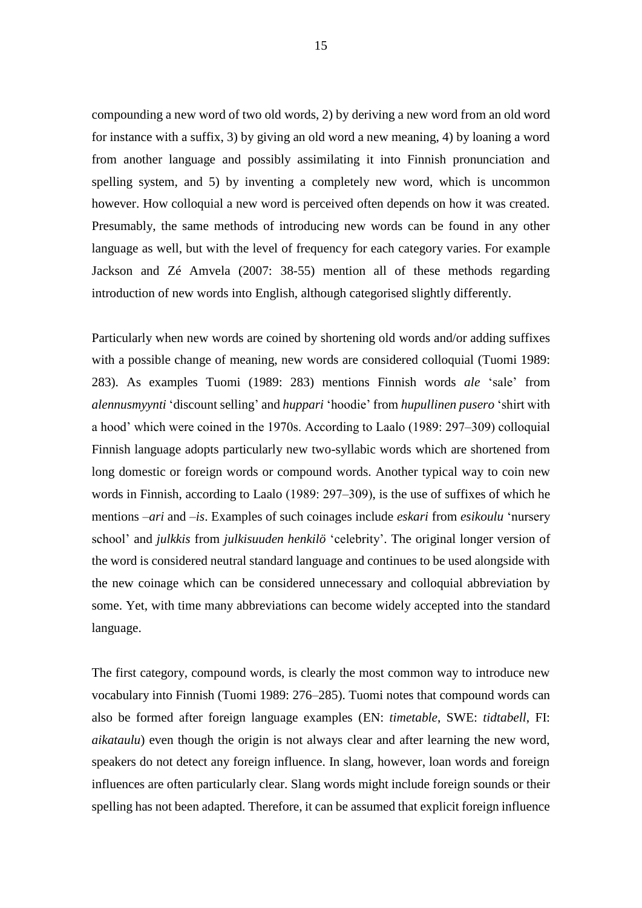compounding a new word of two old words, 2) by deriving a new word from an old word for instance with a suffix, 3) by giving an old word a new meaning, 4) by loaning a word from another language and possibly assimilating it into Finnish pronunciation and spelling system, and 5) by inventing a completely new word, which is uncommon however. How colloquial a new word is perceived often depends on how it was created. Presumably, the same methods of introducing new words can be found in any other language as well, but with the level of frequency for each category varies. For example Jackson and Zé Amvela (2007: 38-55) mention all of these methods regarding introduction of new words into English, although categorised slightly differently.

Particularly when new words are coined by shortening old words and/or adding suffixes with a possible change of meaning, new words are considered colloquial (Tuomi 1989: 283). As examples Tuomi (1989: 283) mentions Finnish words *ale* 'sale' from *alennusmyynti* 'discount selling' and *huppari* 'hoodie' from *hupullinen pusero* 'shirt with a hood' which were coined in the 1970s. According to Laalo (1989: 297–309) colloquial Finnish language adopts particularly new two-syllabic words which are shortened from long domestic or foreign words or compound words. Another typical way to coin new words in Finnish, according to Laalo (1989: 297–309), is the use of suffixes of which he mentions *–ari* and *–is*. Examples of such coinages include *eskari* from *esikoulu* 'nursery school' and *julkkis* from *julkisuuden henkilö* 'celebrity'. The original longer version of the word is considered neutral standard language and continues to be used alongside with the new coinage which can be considered unnecessary and colloquial abbreviation by some. Yet, with time many abbreviations can become widely accepted into the standard language.

The first category, compound words, is clearly the most common way to introduce new vocabulary into Finnish (Tuomi 1989: 276–285). Tuomi notes that compound words can also be formed after foreign language examples (EN: *timetable*, SWE: *tidtabell*, FI: *aikataulu*) even though the origin is not always clear and after learning the new word, speakers do not detect any foreign influence. In slang, however, loan words and foreign influences are often particularly clear. Slang words might include foreign sounds or their spelling has not been adapted. Therefore, it can be assumed that explicit foreign influence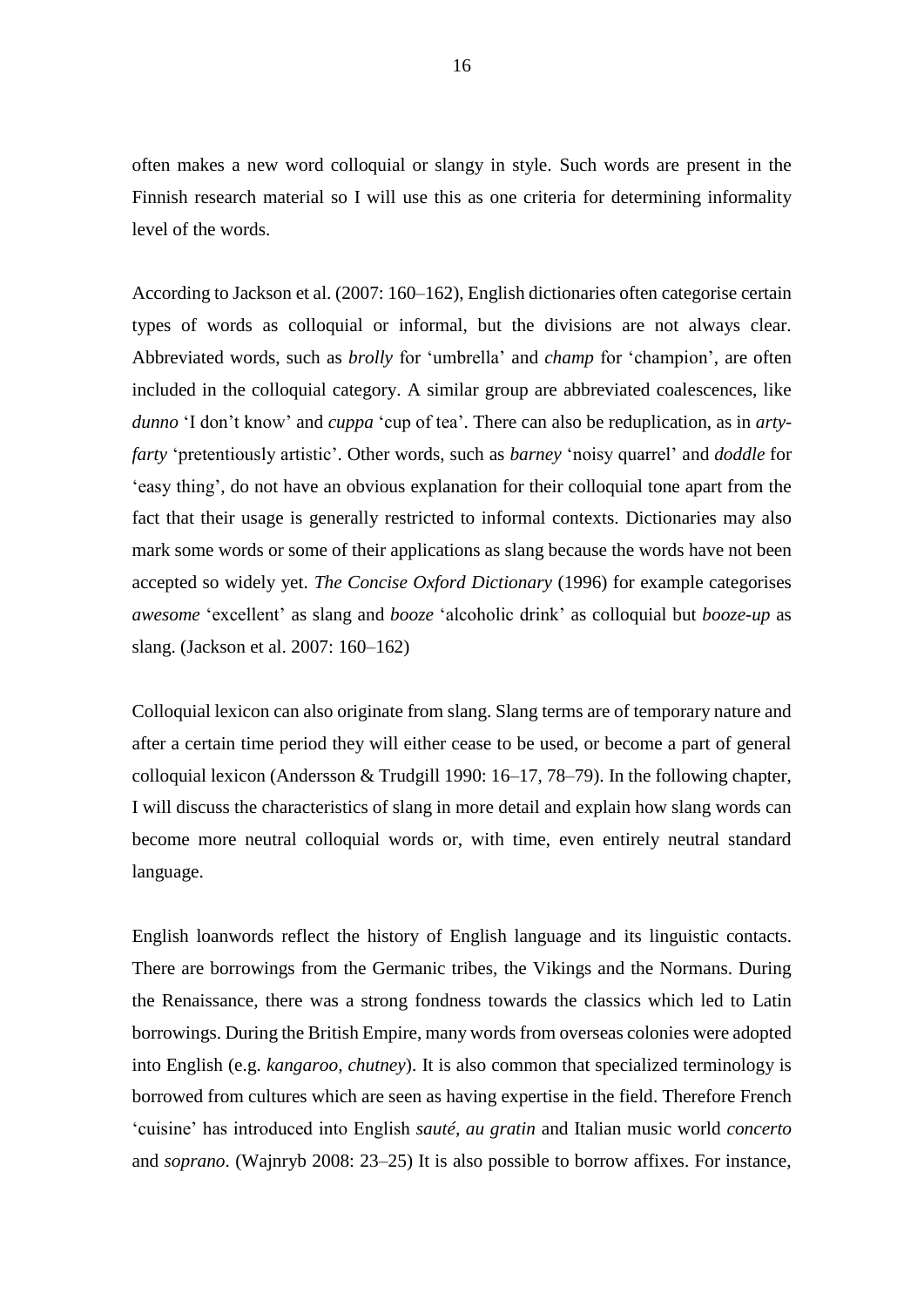often makes a new word colloquial or slangy in style. Such words are present in the Finnish research material so I will use this as one criteria for determining informality level of the words.

According to Jackson et al. (2007: 160–162), English dictionaries often categorise certain types of words as colloquial or informal, but the divisions are not always clear. Abbreviated words, such as *brolly* for 'umbrella' and *champ* for 'champion', are often included in the colloquial category. A similar group are abbreviated coalescences, like *dunno* 'I don't know' and *cuppa* 'cup of tea'. There can also be reduplication, as in *arty-farty* 'pretentiously artistic'. Other words, such as *barney* 'noisy quarrel' and *doddle* for 'easy thing', do not have an obvious explanation for their colloquial tone apart from the fact that their usage is generally restricted to informal contexts. Dictionaries may also mark some words or some of their applications as slang because the words have not been accepted so widely yet. *The Concise Oxford Dictionary* (1996) for example categorises *awesome* 'excellent' as slang and *booze* 'alcoholic drink' as colloquial but *booze-up* as slang. (Jackson et al. 2007: 160–162)

Colloquial lexicon can also originate from slang. Slang terms are of temporary nature and after a certain time period they will either cease to be used, or become a part of general colloquial lexicon (Andersson & Trudgill 1990: 16–17, 78–79). In the following chapter, I will discuss the characteristics of slang in more detail and explain how slang words can become more neutral colloquial words or, with time, even entirely neutral standard language.

English loanwords reflect the history of English language and its linguistic contacts. There are borrowings from the Germanic tribes, the Vikings and the Normans. During the Renaissance, there was a strong fondness towards the classics which led to Latin borrowings. During the British Empire, many words from overseas colonies were adopted into English (e.g. *kangaroo*, *chutney*). It is also common that specialized terminology is borrowed from cultures which are seen as having expertise in the field. Therefore French 'cuisine' has introduced into English *sauté*, *au gratin* and Italian music world *concerto* and *soprano*. (Wajnryb 2008: 23–25) It is also possible to borrow affixes. For instance,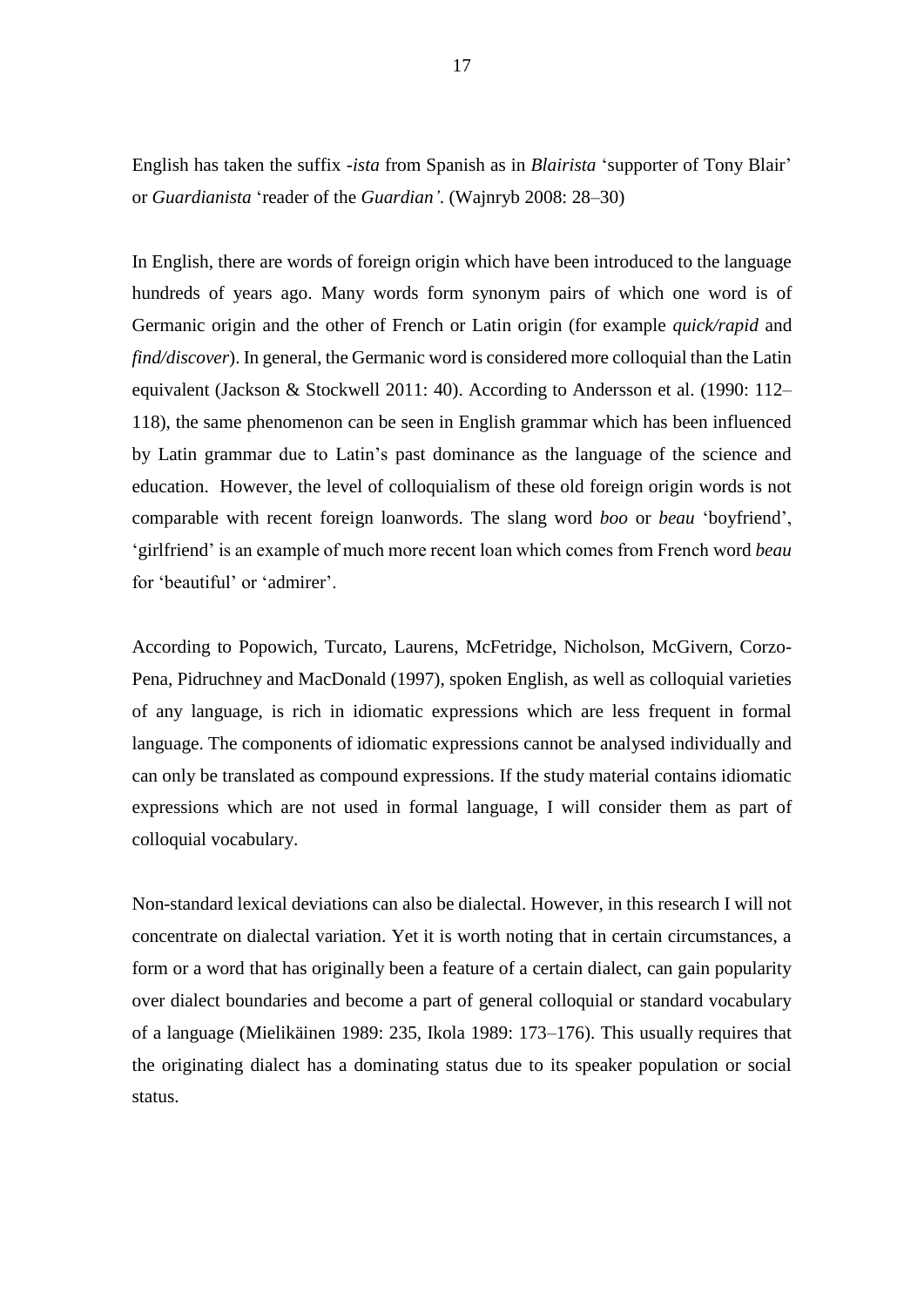English has taken the suffix *-ista* from Spanish as in *Blairista* 'supporter of Tony Blair' or *Guardianista* 'reader of the *Guardian'*. (Wajnryb 2008: 28–30)

In English, there are words of foreign origin which have been introduced to the language hundreds of years ago. Many words form synonym pairs of which one word is of Germanic origin and the other of French or Latin origin (for example *quick/rapid* and *find/discover*). In general, the Germanic word is considered more colloquial than the Latin equivalent (Jackson & Stockwell 2011: 40). According to Andersson et al. (1990: 112–118), the same phenomenon can be seen in English grammar which has been influenced by Latin grammar due to Latin's past dominance as the language of the science and education. However, the level of colloquialism of these old foreign origin words is not comparable with recent foreign loanwords. The slang word *boo* or *beau* 'boyfriend', 'girlfriend' is an example of much more recent loan which comes from French word *beau* for 'beautiful' or 'admirer'.

According to Popowich, Turcato, Laurens, McFetridge, Nicholson, McGivern, Corzo-Pena, Pidruchney and MacDonald (1997), spoken English, as well as colloquial varieties of any language, is rich in idiomatic expressions which are less frequent in formal language. The components of idiomatic expressions cannot be analysed individually and can only be translated as compound expressions. If the study material contains idiomatic expressions which are not used in formal language, I will consider them as part of colloquial vocabulary.

Non-standard lexical deviations can also be dialectal. However, in this research I will not concentrate on dialectal variation. Yet it is worth noting that in certain circumstances, a form or a word that has originally been a feature of a certain dialect, can gain popularity over dialect boundaries and become a part of general colloquial or standard vocabulary of a language (Mielikäinen 1989: 235, Ikola 1989: 173–176). This usually requires that the originating dialect has a dominating status due to its speaker population or social status.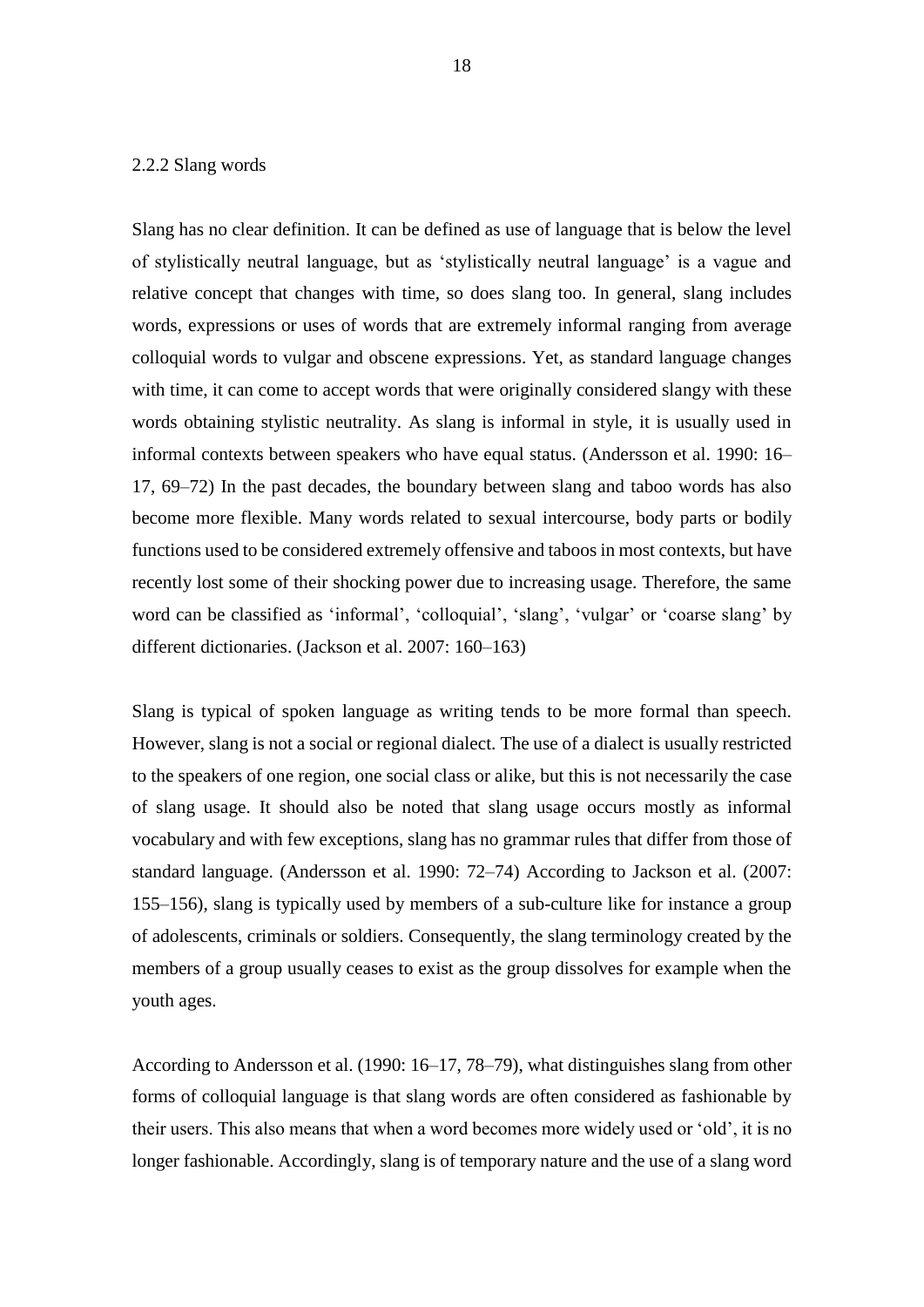### 2.2.2 Slang words

Slang has no clear definition. It can be defined as use of language that is below the level of stylistically neutral language, but as 'stylistically neutral language' is a vague and relative concept that changes with time, so does slang too. In general, slang includes words, expressions or uses of words that are extremely informal ranging from average colloquial words to vulgar and obscene expressions. Yet, as standard language changes with time, it can come to accept words that were originally considered slangy with these words obtaining stylistic neutrality. As slang is informal in style, it is usually used in informal contexts between speakers who have equal status. (Andersson et al. 1990: 16–17, 69–72) In the past decades, the boundary between slang and taboo words has also become more flexible. Many words related to sexual intercourse, body parts or bodily functions used to be considered extremely offensive and taboos in most contexts, but have recently lost some of their shocking power due to increasing usage. Therefore, the same word can be classified as 'informal', 'colloquial', 'slang', 'vulgar' or 'coarse slang' by different dictionaries. (Jackson et al. 2007: 160–163)

Slang is typical of spoken language as writing tends to be more formal than speech. However, slang is not a social or regional dialect. The use of a dialect is usually restricted to the speakers of one region, one social class or alike, but this is not necessarily the case of slang usage. It should also be noted that slang usage occurs mostly as informal vocabulary and with few exceptions, slang has no grammar rules that differ from those of standard language. (Andersson et al. 1990: 72–74) According to Jackson et al. (2007: 155–156), slang is typically used by members of a sub-culture like for instance a group of adolescents, criminals or soldiers. Consequently, the slang terminology created by the members of a group usually ceases to exist as the group dissolves for example when the youth ages.

According to Andersson et al. (1990: 16–17, 78–79), what distinguishes slang from other forms of colloquial language is that slang words are often considered as fashionable by their users. This also means that when a word becomes more widely used or 'old', it is no longer fashionable. Accordingly, slang is of temporary nature and the use of a slang word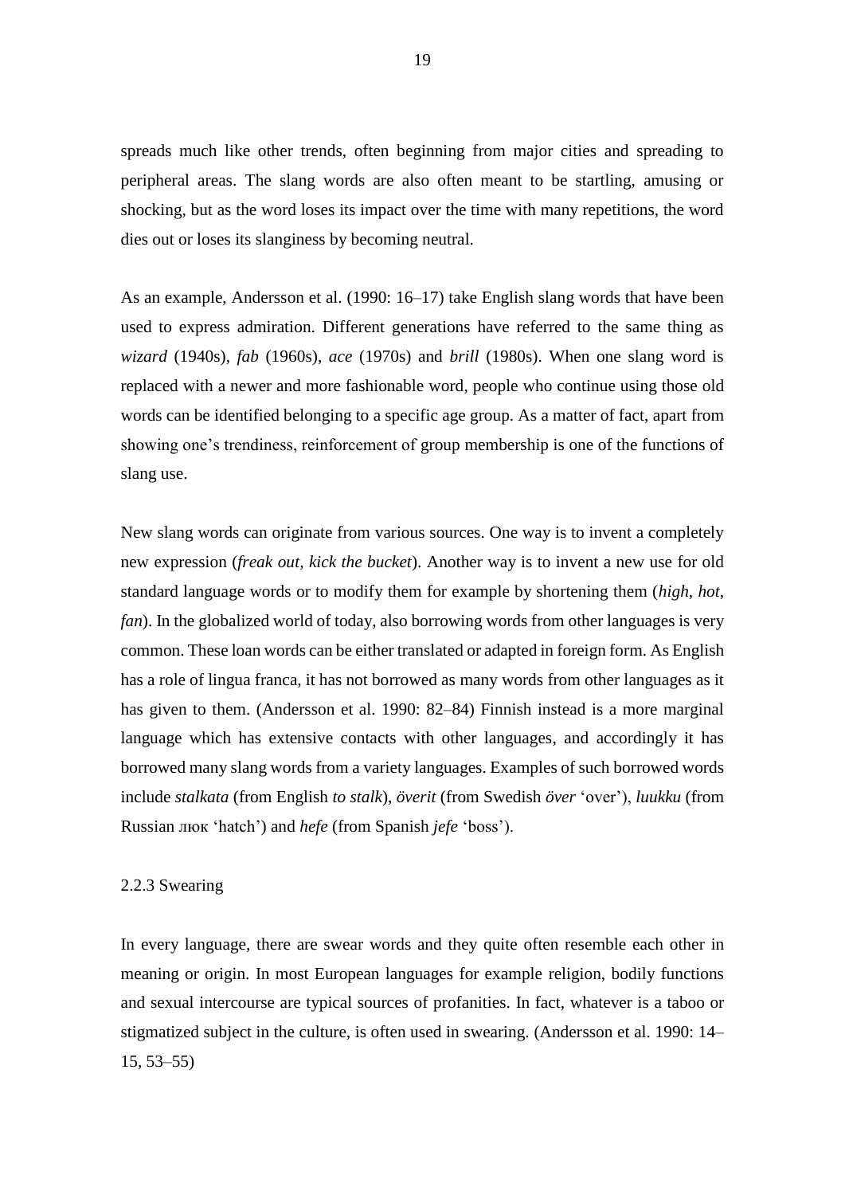spreads much like other trends, often beginning from major cities and spreading to peripheral areas. The slang words are also often meant to be startling, amusing or shocking, but as the word loses its impact over the time with many repetitions, the word dies out or loses its slanginess by becoming neutral.

As an example, Andersson et al. (1990: 16–17) take English slang words that have been used to express admiration. Different generations have referred to the same thing as *wizard* (1940s), *fab* (1960s), *ace* (1970s) and *brill* (1980s). When one slang word is replaced with a newer and more fashionable word, people who continue using those old words can be identified belonging to a specific age group. As a matter of fact, apart from showing one's trendiness, reinforcement of group membership is one of the functions of slang use.

New slang words can originate from various sources. One way is to invent a completely new expression (*freak out*, *kick the bucket*). Another way is to invent a new use for old standard language words or to modify them for example by shortening them (*high*, *hot*, *fan*). In the globalized world of today, also borrowing words from other languages is very common. These loan words can be either translated or adapted in foreign form. As English has a role of lingua franca, it has not borrowed as many words from other languages as it has given to them. (Andersson et al. 1990: 82–84) Finnish instead is a more marginal language which has extensive contacts with other languages, and accordingly it has borrowed many slang words from a variety languages. Examples of such borrowed words include *stalkata* (from English *to stalk*), *överit* (from Swedish *över* 'over'), *luukku* (from Russian люк 'hatch') and *hefe* (from Spanish *jefe* 'boss').

### 2.2.3 Swearing

In every language, there are swear words and they quite often resemble each other in meaning or origin. In most European languages for example religion, bodily functions and sexual intercourse are typical sources of profanities. In fact, whatever is a taboo or stigmatized subject in the culture, is often used in swearing. (Andersson et al. 1990: 14–15, 53–55)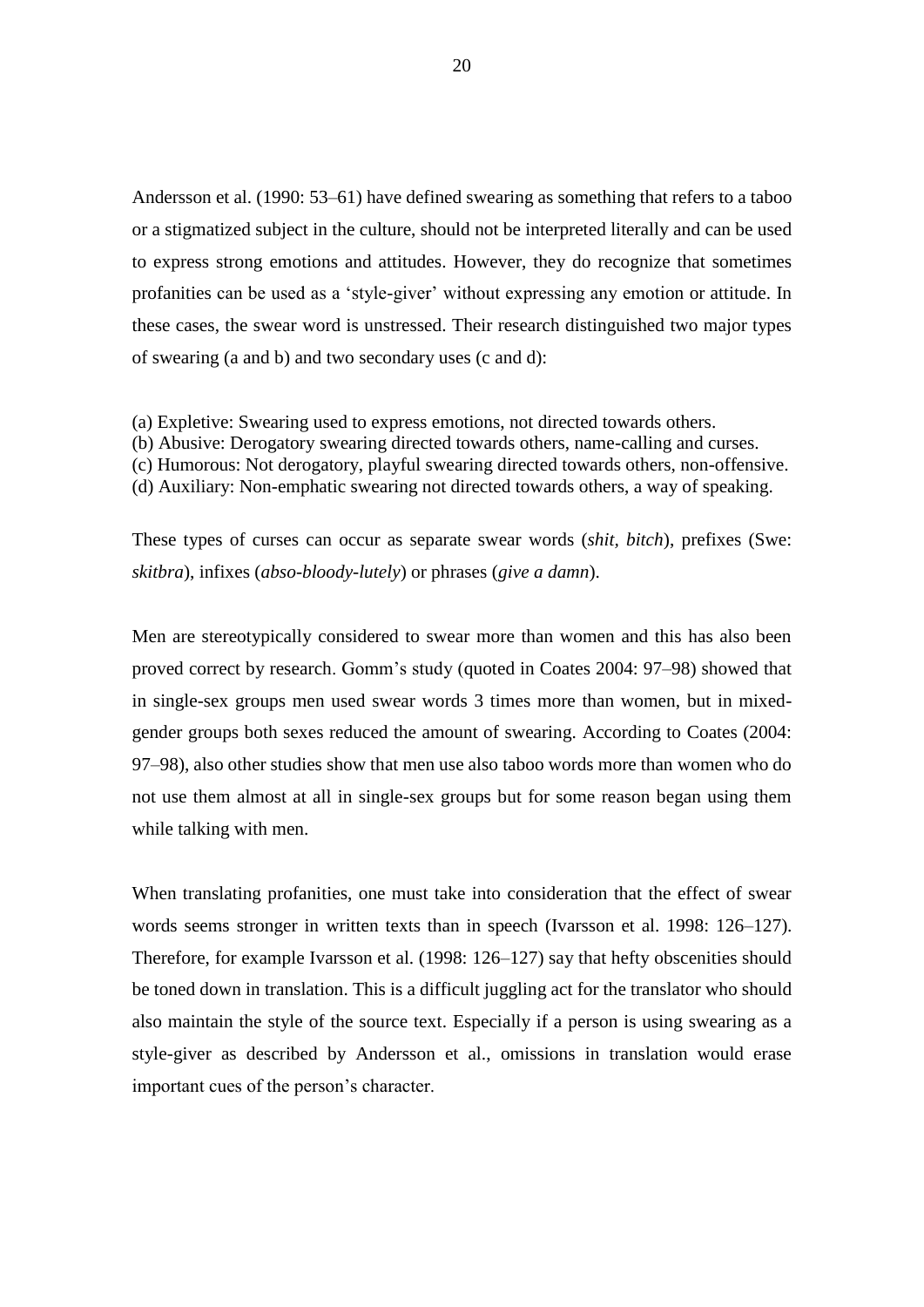Andersson et al. (1990: 53–61) have defined swearing as something that refers to a taboo or a stigmatized subject in the culture, should not be interpreted literally and can be used to express strong emotions and attitudes. However, they do recognize that sometimes profanities can be used as a 'style-giver' without expressing any emotion or attitude. In these cases, the swear word is unstressed. Their research distinguished two major types of swearing (a and b) and two secondary uses (c and d):

(a) Expletive: Swearing used to express emotions, not directed towards others.
(b) Abusive: Derogatory swearing directed towards others, name-calling and curses.
(c) Humorous: Not derogatory, playful swearing directed towards others, non-offensive.
(d) Auxiliary: Non-emphatic swearing not directed towards others, a way of speaking.

These types of curses can occur as separate swear words (*shit, bitch*), prefixes (Swe: *skitbra*), infixes (*abso-bloody-lutely*) or phrases (*give a damn*).

Men are stereotypically considered to swear more than women and this has also been proved correct by research. Gomm's study (quoted in Coates 2004: 97–98) showed that in single-sex groups men used swear words 3 times more than women, but in mixed-gender groups both sexes reduced the amount of swearing. According to Coates (2004: 97–98), also other studies show that men use also taboo words more than women who do not use them almost at all in single-sex groups but for some reason began using them while talking with men.

When translating profanities, one must take into consideration that the effect of swear words seems stronger in written texts than in speech (Ivarsson et al. 1998: 126–127). Therefore, for example Ivarsson et al. (1998: 126–127) say that hefty obscenities should be toned down in translation. This is a difficult juggling act for the translator who should also maintain the style of the source text. Especially if a person is using swearing as a style-giver as described by Andersson et al., omissions in translation would erase important cues of the person's character.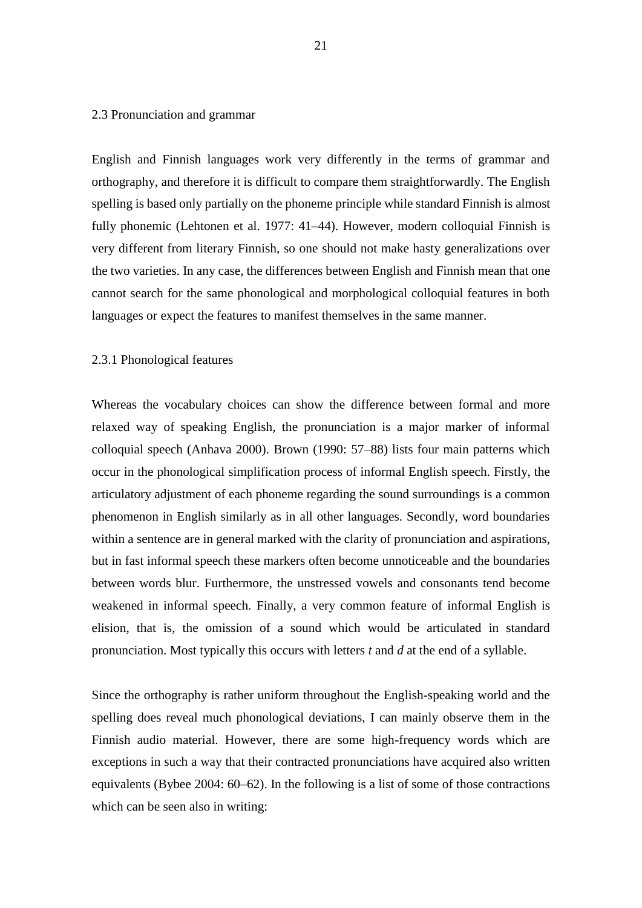## 2.3 Pronunciation and grammar

English and Finnish languages work very differently in the terms of grammar and orthography, and therefore it is difficult to compare them straightforwardly. The English spelling is based only partially on the phoneme principle while standard Finnish is almost fully phonemic (Lehtonen et al. 1977: 41–44). However, modern colloquial Finnish is very different from literary Finnish, so one should not make hasty generalizations over the two varieties. In any case, the differences between English and Finnish mean that one cannot search for the same phonological and morphological colloquial features in both languages or expect the features to manifest themselves in the same manner.

### 2.3.1 Phonological features

Whereas the vocabulary choices can show the difference between formal and more relaxed way of speaking English, the pronunciation is a major marker of informal colloquial speech (Anhava 2000). Brown (1990: 57–88) lists four main patterns which occur in the phonological simplification process of informal English speech. Firstly, the articulatory adjustment of each phoneme regarding the sound surroundings is a common phenomenon in English similarly as in all other languages. Secondly, word boundaries within a sentence are in general marked with the clarity of pronunciation and aspirations, but in fast informal speech these markers often become unnoticeable and the boundaries between words blur. Furthermore, the unstressed vowels and consonants tend become weakened in informal speech. Finally, a very common feature of informal English is elision, that is, the omission of a sound which would be articulated in standard pronunciation. Most typically this occurs with letters *t* and *d* at the end of a syllable.

Since the orthography is rather uniform throughout the English-speaking world and the spelling does reveal much phonological deviations, I can mainly observe them in the Finnish audio material. However, there are some high-frequency words which are exceptions in such a way that their contracted pronunciations have acquired also written equivalents (Bybee 2004: 60–62). In the following is a list of some of those contractions which can be seen also in writing: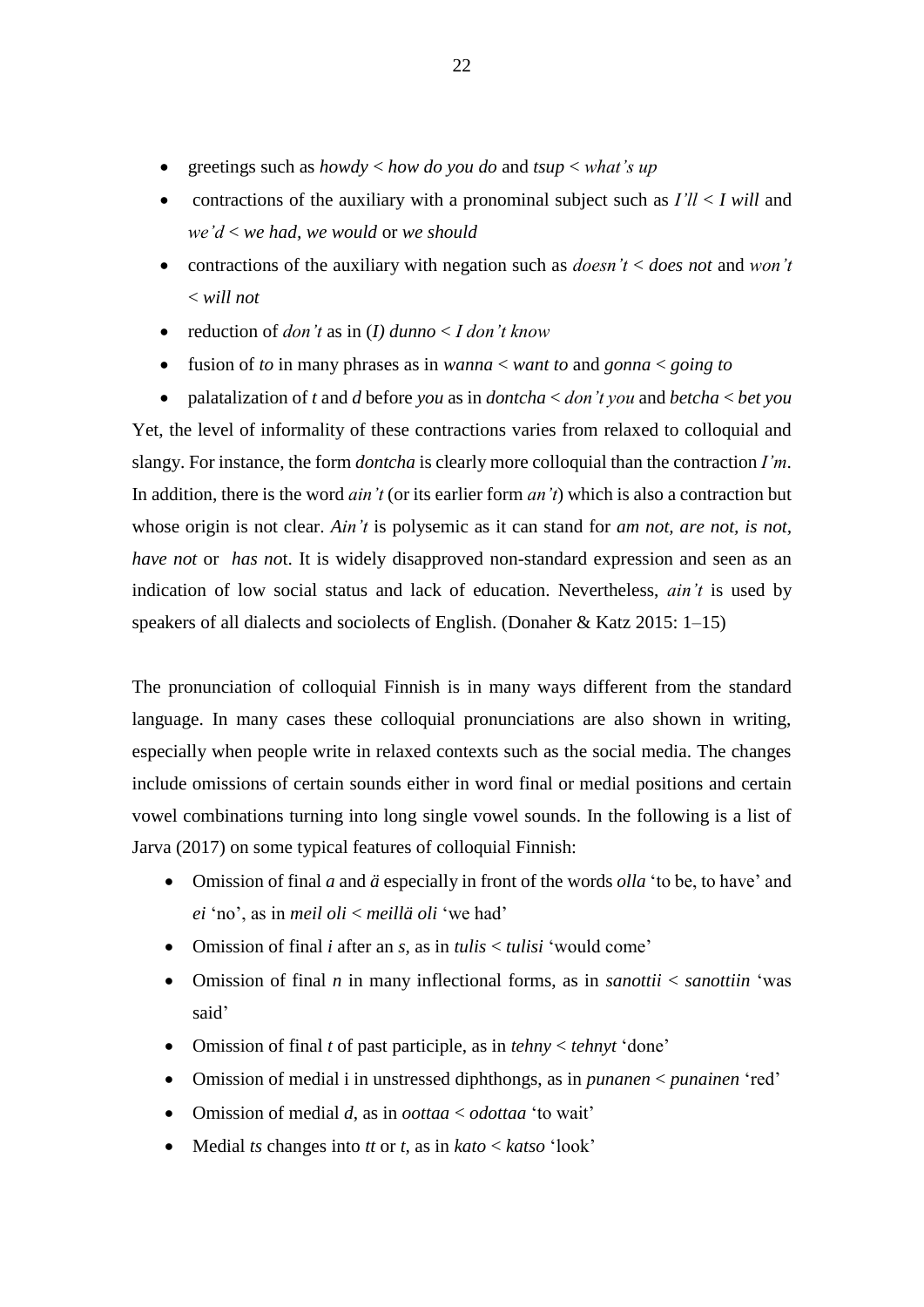- greetings such as *howdy* < *how do you do* and *tsup* < *what's up*
- contractions of the auxiliary with a pronominal subject such as *I'll* < *I will* and *we'd* < *we had*, *we would* or *we should*
- contractions of the auxiliary with negation such as *doesn't* < *does not* and *won't* < *will not*
- reduction of *don't* as in (*I*) *dunno* < *I don't know*
- fusion of *to* in many phrases as in *wanna* < *want to* and *gonna* < *going to*
- palatalization of *t* and *d* before *you* as in *dontcha* < *don't you* and *betcha* < *bet you*

Yet, the level of informality of these contractions varies from relaxed to colloquial and slangy. For instance, the form *dontcha* is clearly more colloquial than the contraction *I'm*. In addition, there is the word *ain't* (or its earlier form *an't*) which is also a contraction but whose origin is not clear. *Ain't* is polysemic as it can stand for *am not*, *are not*, *is not*, *have not* or *has no*t. It is widely disapproved non-standard expression and seen as an indication of low social status and lack of education. Nevertheless, *ain't* is used by speakers of all dialects and sociolects of English. (Donaher & Katz 2015: 1–15)

The pronunciation of colloquial Finnish is in many ways different from the standard language. In many cases these colloquial pronunciations are also shown in writing, especially when people write in relaxed contexts such as the social media. The changes include omissions of certain sounds either in word final or medial positions and certain vowel combinations turning into long single vowel sounds. In the following is a list of Jarva (2017) on some typical features of colloquial Finnish:

- Omission of final *a* and *ä* especially in front of the words *olla* 'to be, to have' and *ei* 'no', as in *meil oli* < *meillä oli* 'we had'
- Omission of final *i* after an *s*, as in *tulis* < *tulisi* 'would come'
- Omission of final *n* in many inflectional forms, as in *sanottii* < *sanottiin* 'was said'
- Omission of final *t* of past participle, as in *tehny* < *tehnyt* 'done'
- Omission of medial i in unstressed diphthongs, as in *punanen* < *punainen* 'red'
- Omission of medial *d*, as in *oottaa* < *odottaa* 'to wait'
- Medial *ts* changes into *tt* or *t*, as in *kato* < *katso* 'look'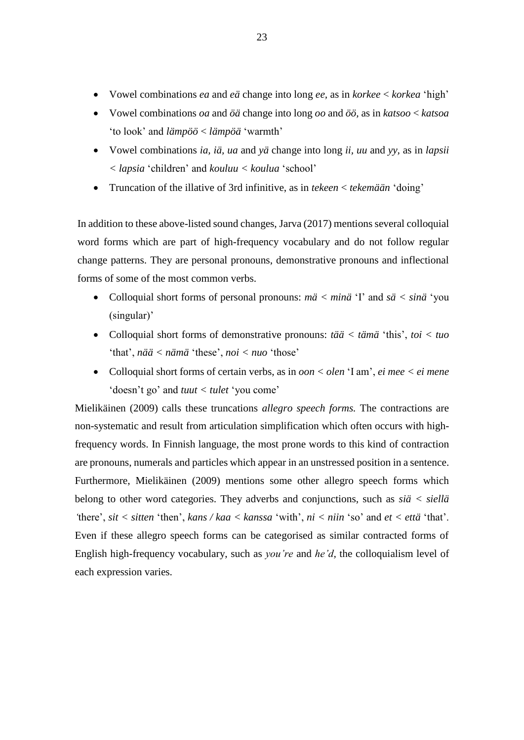- Vowel combinations *ea* and *eä* change into long *ee*, as in *korkee* < *korkea* 'high'
- Vowel combinations *oa* and *öä* change into long *oo* and *öö*, as in *katsoo* < *katsoa* 'to look' and *lämpöö* < *lämpöä* 'warmth'
- Vowel combinations *ia, iä, ua* and *yä* change into long *ii, uu* and *yy*, as in *lapsii* < *lapsia* 'children' and *kouluu* < *koulua* 'school'
- Truncation of the illative of 3rd infinitive, as in *tekeen* < *tekemään* 'doing'

In addition to these above-listed sound changes, Jarva (2017) mentions several colloquial word forms which are part of high-frequency vocabulary and do not follow regular change patterns. They are personal pronouns, demonstrative pronouns and inflectional forms of some of the most common verbs.

- Colloquial short forms of personal pronouns: *mä* < *minä* 'I' and *sä* < *sinä* 'you (singular)'
- Colloquial short forms of demonstrative pronouns: *tää* < *tämä* 'this', *toi* < *tuo* 'that', *nää* < *nämä* 'these', *noi* < *nuo* 'those'
- Colloquial short forms of certain verbs, as in *oon* < *olen* 'I am', *ei mee* < *ei mene* 'doesn't go' and *tuut* < *tulet* 'you come'

Mielikäinen (2009) calls these truncations *allegro speech forms.* The contractions are non-systematic and result from articulation simplification which often occurs with high-frequency words. In Finnish language, the most prone words to this kind of contraction are pronouns, numerals and particles which appear in an unstressed position in a sentence. Furthermore, Mielikäinen (2009) mentions some other allegro speech forms which belong to other word categories. They adverbs and conjunctions, such as *siä* < *siellä* 'there', *sit* < *sitten* 'then', *kans / kaa* < *kanssa* 'with', *ni* < *niin* 'so' and *et* < *että* 'that'. Even if these allegro speech forms can be categorised as similar contracted forms of English high-frequency vocabulary, such as *you're* and *he'd*, the colloquialism level of each expression varies.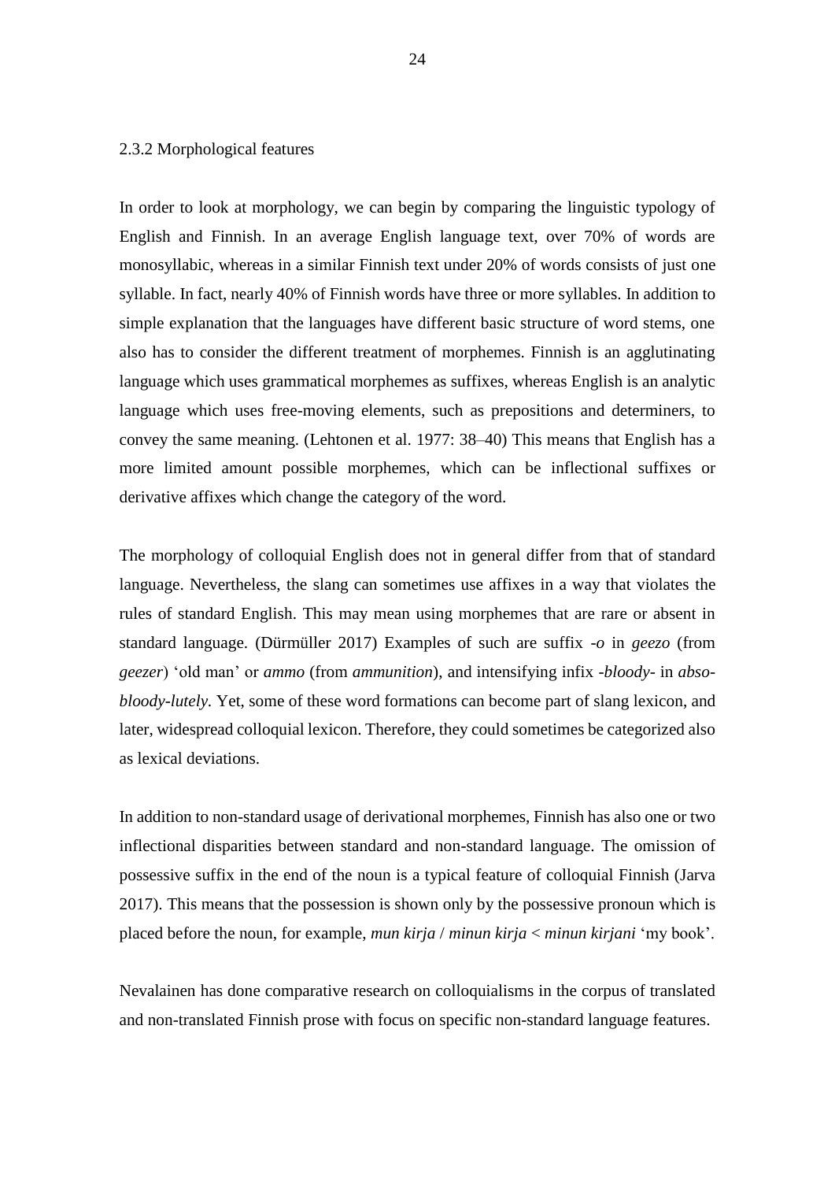### 2.3.2 Morphological features

In order to look at morphology, we can begin by comparing the linguistic typology of English and Finnish. In an average English language text, over 70% of words are monosyllabic, whereas in a similar Finnish text under 20% of words consists of just one syllable. In fact, nearly 40% of Finnish words have three or more syllables. In addition to simple explanation that the languages have different basic structure of word stems, one also has to consider the different treatment of morphemes. Finnish is an agglutinating language which uses grammatical morphemes as suffixes, whereas English is an analytic language which uses free-moving elements, such as prepositions and determiners, to convey the same meaning. (Lehtonen et al. 1977: 38–40) This means that English has a more limited amount possible morphemes, which can be inflectional suffixes or derivative affixes which change the category of the word.

The morphology of colloquial English does not in general differ from that of standard language. Nevertheless, the slang can sometimes use affixes in a way that violates the rules of standard English. This may mean using morphemes that are rare or absent in standard language. (Dürmüller 2017) Examples of such are suffix *-o* in *geezo* (from *geezer*) 'old man' or *ammo* (from *ammunition*), and intensifying infix *-bloody-* in *abso-bloody-lutely*. Yet, some of these word formations can become part of slang lexicon, and later, widespread colloquial lexicon. Therefore, they could sometimes be categorized also as lexical deviations.

In addition to non-standard usage of derivational morphemes, Finnish has also one or two inflectional disparities between standard and non-standard language. The omission of possessive suffix in the end of the noun is a typical feature of colloquial Finnish (Jarva 2017). This means that the possession is shown only by the possessive pronoun which is placed before the noun, for example, *mun kirja* / *minun kirja* < *minun kirjani* 'my book'.

Nevalainen has done comparative research on colloquialisms in the corpus of translated and non-translated Finnish prose with focus on specific non-standard language features.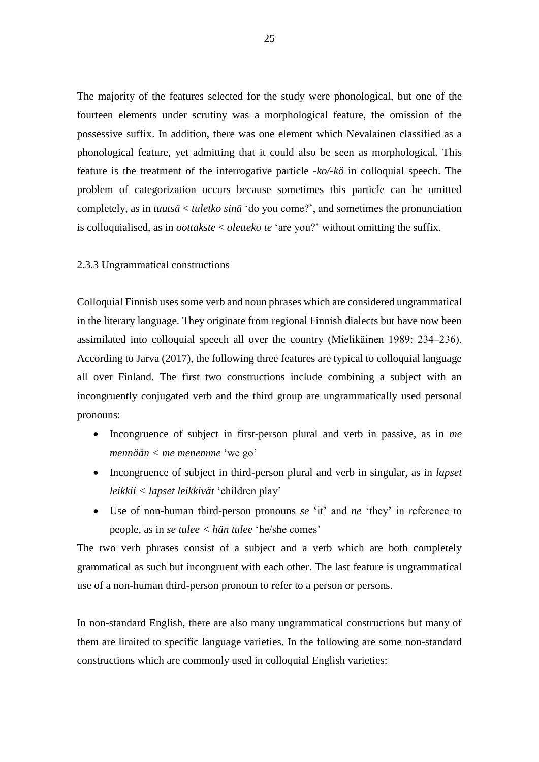The majority of the features selected for the study were phonological, but one of the fourteen elements under scrutiny was a morphological feature, the omission of the possessive suffix. In addition, there was one element which Nevalainen classified as a phonological feature, yet admitting that it could also be seen as morphological. This feature is the treatment of the interrogative particle *-ko/-kö* in colloquial speech. The problem of categorization occurs because sometimes this particle can be omitted completely, as in *tuutsä* < *tuletko sinä* 'do you come?', and sometimes the pronunciation is colloquialised, as in *oottakste* < *oletteko te* 'are you?' without omitting the suffix.

### 2.3.3 Ungrammatical constructions

Colloquial Finnish uses some verb and noun phrases which are considered ungrammatical in the literary language. They originate from regional Finnish dialects but have now been assimilated into colloquial speech all over the country (Mielikäinen 1989: 234–236). According to Jarva (2017), the following three features are typical to colloquial language all over Finland. The first two constructions include combining a subject with an incongruently conjugated verb and the third group are ungrammatically used personal pronouns:

- Incongruence of subject in first-person plural and verb in passive, as in *me mennään < me menemme* 'we go'
- Incongruence of subject in third-person plural and verb in singular, as in *lapset leikkii < lapset leikkivät* 'children play'
- Use of non-human third-person pronouns *se* 'it' and *ne* 'they' in reference to people, as in *se tulee < hän tulee* 'he/she comes'

The two verb phrases consist of a subject and a verb which are both completely grammatical as such but incongruent with each other. The last feature is ungrammatical use of a non-human third-person pronoun to refer to a person or persons.

In non-standard English, there are also many ungrammatical constructions but many of them are limited to specific language varieties. In the following are some non-standard constructions which are commonly used in colloquial English varieties: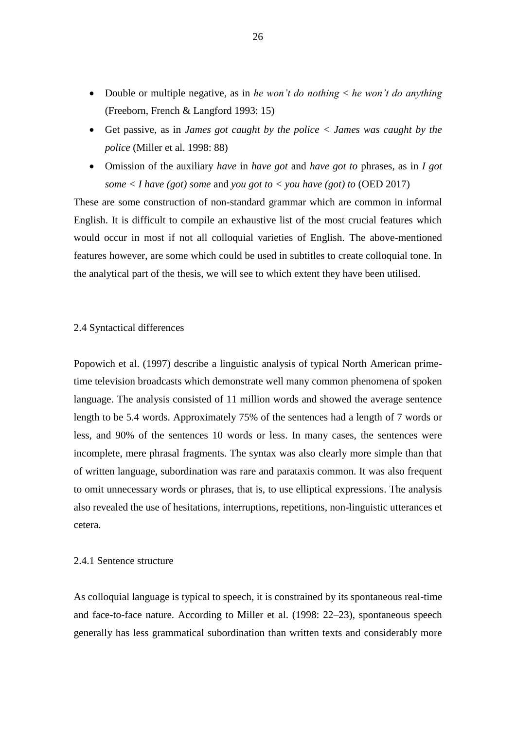- Double or multiple negative, as in *he won't do nothing* < *he won't do anything* (Freeborn, French & Langford 1993: 15)
- Get passive, as in *James got caught by the police* < *James was caught by the police* (Miller et al. 1998: 88)
- Omission of the auxiliary *have* in *have got* and *have got to* phrases, as in *I got some* < *I have (got) some* and *you got to* < *you have (got) to* (OED 2017)

These are some construction of non-standard grammar which are common in informal English. It is difficult to compile an exhaustive list of the most crucial features which would occur in most if not all colloquial varieties of English. The above-mentioned features however, are some which could be used in subtitles to create colloquial tone. In the analytical part of the thesis, we will see to which extent they have been utilised.

## 2.4 Syntactical differences

Popowich et al. (1997) describe a linguistic analysis of typical North American prime-time television broadcasts which demonstrate well many common phenomena of spoken language. The analysis consisted of 11 million words and showed the average sentence length to be 5.4 words. Approximately 75% of the sentences had a length of 7 words or less, and 90% of the sentences 10 words or less. In many cases, the sentences were incomplete, mere phrasal fragments. The syntax was also clearly more simple than that of written language, subordination was rare and parataxis common. It was also frequent to omit unnecessary words or phrases, that is, to use elliptical expressions. The analysis also revealed the use of hesitations, interruptions, repetitions, non-linguistic utterances et cetera.

### 2.4.1 Sentence structure

As colloquial language is typical to speech, it is constrained by its spontaneous real-time and face-to-face nature. According to Miller et al. (1998: 22–23), spontaneous speech generally has less grammatical subordination than written texts and considerably more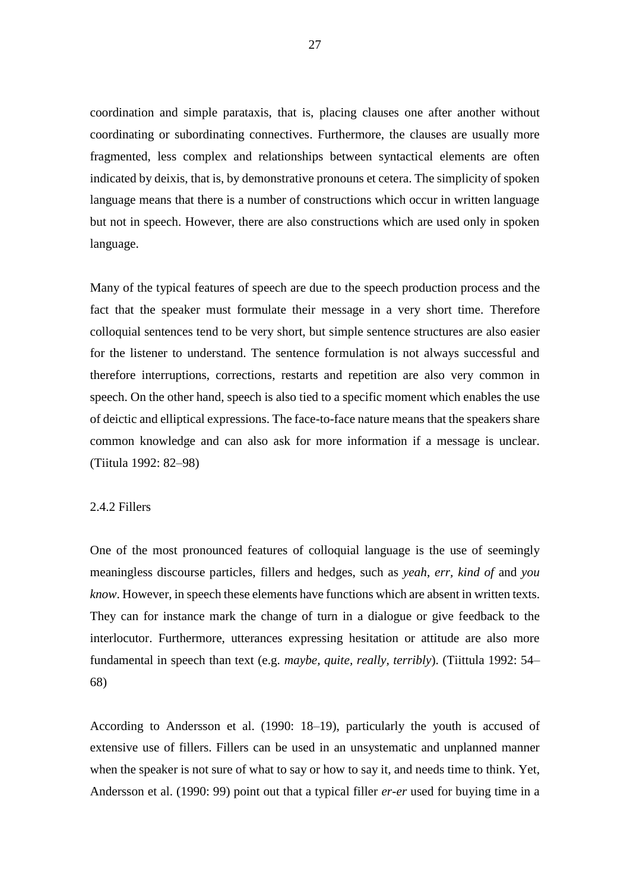coordination and simple parataxis, that is, placing clauses one after another without coordinating or subordinating connectives. Furthermore, the clauses are usually more fragmented, less complex and relationships between syntactical elements are often indicated by deixis, that is, by demonstrative pronouns et cetera. The simplicity of spoken language means that there is a number of constructions which occur in written language but not in speech. However, there are also constructions which are used only in spoken language.

Many of the typical features of speech are due to the speech production process and the fact that the speaker must formulate their message in a very short time. Therefore colloquial sentences tend to be very short, but simple sentence structures are also easier for the listener to understand. The sentence formulation is not always successful and therefore interruptions, corrections, restarts and repetition are also very common in speech. On the other hand, speech is also tied to a specific moment which enables the use of deictic and elliptical expressions. The face-to-face nature means that the speakers share common knowledge and can also ask for more information if a message is unclear. (Tiitula 1992: 82–98)

### 2.4.2 Fillers

One of the most pronounced features of colloquial language is the use of seemingly meaningless discourse particles, fillers and hedges, such as *yeah*, *err, kind of* and *you know*. However, in speech these elements have functions which are absent in written texts. They can for instance mark the change of turn in a dialogue or give feedback to the interlocutor. Furthermore, utterances expressing hesitation or attitude are also more fundamental in speech than text (e.g. *maybe, quite, really, terribly*). (Tiittula 1992: 54–68)

According to Andersson et al. (1990: 18–19), particularly the youth is accused of extensive use of fillers. Fillers can be used in an unsystematic and unplanned manner when the speaker is not sure of what to say or how to say it, and needs time to think. Yet, Andersson et al. (1990: 99) point out that a typical filler *er-er* used for buying time in a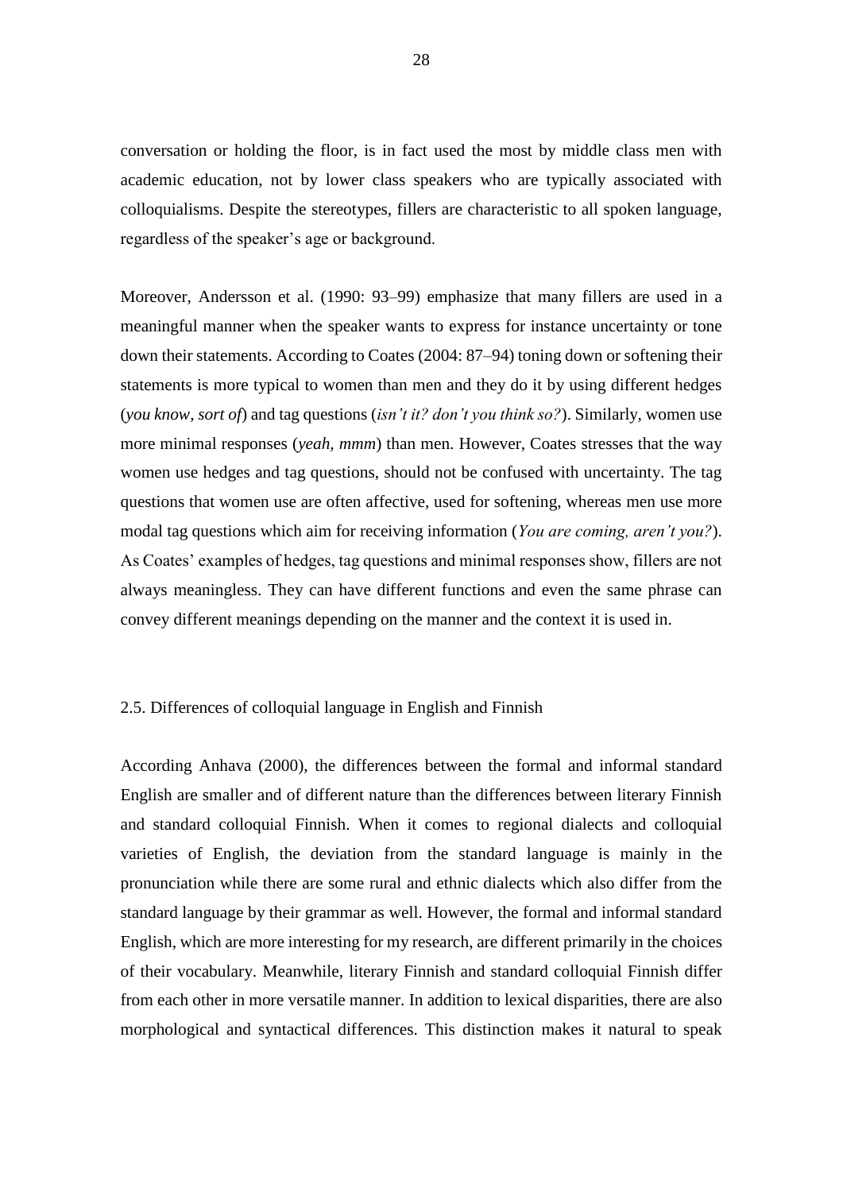conversation or holding the floor, is in fact used the most by middle class men with academic education, not by lower class speakers who are typically associated with colloquialisms. Despite the stereotypes, fillers are characteristic to all spoken language, regardless of the speaker's age or background.

Moreover, Andersson et al. (1990: 93–99) emphasize that many fillers are used in a meaningful manner when the speaker wants to express for instance uncertainty or tone down their statements. According to Coates (2004: 87–94) toning down or softening their statements is more typical to women than men and they do it by using different hedges (*you know*, *sort of*) and tag questions (*isn't it? don't you think so?*). Similarly, women use more minimal responses (*yeah*, *mmm*) than men. However, Coates stresses that the way women use hedges and tag questions, should not be confused with uncertainty. The tag questions that women use are often affective, used for softening, whereas men use more modal tag questions which aim for receiving information (*You are coming, aren't you?*). As Coates' examples of hedges, tag questions and minimal responses show, fillers are not always meaningless. They can have different functions and even the same phrase can convey different meanings depending on the manner and the context it is used in.

## 2.5. Differences of colloquial language in English and Finnish

According Anhava (2000), the differences between the formal and informal standard English are smaller and of different nature than the differences between literary Finnish and standard colloquial Finnish. When it comes to regional dialects and colloquial varieties of English, the deviation from the standard language is mainly in the pronunciation while there are some rural and ethnic dialects which also differ from the standard language by their grammar as well. However, the formal and informal standard English, which are more interesting for my research, are different primarily in the choices of their vocabulary. Meanwhile, literary Finnish and standard colloquial Finnish differ from each other in more versatile manner. In addition to lexical disparities, there are also morphological and syntactical differences. This distinction makes it natural to speak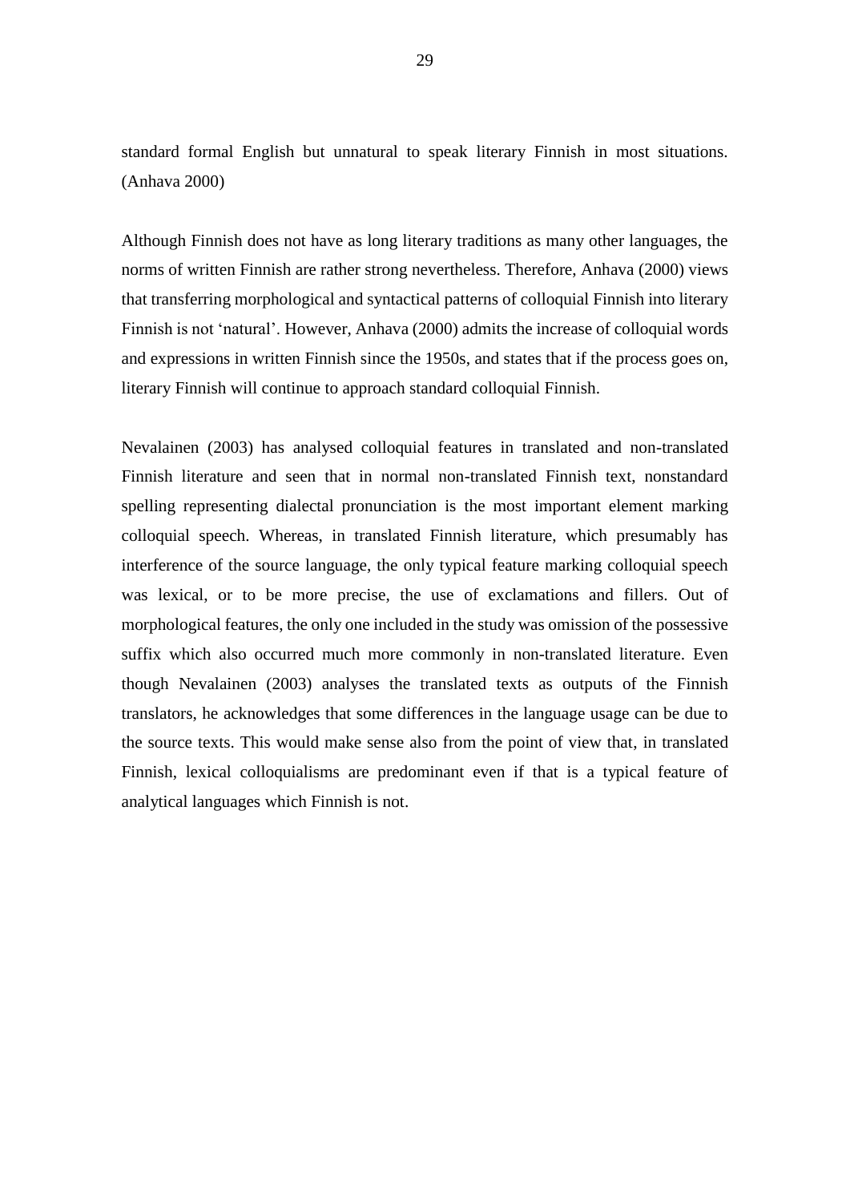standard formal English but unnatural to speak literary Finnish in most situations. (Anhava 2000)

Although Finnish does not have as long literary traditions as many other languages, the norms of written Finnish are rather strong nevertheless. Therefore, Anhava (2000) views that transferring morphological and syntactical patterns of colloquial Finnish into literary Finnish is not 'natural'. However, Anhava (2000) admits the increase of colloquial words and expressions in written Finnish since the 1950s, and states that if the process goes on, literary Finnish will continue to approach standard colloquial Finnish.

Nevalainen (2003) has analysed colloquial features in translated and non-translated Finnish literature and seen that in normal non-translated Finnish text, nonstandard spelling representing dialectal pronunciation is the most important element marking colloquial speech. Whereas, in translated Finnish literature, which presumably has interference of the source language, the only typical feature marking colloquial speech was lexical, or to be more precise, the use of exclamations and fillers. Out of morphological features, the only one included in the study was omission of the possessive suffix which also occurred much more commonly in non-translated literature. Even though Nevalainen (2003) analyses the translated texts as outputs of the Finnish translators, he acknowledges that some differences in the language usage can be due to the source texts. This would make sense also from the point of view that, in translated Finnish, lexical colloquialisms are predominant even if that is a typical feature of analytical languages which Finnish is not.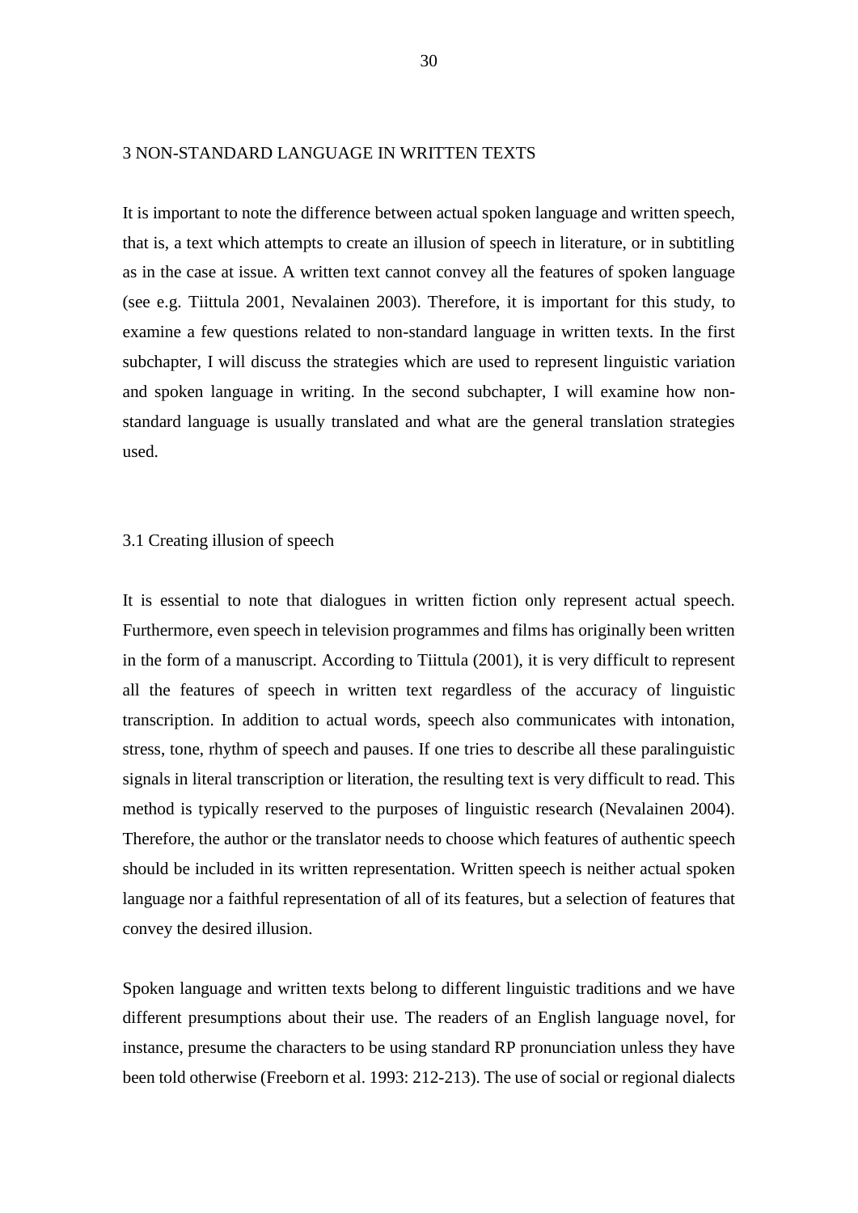# 3 NON-STANDARD LANGUAGE IN WRITTEN TEXTS

It is important to note the difference between actual spoken language and written speech, that is, a text which attempts to create an illusion of speech in literature, or in subtitling as in the case at issue. A written text cannot convey all the features of spoken language (see e.g. Tiittula 2001, Nevalainen 2003). Therefore, it is important for this study, to examine a few questions related to non-standard language in written texts. In the first subchapter, I will discuss the strategies which are used to represent linguistic variation and spoken language in writing. In the second subchapter, I will examine how non-standard language is usually translated and what are the general translation strategies used.

## 3.1 Creating illusion of speech

It is essential to note that dialogues in written fiction only represent actual speech. Furthermore, even speech in television programmes and films has originally been written in the form of a manuscript. According to Tiittula (2001), it is very difficult to represent all the features of speech in written text regardless of the accuracy of linguistic transcription. In addition to actual words, speech also communicates with intonation, stress, tone, rhythm of speech and pauses. If one tries to describe all these paralinguistic signals in literal transcription or literation, the resulting text is very difficult to read. This method is typically reserved to the purposes of linguistic research (Nevalainen 2004). Therefore, the author or the translator needs to choose which features of authentic speech should be included in its written representation. Written speech is neither actual spoken language nor a faithful representation of all of its features, but a selection of features that convey the desired illusion.

Spoken language and written texts belong to different linguistic traditions and we have different presumptions about their use. The readers of an English language novel, for instance, presume the characters to be using standard RP pronunciation unless they have been told otherwise (Freeborn et al. 1993: 212-213). The use of social or regional dialects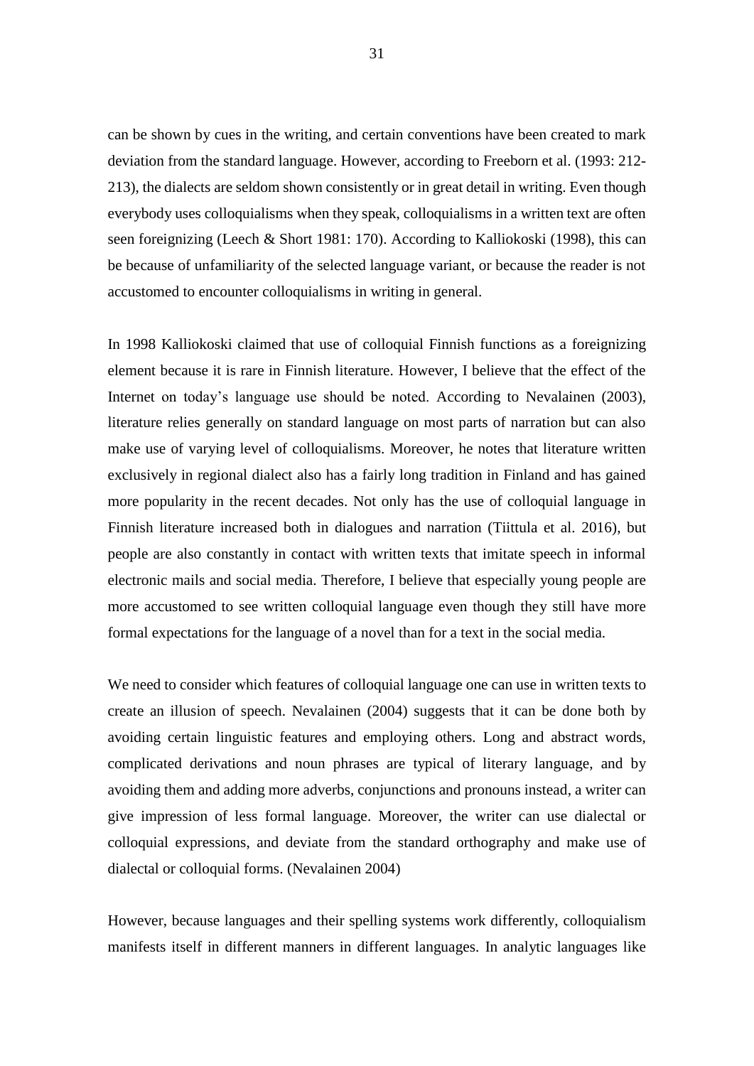can be shown by cues in the writing, and certain conventions have been created to mark deviation from the standard language. However, according to Freeborn et al. (1993: 212-213), the dialects are seldom shown consistently or in great detail in writing. Even though everybody uses colloquialisms when they speak, colloquialisms in a written text are often seen foreignizing (Leech & Short 1981: 170). According to Kalliokoski (1998), this can be because of unfamiliarity of the selected language variant, or because the reader is not accustomed to encounter colloquialisms in writing in general.

In 1998 Kalliokoski claimed that use of colloquial Finnish functions as a foreignizing element because it is rare in Finnish literature. However, I believe that the effect of the Internet on today's language use should be noted. According to Nevalainen (2003), literature relies generally on standard language on most parts of narration but can also make use of varying level of colloquialisms. Moreover, he notes that literature written exclusively in regional dialect also has a fairly long tradition in Finland and has gained more popularity in the recent decades. Not only has the use of colloquial language in Finnish literature increased both in dialogues and narration (Tiittula et al. 2016), but people are also constantly in contact with written texts that imitate speech in informal electronic mails and social media. Therefore, I believe that especially young people are more accustomed to see written colloquial language even though they still have more formal expectations for the language of a novel than for a text in the social media.

We need to consider which features of colloquial language one can use in written texts to create an illusion of speech. Nevalainen (2004) suggests that it can be done both by avoiding certain linguistic features and employing others. Long and abstract words, complicated derivations and noun phrases are typical of literary language, and by avoiding them and adding more adverbs, conjunctions and pronouns instead, a writer can give impression of less formal language. Moreover, the writer can use dialectal or colloquial expressions, and deviate from the standard orthography and make use of dialectal or colloquial forms. (Nevalainen 2004)

However, because languages and their spelling systems work differently, colloquialism manifests itself in different manners in different languages. In analytic languages like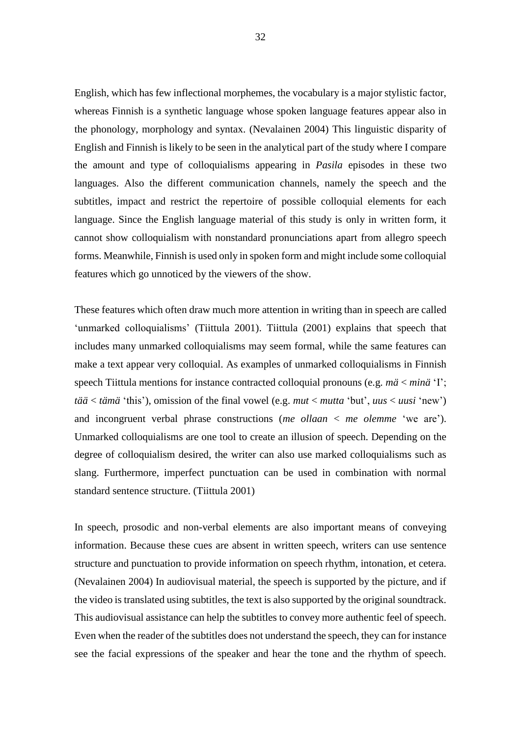English, which has few inflectional morphemes, the vocabulary is a major stylistic factor, whereas Finnish is a synthetic language whose spoken language features appear also in the phonology, morphology and syntax. (Nevalainen 2004) This linguistic disparity of English and Finnish is likely to be seen in the analytical part of the study where I compare the amount and type of colloquialisms appearing in *Pasila* episodes in these two languages. Also the different communication channels, namely the speech and the subtitles, impact and restrict the repertoire of possible colloquial elements for each language. Since the English language material of this study is only in written form, it cannot show colloquialism with nonstandard pronunciations apart from allegro speech forms. Meanwhile, Finnish is used only in spoken form and might include some colloquial features which go unnoticed by the viewers of the show.

These features which often draw much more attention in writing than in speech are called 'unmarked colloquialisms' (Tiittula 2001). Tiittula (2001) explains that speech that includes many unmarked colloquialisms may seem formal, while the same features can make a text appear very colloquial. As examples of unmarked colloquialisms in Finnish speech Tiittula mentions for instance contracted colloquial pronouns (e.g. *mä* < *minä* 'I'; *tää* < *tämä* 'this'), omission of the final vowel (e.g. *mut* < *mutta* 'but', *uus* < *uusi* 'new') and incongruent verbal phrase constructions (*me ollaan* < *me olemme* 'we are'). Unmarked colloquialisms are one tool to create an illusion of speech. Depending on the degree of colloquialism desired, the writer can also use marked colloquialisms such as slang. Furthermore, imperfect punctuation can be used in combination with normal standard sentence structure. (Tiittula 2001)

In speech, prosodic and non-verbal elements are also important means of conveying information. Because these cues are absent in written speech, writers can use sentence structure and punctuation to provide information on speech rhythm, intonation, et cetera. (Nevalainen 2004) In audiovisual material, the speech is supported by the picture, and if the video is translated using subtitles, the text is also supported by the original soundtrack. This audiovisual assistance can help the subtitles to convey more authentic feel of speech. Even when the reader of the subtitles does not understand the speech, they can for instance see the facial expressions of the speaker and hear the tone and the rhythm of speech.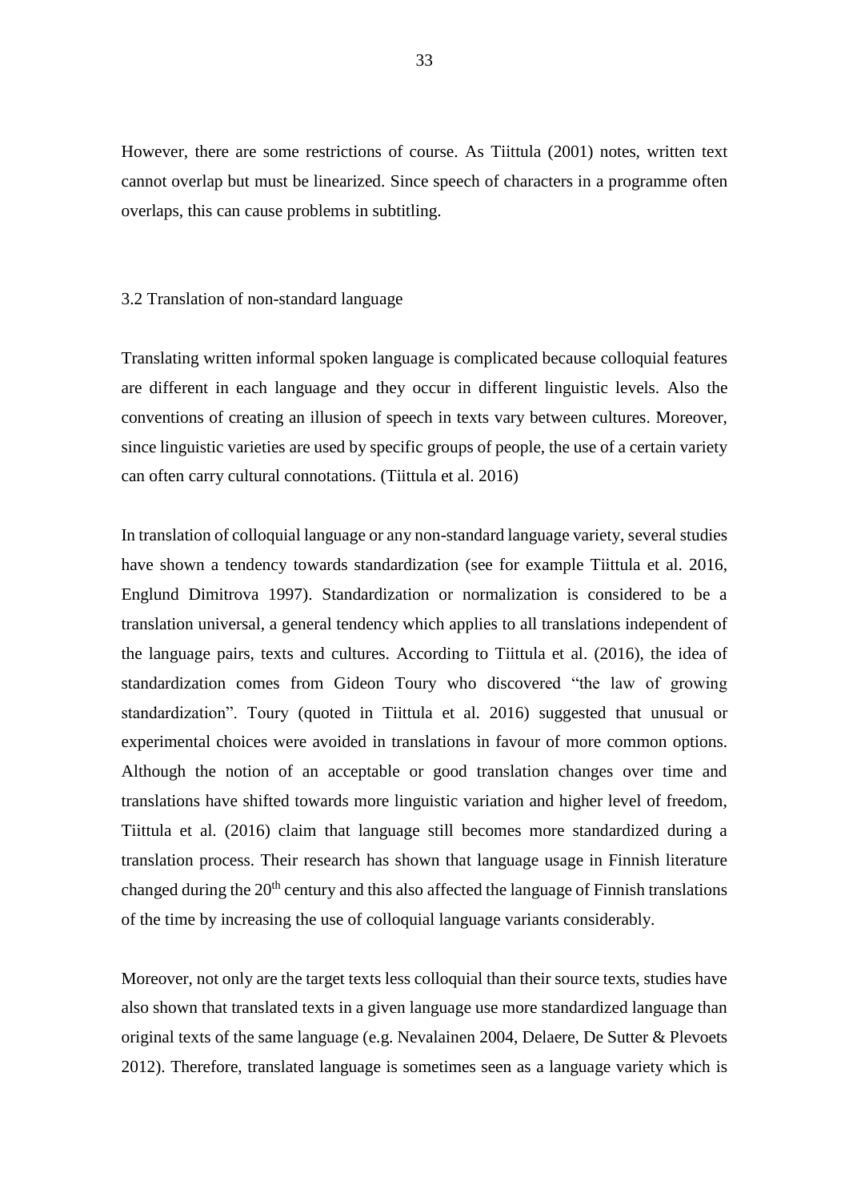However, there are some restrictions of course. As Tiittula (2001) notes, written text cannot overlap but must be linearized. Since speech of characters in a programme often overlaps, this can cause problems in subtitling.

## 3.2 Translation of non-standard language

Translating written informal spoken language is complicated because colloquial features are different in each language and they occur in different linguistic levels. Also the conventions of creating an illusion of speech in texts vary between cultures. Moreover, since linguistic varieties are used by specific groups of people, the use of a certain variety can often carry cultural connotations. (Tiittula et al. 2016)

In translation of colloquial language or any non-standard language variety, several studies have shown a tendency towards standardization (see for example Tiittula et al. 2016, Englund Dimitrova 1997). Standardization or normalization is considered to be a translation universal, a general tendency which applies to all translations independent of the language pairs, texts and cultures. According to Tiittula et al. (2016), the idea of standardization comes from Gideon Toury who discovered "the law of growing standardization". Toury (quoted in Tiittula et al. 2016) suggested that unusual or experimental choices were avoided in translations in favour of more common options. Although the notion of an acceptable or good translation changes over time and translations have shifted towards more linguistic variation and higher level of freedom, Tiittula et al. (2016) claim that language still becomes more standardized during a translation process. Their research has shown that language usage in Finnish literature changed during the 20th century and this also affected the language of Finnish translations of the time by increasing the use of colloquial language variants considerably.

Moreover, not only are the target texts less colloquial than their source texts, studies have also shown that translated texts in a given language use more standardized language than original texts of the same language (e.g. Nevalainen 2004, Delaere, De Sutter & Plevoets 2012). Therefore, translated language is sometimes seen as a language variety which is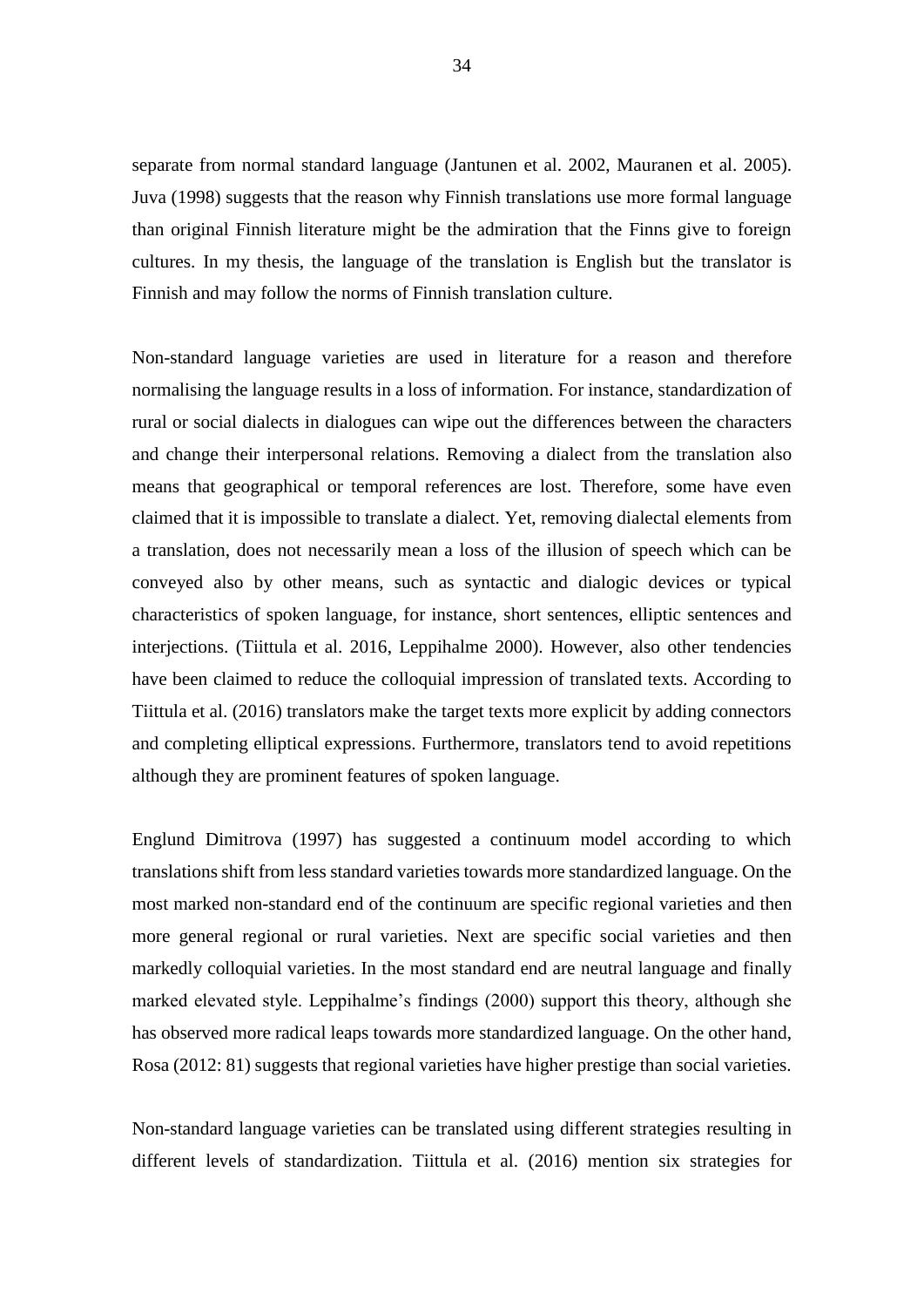separate from normal standard language (Jantunen et al. 2002, Mauranen et al. 2005). Juva (1998) suggests that the reason why Finnish translations use more formal language than original Finnish literature might be the admiration that the Finns give to foreign cultures. In my thesis, the language of the translation is English but the translator is Finnish and may follow the norms of Finnish translation culture.

Non-standard language varieties are used in literature for a reason and therefore normalising the language results in a loss of information. For instance, standardization of rural or social dialects in dialogues can wipe out the differences between the characters and change their interpersonal relations. Removing a dialect from the translation also means that geographical or temporal references are lost. Therefore, some have even claimed that it is impossible to translate a dialect. Yet, removing dialectal elements from a translation, does not necessarily mean a loss of the illusion of speech which can be conveyed also by other means, such as syntactic and dialogic devices or typical characteristics of spoken language, for instance, short sentences, elliptic sentences and interjections. (Tiittula et al. 2016, Leppihalme 2000). However, also other tendencies have been claimed to reduce the colloquial impression of translated texts. According to Tiittula et al. (2016) translators make the target texts more explicit by adding connectors and completing elliptical expressions. Furthermore, translators tend to avoid repetitions although they are prominent features of spoken language.

Englund Dimitrova (1997) has suggested a continuum model according to which translations shift from less standard varieties towards more standardized language. On the most marked non-standard end of the continuum are specific regional varieties and then more general regional or rural varieties. Next are specific social varieties and then markedly colloquial varieties. In the most standard end are neutral language and finally marked elevated style. Leppihalme's findings (2000) support this theory, although she has observed more radical leaps towards more standardized language. On the other hand, Rosa (2012: 81) suggests that regional varieties have higher prestige than social varieties.

Non-standard language varieties can be translated using different strategies resulting in different levels of standardization. Tiittula et al. (2016) mention six strategies for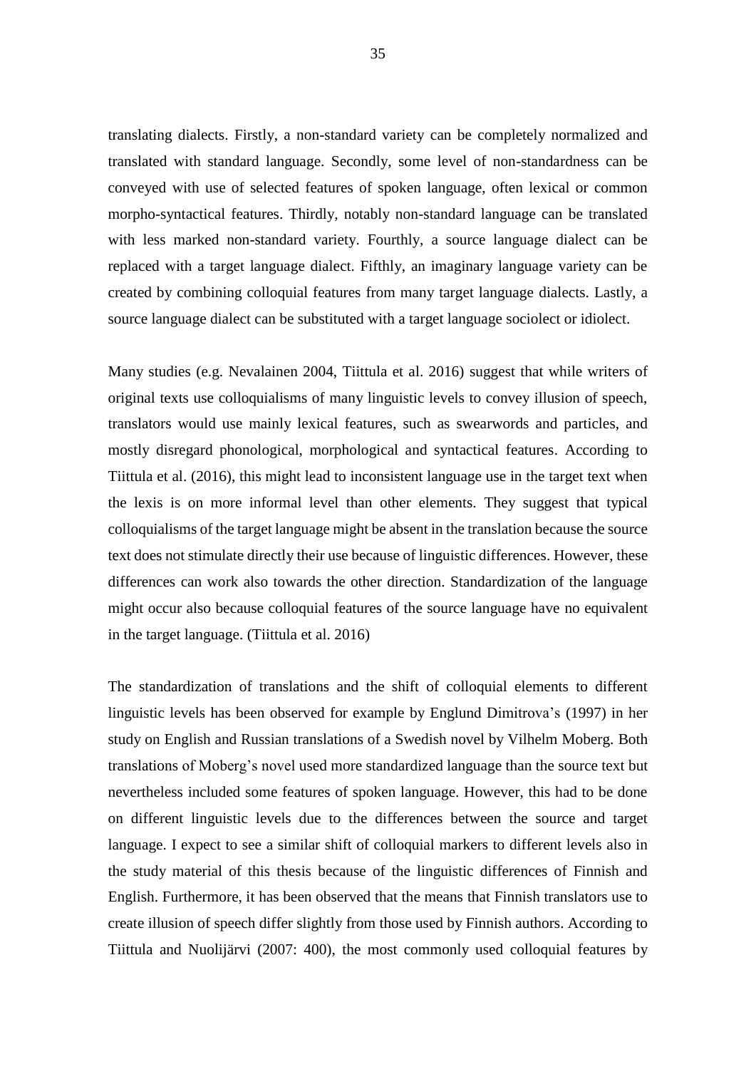translating dialects. Firstly, a non-standard variety can be completely normalized and translated with standard language. Secondly, some level of non-standardness can be conveyed with use of selected features of spoken language, often lexical or common morpho-syntactical features. Thirdly, notably non-standard language can be translated with less marked non-standard variety. Fourthly, a source language dialect can be replaced with a target language dialect. Fifthly, an imaginary language variety can be created by combining colloquial features from many target language dialects. Lastly, a source language dialect can be substituted with a target language sociolect or idiolect.

Many studies (e.g. Nevalainen 2004, Tiittula et al. 2016) suggest that while writers of original texts use colloquialisms of many linguistic levels to convey illusion of speech, translators would use mainly lexical features, such as swearwords and particles, and mostly disregard phonological, morphological and syntactical features. According to Tiittula et al. (2016), this might lead to inconsistent language use in the target text when the lexis is on more informal level than other elements. They suggest that typical colloquialisms of the target language might be absent in the translation because the source text does not stimulate directly their use because of linguistic differences. However, these differences can work also towards the other direction. Standardization of the language might occur also because colloquial features of the source language have no equivalent in the target language. (Tiittula et al. 2016)

The standardization of translations and the shift of colloquial elements to different linguistic levels has been observed for example by Englund Dimitrova's (1997) in her study on English and Russian translations of a Swedish novel by Vilhelm Moberg. Both translations of Moberg's novel used more standardized language than the source text but nevertheless included some features of spoken language. However, this had to be done on different linguistic levels due to the differences between the source and target language. I expect to see a similar shift of colloquial markers to different levels also in the study material of this thesis because of the linguistic differences of Finnish and English. Furthermore, it has been observed that the means that Finnish translators use to create illusion of speech differ slightly from those used by Finnish authors. According to Tiittula and Nuolijärvi (2007: 400), the most commonly used colloquial features by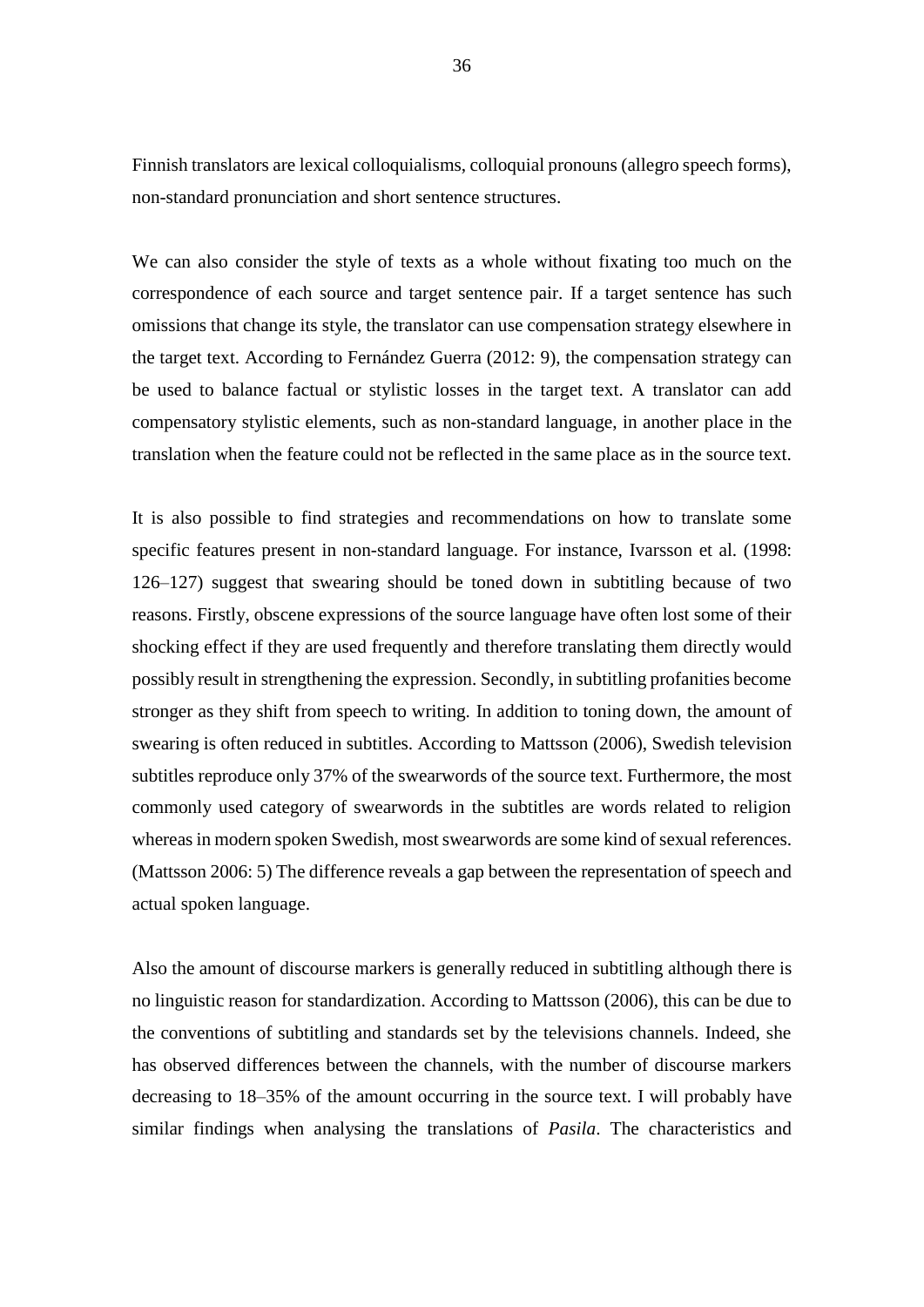Finnish translators are lexical colloquialisms, colloquial pronouns (allegro speech forms), non-standard pronunciation and short sentence structures.

We can also consider the style of texts as a whole without fixating too much on the correspondence of each source and target sentence pair. If a target sentence has such omissions that change its style, the translator can use compensation strategy elsewhere in the target text. According to Fernández Guerra (2012: 9), the compensation strategy can be used to balance factual or stylistic losses in the target text. A translator can add compensatory stylistic elements, such as non-standard language, in another place in the translation when the feature could not be reflected in the same place as in the source text.

It is also possible to find strategies and recommendations on how to translate some specific features present in non-standard language. For instance, Ivarsson et al. (1998: 126–127) suggest that swearing should be toned down in subtitling because of two reasons. Firstly, obscene expressions of the source language have often lost some of their shocking effect if they are used frequently and therefore translating them directly would possibly result in strengthening the expression. Secondly, in subtitling profanities become stronger as they shift from speech to writing. In addition to toning down, the amount of swearing is often reduced in subtitles. According to Mattsson (2006), Swedish television subtitles reproduce only 37% of the swearwords of the source text. Furthermore, the most commonly used category of swearwords in the subtitles are words related to religion whereas in modern spoken Swedish, most swearwords are some kind of sexual references. (Mattsson 2006: 5) The difference reveals a gap between the representation of speech and actual spoken language.

Also the amount of discourse markers is generally reduced in subtitling although there is no linguistic reason for standardization. According to Mattsson (2006), this can be due to the conventions of subtitling and standards set by the televisions channels. Indeed, she has observed differences between the channels, with the number of discourse markers decreasing to 18–35% of the amount occurring in the source text. I will probably have similar findings when analysing the translations of *Pasila*. The characteristics and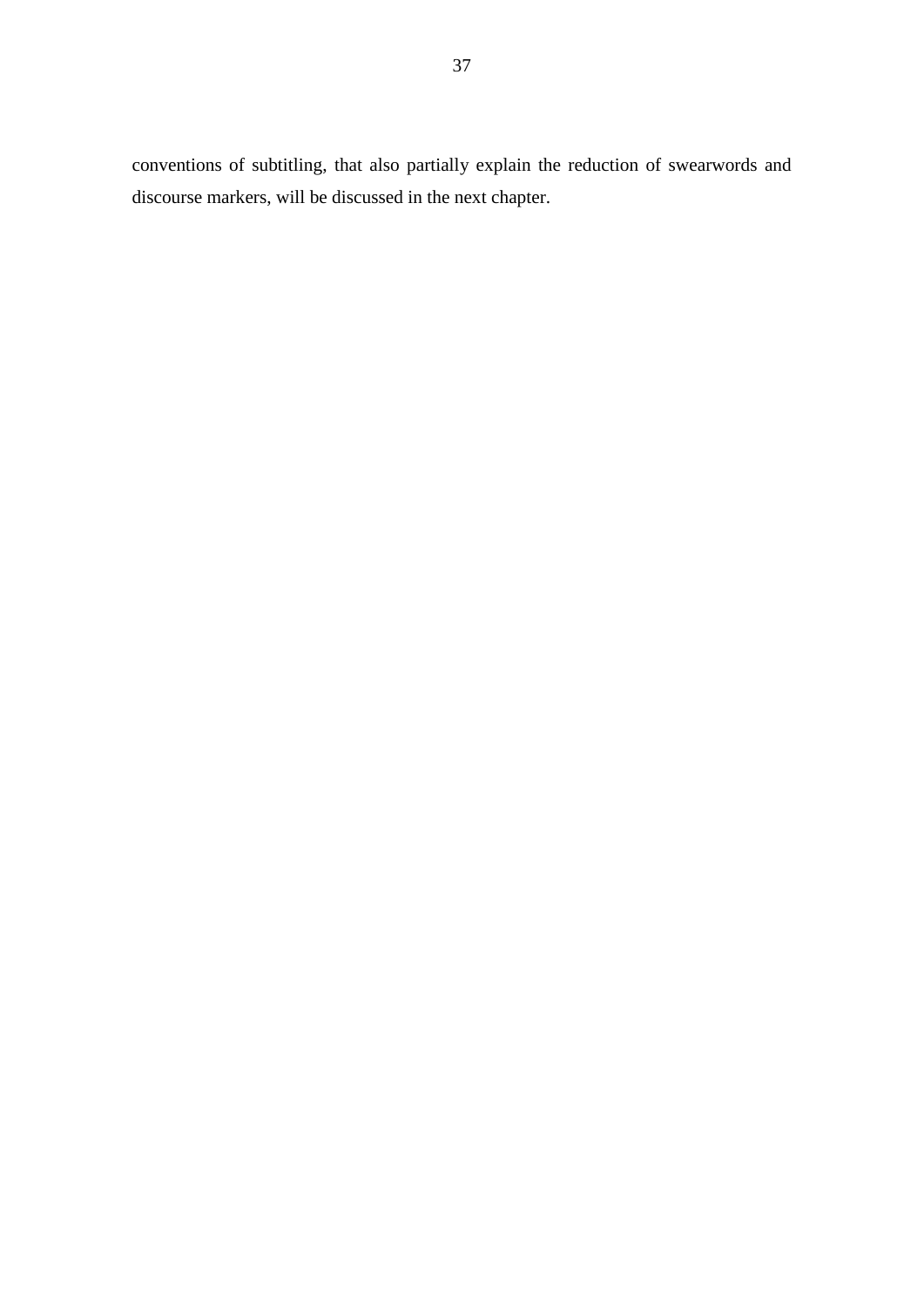conventions of subtitling, that also partially explain the reduction of swearwords and discourse markers, will be discussed in the next chapter.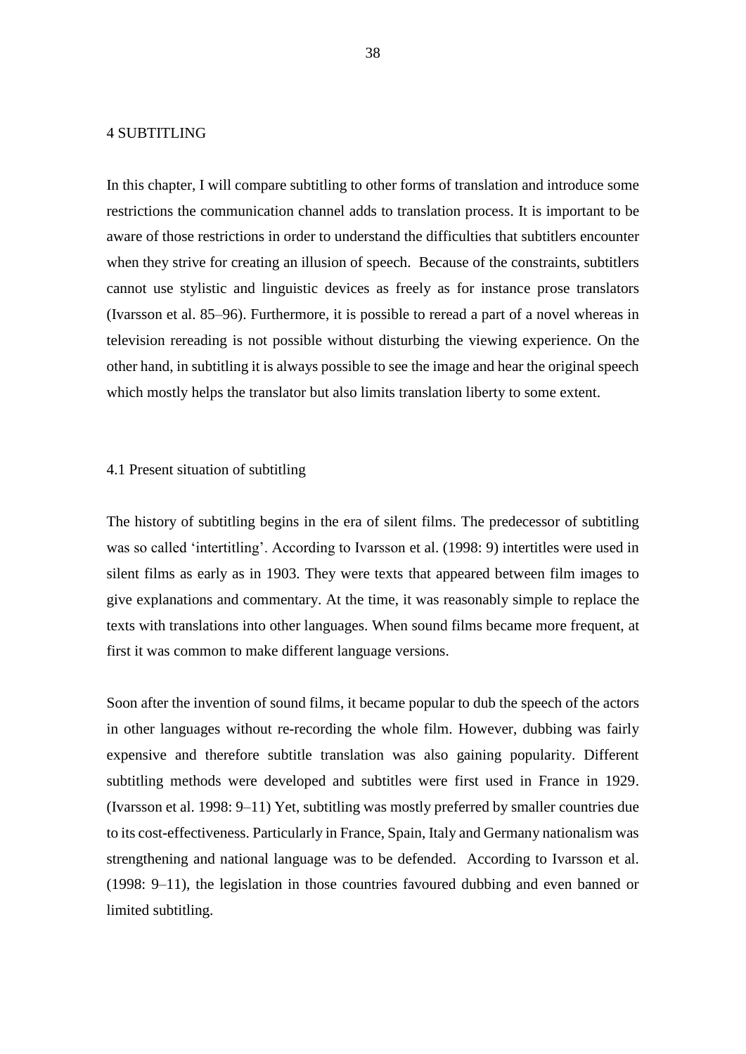# 4 SUBTITLING

In this chapter, I will compare subtitling to other forms of translation and introduce some restrictions the communication channel adds to translation process. It is important to be aware of those restrictions in order to understand the difficulties that subtitlers encounter when they strive for creating an illusion of speech. Because of the constraints, subtitlers cannot use stylistic and linguistic devices as freely as for instance prose translators (Ivarsson et al. 85–96). Furthermore, it is possible to reread a part of a novel whereas in television rereading is not possible without disturbing the viewing experience. On the other hand, in subtitling it is always possible to see the image and hear the original speech which mostly helps the translator but also limits translation liberty to some extent.

## 4.1 Present situation of subtitling

The history of subtitling begins in the era of silent films. The predecessor of subtitling was so called 'intertitling'. According to Ivarsson et al. (1998: 9) intertitles were used in silent films as early as in 1903. They were texts that appeared between film images to give explanations and commentary. At the time, it was reasonably simple to replace the texts with translations into other languages. When sound films became more frequent, at first it was common to make different language versions.

Soon after the invention of sound films, it became popular to dub the speech of the actors in other languages without re-recording the whole film. However, dubbing was fairly expensive and therefore subtitle translation was also gaining popularity. Different subtitling methods were developed and subtitles were first used in France in 1929. (Ivarsson et al. 1998: 9–11) Yet, subtitling was mostly preferred by smaller countries due to its cost-effectiveness. Particularly in France, Spain, Italy and Germany nationalism was strengthening and national language was to be defended. According to Ivarsson et al. (1998: 9–11), the legislation in those countries favoured dubbing and even banned or limited subtitling.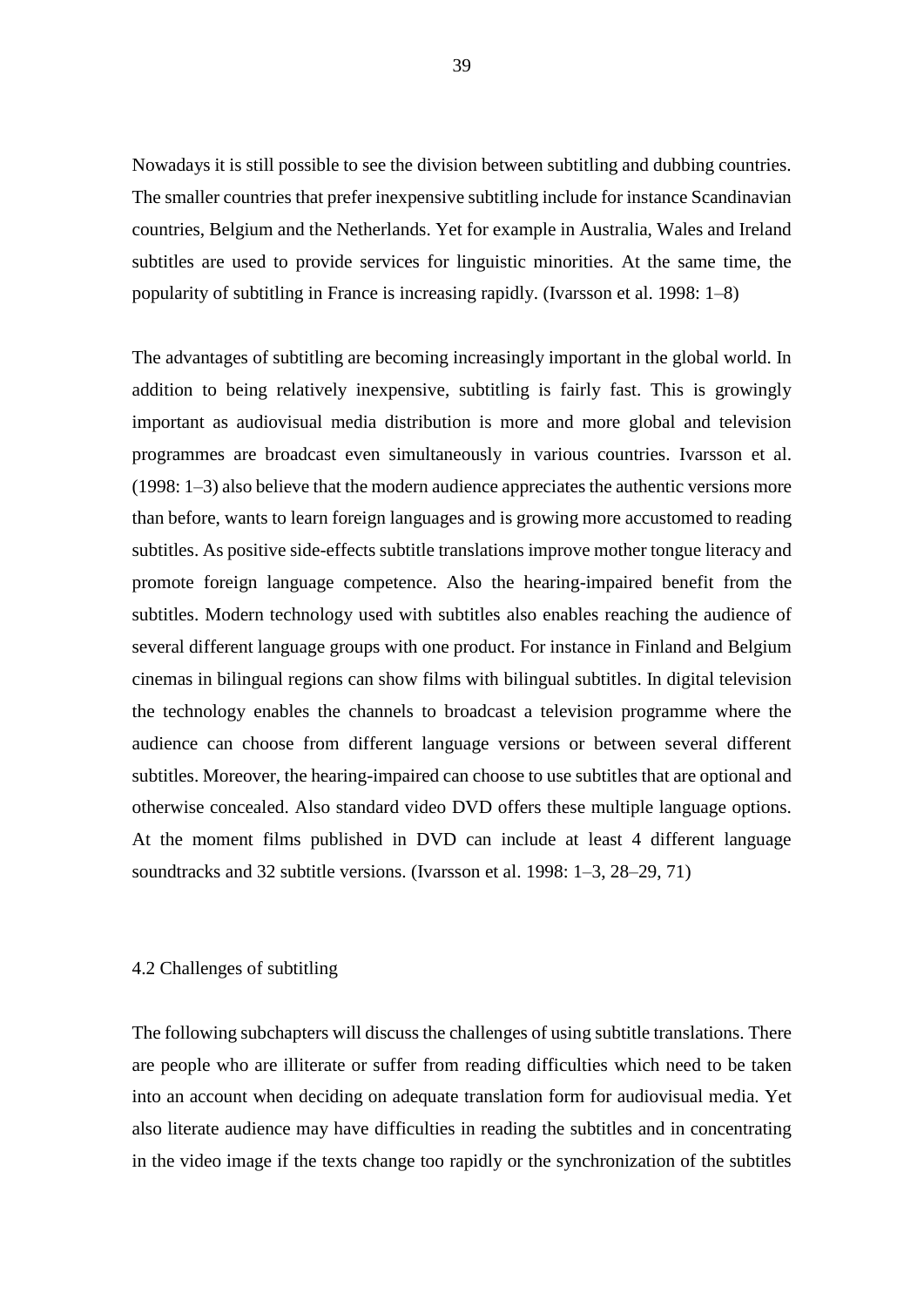Nowadays it is still possible to see the division between subtitling and dubbing countries. The smaller countries that prefer inexpensive subtitling include for instance Scandinavian countries, Belgium and the Netherlands. Yet for example in Australia, Wales and Ireland subtitles are used to provide services for linguistic minorities. At the same time, the popularity of subtitling in France is increasing rapidly. (Ivarsson et al. 1998: 1–8)

The advantages of subtitling are becoming increasingly important in the global world. In addition to being relatively inexpensive, subtitling is fairly fast. This is growingly important as audiovisual media distribution is more and more global and television programmes are broadcast even simultaneously in various countries. Ivarsson et al. (1998: 1–3) also believe that the modern audience appreciates the authentic versions more than before, wants to learn foreign languages and is growing more accustomed to reading subtitles. As positive side-effects subtitle translations improve mother tongue literacy and promote foreign language competence. Also the hearing-impaired benefit from the subtitles. Modern technology used with subtitles also enables reaching the audience of several different language groups with one product. For instance in Finland and Belgium cinemas in bilingual regions can show films with bilingual subtitles. In digital television the technology enables the channels to broadcast a television programme where the audience can choose from different language versions or between several different subtitles. Moreover, the hearing-impaired can choose to use subtitles that are optional and otherwise concealed. Also standard video DVD offers these multiple language options. At the moment films published in DVD can include at least 4 different language soundtracks and 32 subtitle versions. (Ivarsson et al. 1998: 1–3, 28–29, 71)

## 4.2 Challenges of subtitling

The following subchapters will discuss the challenges of using subtitle translations. There are people who are illiterate or suffer from reading difficulties which need to be taken into an account when deciding on adequate translation form for audiovisual media. Yet also literate audience may have difficulties in reading the subtitles and in concentrating in the video image if the texts change too rapidly or the synchronization of the subtitles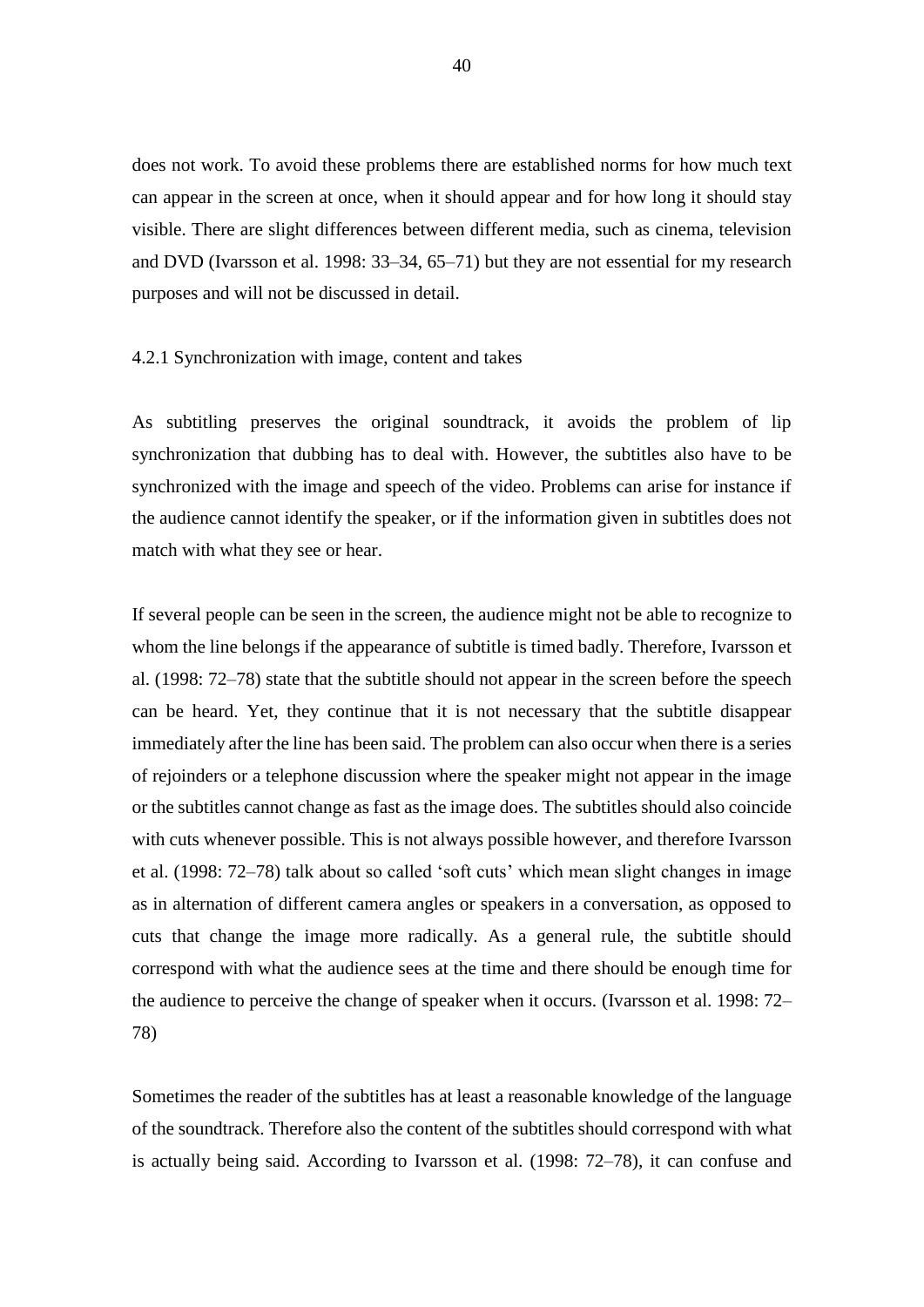does not work. To avoid these problems there are established norms for how much text can appear in the screen at once, when it should appear and for how long it should stay visible. There are slight differences between different media, such as cinema, television and DVD (Ivarsson et al. 1998: 33–34, 65–71) but they are not essential for my research purposes and will not be discussed in detail.

### 4.2.1 Synchronization with image, content and takes

As subtitling preserves the original soundtrack, it avoids the problem of lip synchronization that dubbing has to deal with. However, the subtitles also have to be synchronized with the image and speech of the video. Problems can arise for instance if the audience cannot identify the speaker, or if the information given in subtitles does not match with what they see or hear.

If several people can be seen in the screen, the audience might not be able to recognize to whom the line belongs if the appearance of subtitle is timed badly. Therefore, Ivarsson et al. (1998: 72–78) state that the subtitle should not appear in the screen before the speech can be heard. Yet, they continue that it is not necessary that the subtitle disappear immediately after the line has been said. The problem can also occur when there is a series of rejoinders or a telephone discussion where the speaker might not appear in the image or the subtitles cannot change as fast as the image does. The subtitles should also coincide with cuts whenever possible. This is not always possible however, and therefore Ivarsson et al. (1998: 72–78) talk about so called 'soft cuts' which mean slight changes in image as in alternation of different camera angles or speakers in a conversation, as opposed to cuts that change the image more radically. As a general rule, the subtitle should correspond with what the audience sees at the time and there should be enough time for the audience to perceive the change of speaker when it occurs. (Ivarsson et al. 1998: 72–78)

Sometimes the reader of the subtitles has at least a reasonable knowledge of the language of the soundtrack. Therefore also the content of the subtitles should correspond with what is actually being said. According to Ivarsson et al. (1998: 72–78), it can confuse and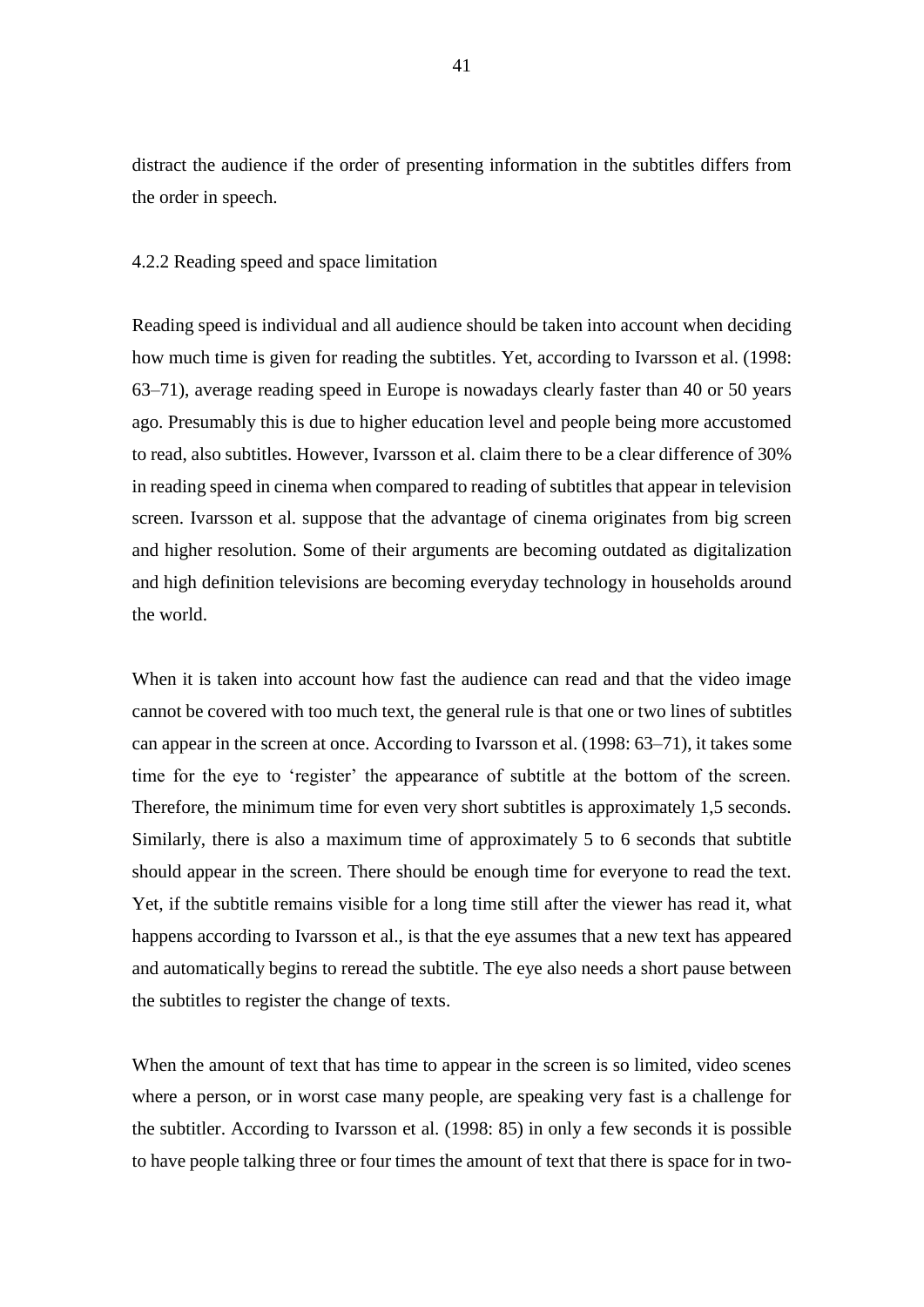distract the audience if the order of presenting information in the subtitles differs from the order in speech.

### 4.2.2 Reading speed and space limitation

Reading speed is individual and all audience should be taken into account when deciding how much time is given for reading the subtitles. Yet, according to Ivarsson et al. (1998: 63–71), average reading speed in Europe is nowadays clearly faster than 40 or 50 years ago. Presumably this is due to higher education level and people being more accustomed to read, also subtitles. However, Ivarsson et al. claim there to be a clear difference of 30% in reading speed in cinema when compared to reading of subtitles that appear in television screen. Ivarsson et al. suppose that the advantage of cinema originates from big screen and higher resolution. Some of their arguments are becoming outdated as digitalization and high definition televisions are becoming everyday technology in households around the world.

When it is taken into account how fast the audience can read and that the video image cannot be covered with too much text, the general rule is that one or two lines of subtitles can appear in the screen at once. According to Ivarsson et al. (1998: 63–71), it takes some time for the eye to 'register' the appearance of subtitle at the bottom of the screen. Therefore, the minimum time for even very short subtitles is approximately 1,5 seconds. Similarly, there is also a maximum time of approximately 5 to 6 seconds that subtitle should appear in the screen. There should be enough time for everyone to read the text. Yet, if the subtitle remains visible for a long time still after the viewer has read it, what happens according to Ivarsson et al., is that the eye assumes that a new text has appeared and automatically begins to reread the subtitle. The eye also needs a short pause between the subtitles to register the change of texts.

When the amount of text that has time to appear in the screen is so limited, video scenes where a person, or in worst case many people, are speaking very fast is a challenge for the subtitler. According to Ivarsson et al. (1998: 85) in only a few seconds it is possible to have people talking three or four times the amount of text that there is space for in two-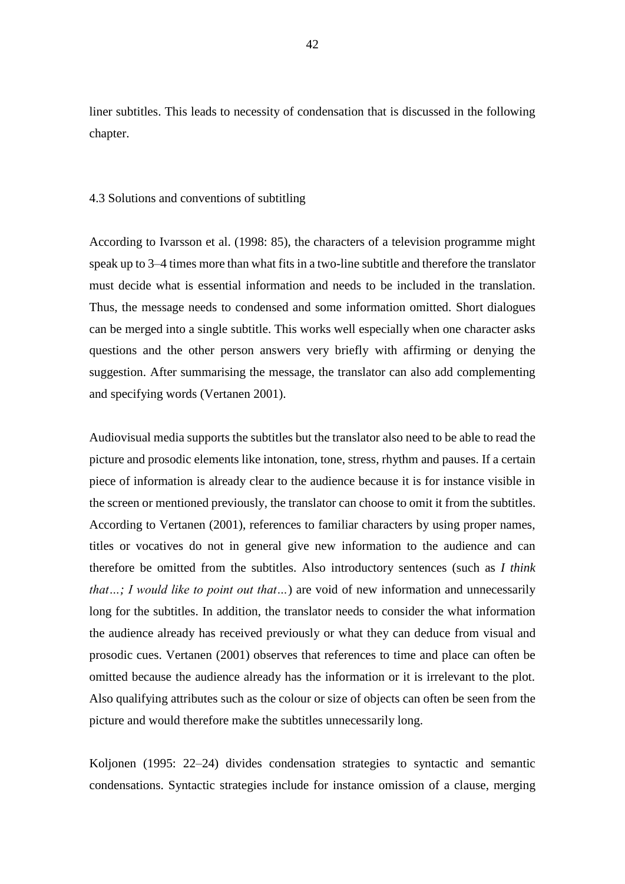liner subtitles. This leads to necessity of condensation that is discussed in the following chapter.

## 4.3 Solutions and conventions of subtitling

According to Ivarsson et al. (1998: 85), the characters of a television programme might speak up to 3–4 times more than what fits in a two-line subtitle and therefore the translator must decide what is essential information and needs to be included in the translation. Thus, the message needs to condensed and some information omitted. Short dialogues can be merged into a single subtitle. This works well especially when one character asks questions and the other person answers very briefly with affirming or denying the suggestion. After summarising the message, the translator can also add complementing and specifying words (Vertanen 2001).

Audiovisual media supports the subtitles but the translator also need to be able to read the picture and prosodic elements like intonation, tone, stress, rhythm and pauses. If a certain piece of information is already clear to the audience because it is for instance visible in the screen or mentioned previously, the translator can choose to omit it from the subtitles. According to Vertanen (2001), references to familiar characters by using proper names, titles or vocatives do not in general give new information to the audience and can therefore be omitted from the subtitles. Also introductory sentences (such as *I think that…; I would like to point out that…*) are void of new information and unnecessarily long for the subtitles. In addition, the translator needs to consider the what information the audience already has received previously or what they can deduce from visual and prosodic cues. Vertanen (2001) observes that references to time and place can often be omitted because the audience already has the information or it is irrelevant to the plot. Also qualifying attributes such as the colour or size of objects can often be seen from the picture and would therefore make the subtitles unnecessarily long.

Koljonen (1995: 22–24) divides condensation strategies to syntactic and semantic condensations. Syntactic strategies include for instance omission of a clause, merging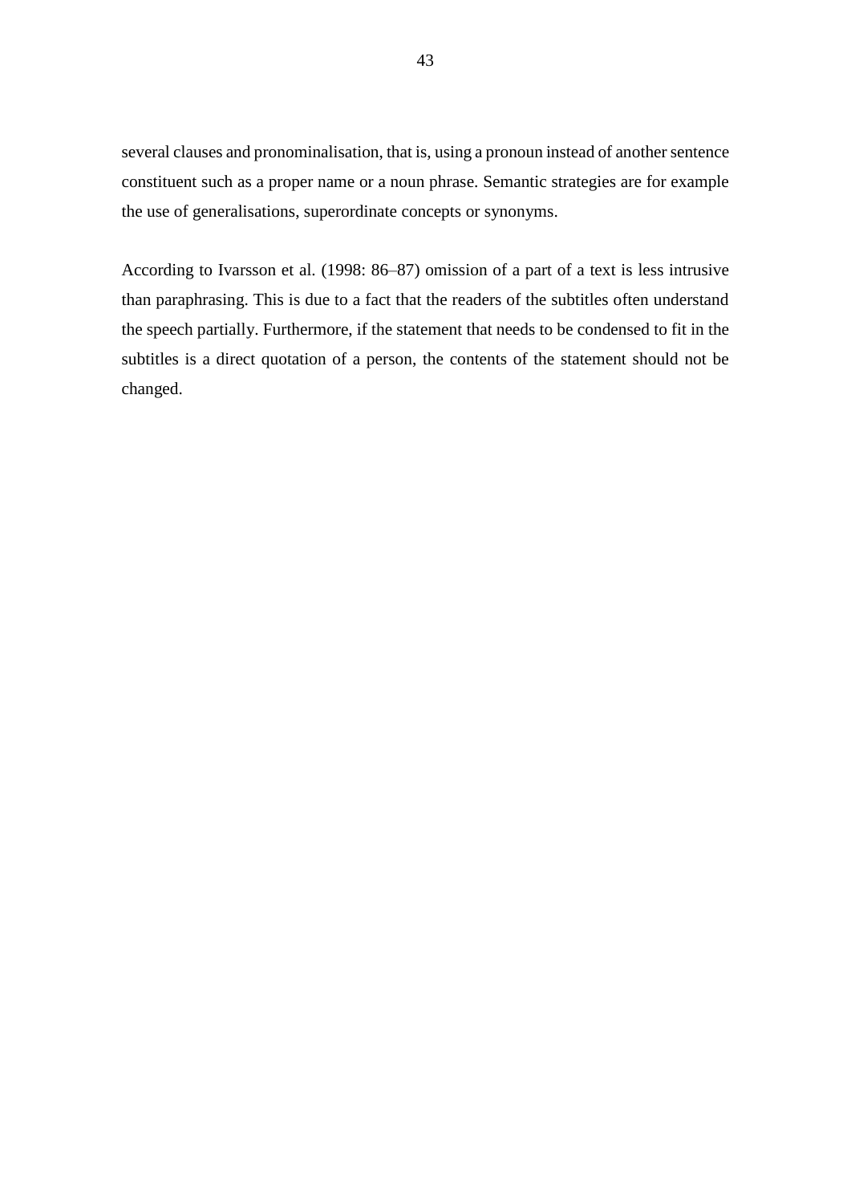several clauses and pronominalisation, that is, using a pronoun instead of another sentence constituent such as a proper name or a noun phrase. Semantic strategies are for example the use of generalisations, superordinate concepts or synonyms.

According to Ivarsson et al. (1998: 86–87) omission of a part of a text is less intrusive than paraphrasing. This is due to a fact that the readers of the subtitles often understand the speech partially. Furthermore, if the statement that needs to be condensed to fit in the subtitles is a direct quotation of a person, the contents of the statement should not be changed.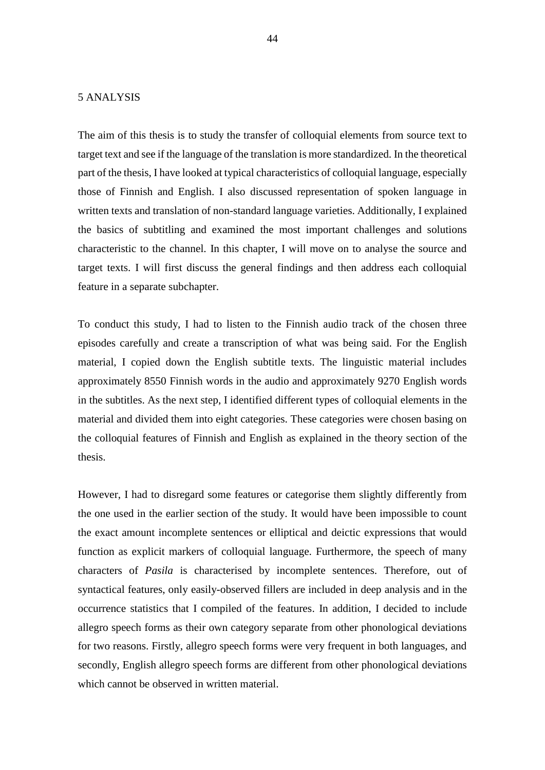# 5 ANALYSIS

The aim of this thesis is to study the transfer of colloquial elements from source text to target text and see if the language of the translation is more standardized. In the theoretical part of the thesis, I have looked at typical characteristics of colloquial language, especially those of Finnish and English. I also discussed representation of spoken language in written texts and translation of non-standard language varieties. Additionally, I explained the basics of subtitling and examined the most important challenges and solutions characteristic to the channel. In this chapter, I will move on to analyse the source and target texts. I will first discuss the general findings and then address each colloquial feature in a separate subchapter.

To conduct this study, I had to listen to the Finnish audio track of the chosen three episodes carefully and create a transcription of what was being said. For the English material, I copied down the English subtitle texts. The linguistic material includes approximately 8550 Finnish words in the audio and approximately 9270 English words in the subtitles. As the next step, I identified different types of colloquial elements in the material and divided them into eight categories. These categories were chosen basing on the colloquial features of Finnish and English as explained in the theory section of the thesis.

However, I had to disregard some features or categorise them slightly differently from the one used in the earlier section of the study. It would have been impossible to count the exact amount incomplete sentences or elliptical and deictic expressions that would function as explicit markers of colloquial language. Furthermore, the speech of many characters of *Pasila* is characterised by incomplete sentences. Therefore, out of syntactical features, only easily-observed fillers are included in deep analysis and in the occurrence statistics that I compiled of the features. In addition, I decided to include allegro speech forms as their own category separate from other phonological deviations for two reasons. Firstly, allegro speech forms were very frequent in both languages, and secondly, English allegro speech forms are different from other phonological deviations which cannot be observed in written material.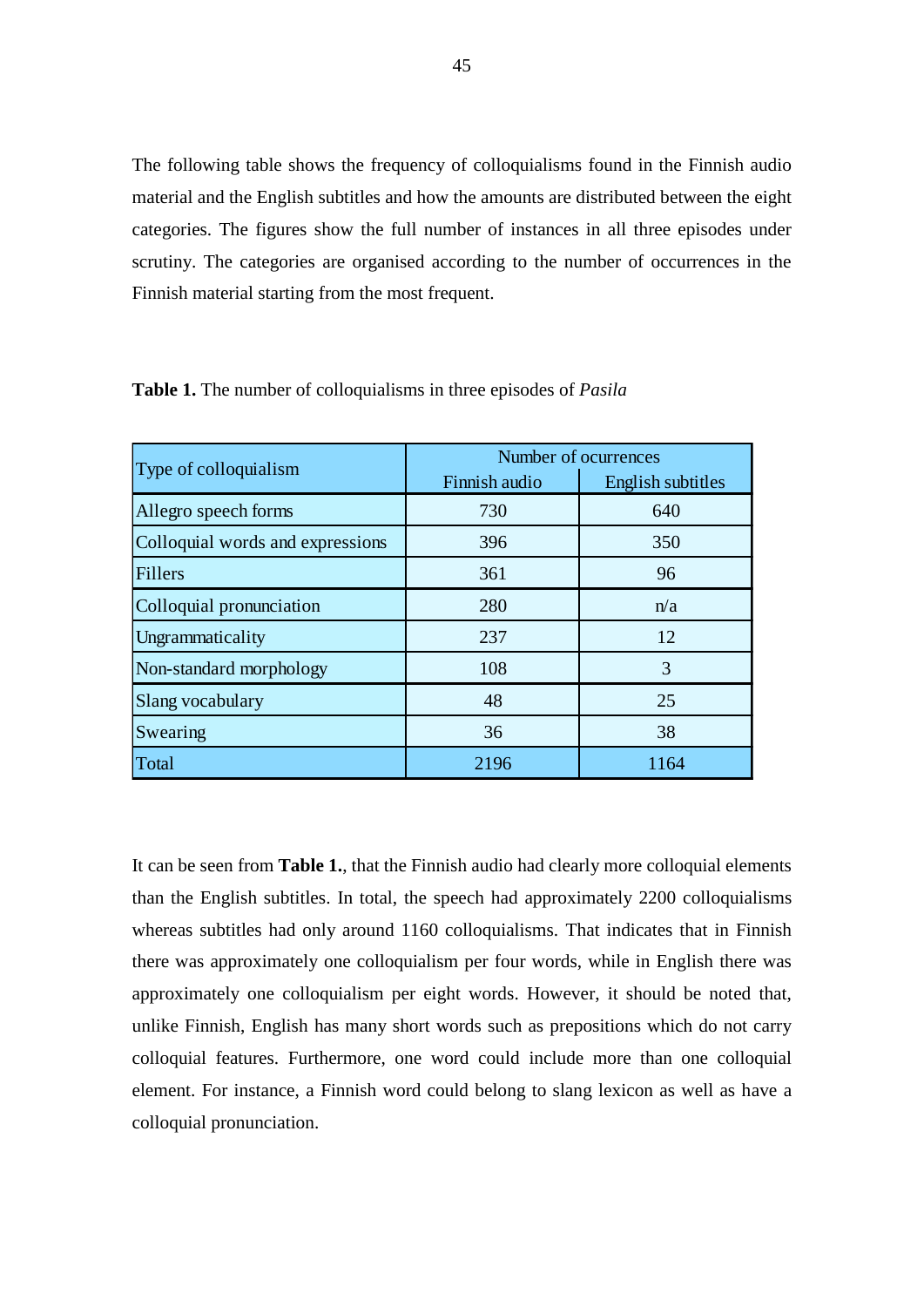The following table shows the frequency of colloquialisms found in the Finnish audio material and the English subtitles and how the amounts are distributed between the eight categories. The figures show the full number of instances in all three episodes under scrutiny. The categories are organised according to the number of occurrences in the Finnish material starting from the most frequent.

**Table 1.** The number of colloquialisms in three episodes of *Pasila*

| Type of colloquialism | Number of ocurrences | |
|---|---|---|
| | Finnish audio | English subtitles |
| Allegro speech forms | 730 | 640 |
| Colloquial words and expressions | 396 | 350 |
| Fillers | 361 | 96 |
| Colloquial pronunciation | 280 | n/a |
| Ungrammaticality | 237 | 12 |
| Non-standard morphology | 108 | 3 |
| Slang vocabulary | 48 | 25 |
| Swearing | 36 | 38 |
| Total | 2196 | 1164 |

It can be seen from **Table 1.**, that the Finnish audio had clearly more colloquial elements than the English subtitles. In total, the speech had approximately 2200 colloquialisms whereas subtitles had only around 1160 colloquialisms. That indicates that in Finnish there was approximately one colloquialism per four words, while in English there was approximately one colloquialism per eight words. However, it should be noted that, unlike Finnish, English has many short words such as prepositions which do not carry colloquial features. Furthermore, one word could include more than one colloquial element. For instance, a Finnish word could belong to slang lexicon as well as have a colloquial pronunciation.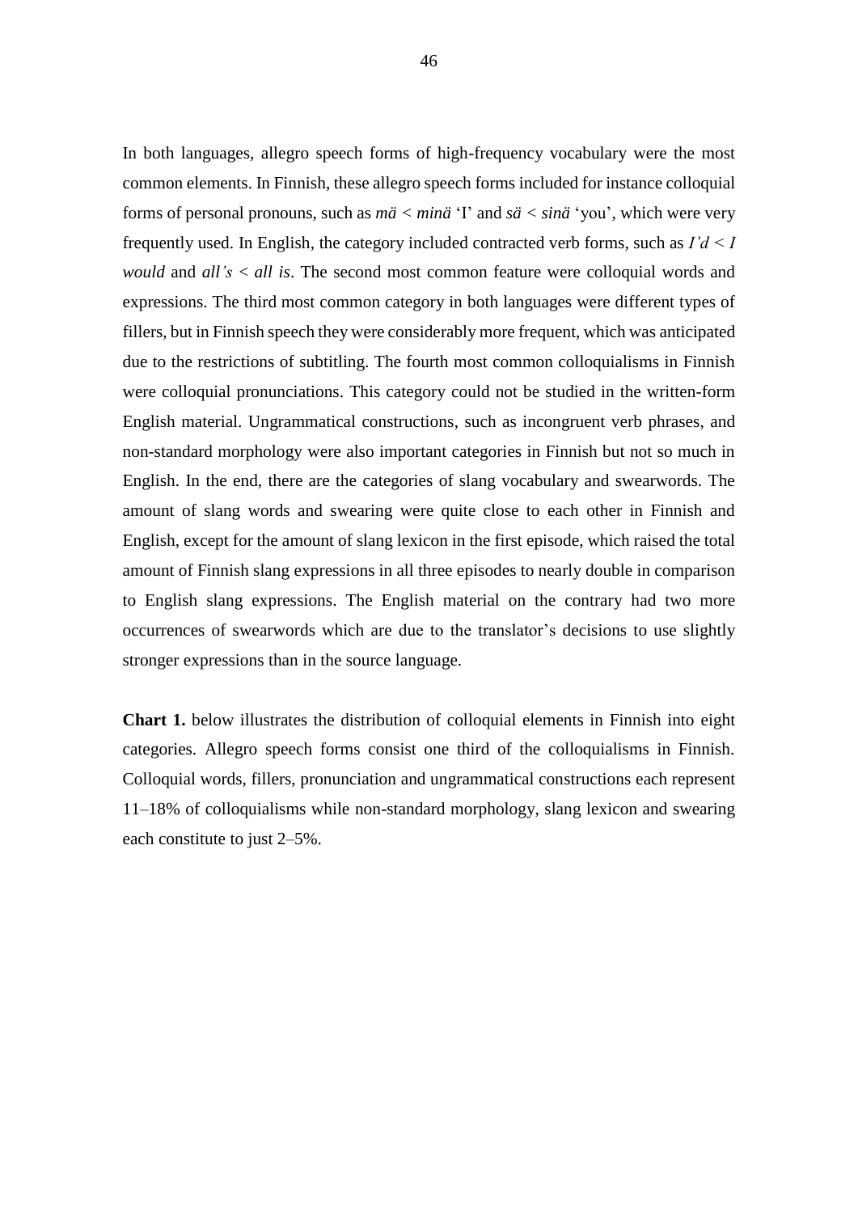In both languages, allegro speech forms of high-frequency vocabulary were the most common elements. In Finnish, these allegro speech forms included for instance colloquial forms of personal pronouns, such as *mä* < *minä* ‘I’ and *sä* < *sinä* ‘you’, which were very frequently used. In English, the category included contracted verb forms, such as *I’d* < *I would* and *all’s* < *all is*. The second most common feature were colloquial words and expressions. The third most common category in both languages were different types of fillers, but in Finnish speech they were considerably more frequent, which was anticipated due to the restrictions of subtitling. The fourth most common colloquialisms in Finnish were colloquial pronunciations. This category could not be studied in the written-form English material. Ungrammatical constructions, such as incongruent verb phrases, and non-standard morphology were also important categories in Finnish but not so much in English. In the end, there are the categories of slang vocabulary and swearwords. The amount of slang words and swearing were quite close to each other in Finnish and English, except for the amount of slang lexicon in the first episode, which raised the total amount of Finnish slang expressions in all three episodes to nearly double in comparison to English slang expressions. The English material on the contrary had two more occurrences of swearwords which are due to the translator’s decisions to use slightly stronger expressions than in the source language.

**Chart 1.** below illustrates the distribution of colloquial elements in Finnish into eight categories. Allegro speech forms consist one third of the colloquialisms in Finnish. Colloquial words, fillers, pronunciation and ungrammatical constructions each represent 11–18% of colloquialisms while non-standard morphology, slang lexicon and swearing each constitute to just 2–5%.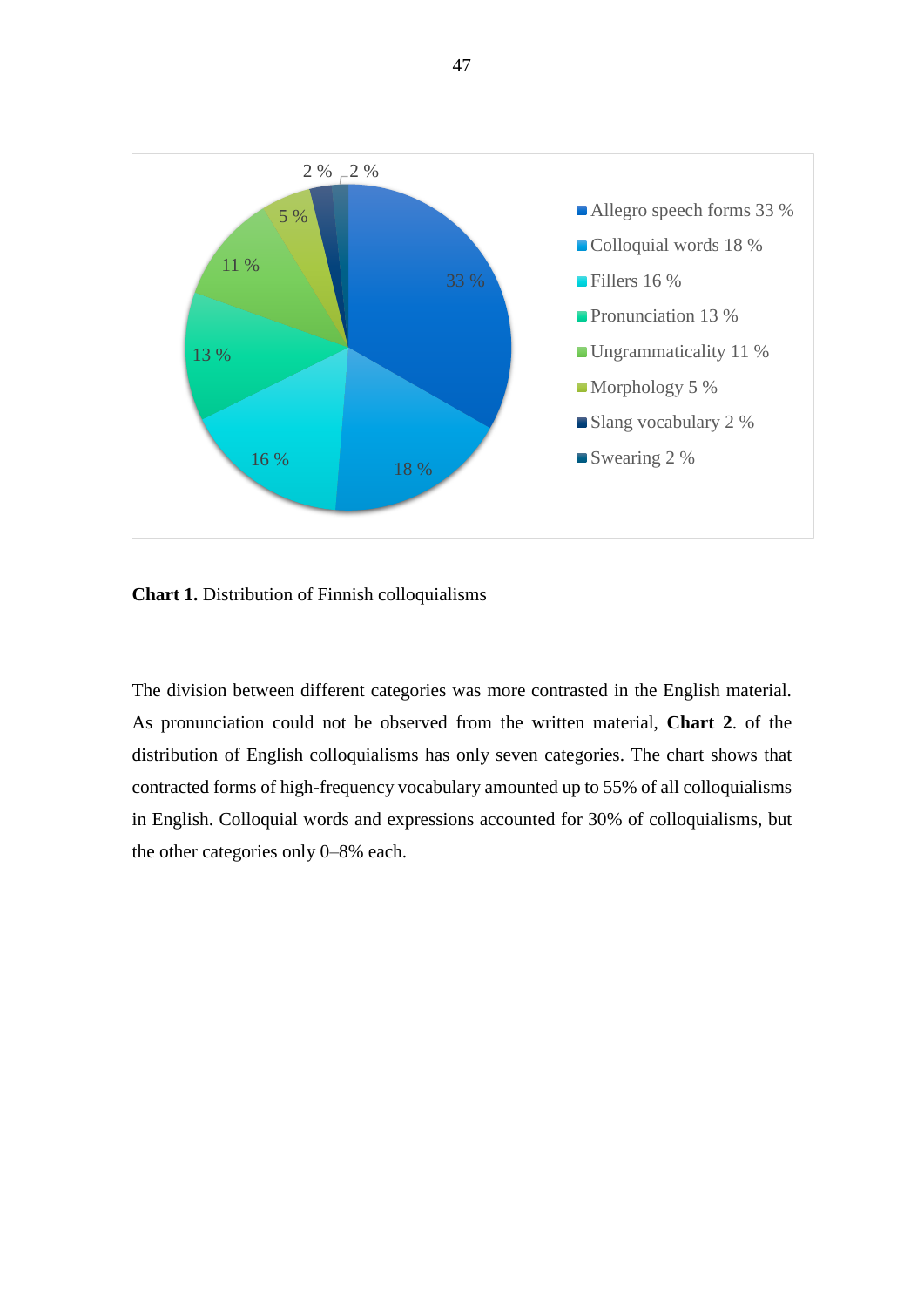Allegro speech forms 33 %
Colloquial words 18 %
Fillers 16 %
Pronunciation 13 %
Ungrammaticality 11 %
Morphology 5 %
Slang vocabulary 2 %
Swearing 2 %

**Chart 1.** Distribution of Finnish colloquialisms

The division between different categories was more contrasted in the English material. As pronunciation could not be observed from the written material, **Chart 2**. of the distribution of English colloquialisms has only seven categories. The chart shows that contracted forms of high-frequency vocabulary amounted up to 55% of all colloquialisms in English. Colloquial words and expressions accounted for 30% of colloquialisms, but the other categories only 0–8% each.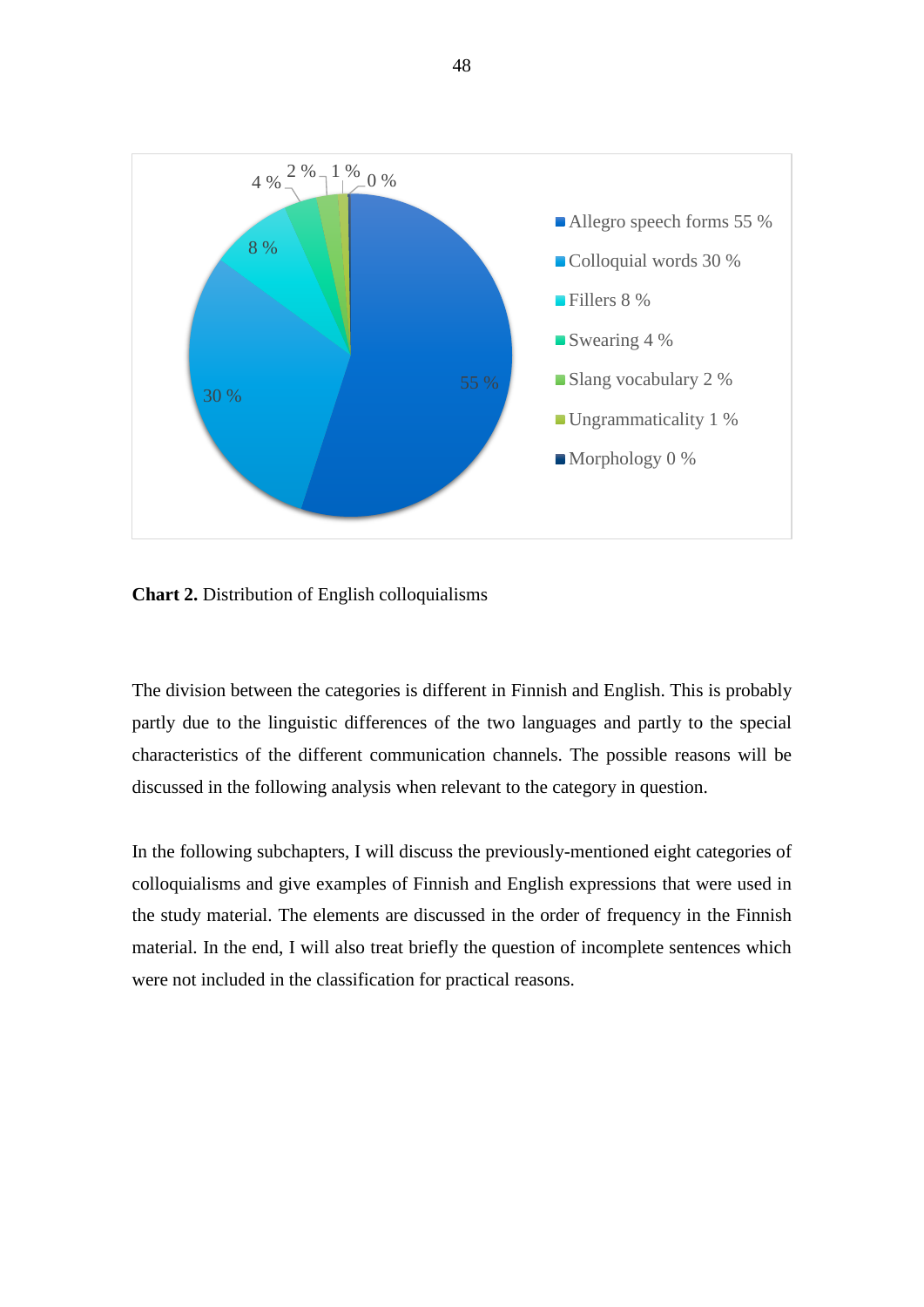**Chart 2.** Distribution of English colloquialisms

The division between the categories is different in Finnish and English. This is probably partly due to the linguistic differences of the two languages and partly to the special characteristics of the different communication channels. The possible reasons will be discussed in the following analysis when relevant to the category in question.

In the following subchapters, I will discuss the previously-mentioned eight categories of colloquialisms and give examples of Finnish and English expressions that were used in the study material. The elements are discussed in the order of frequency in the Finnish material. In the end, I will also treat briefly the question of incomplete sentences which were not included in the classification for practical reasons.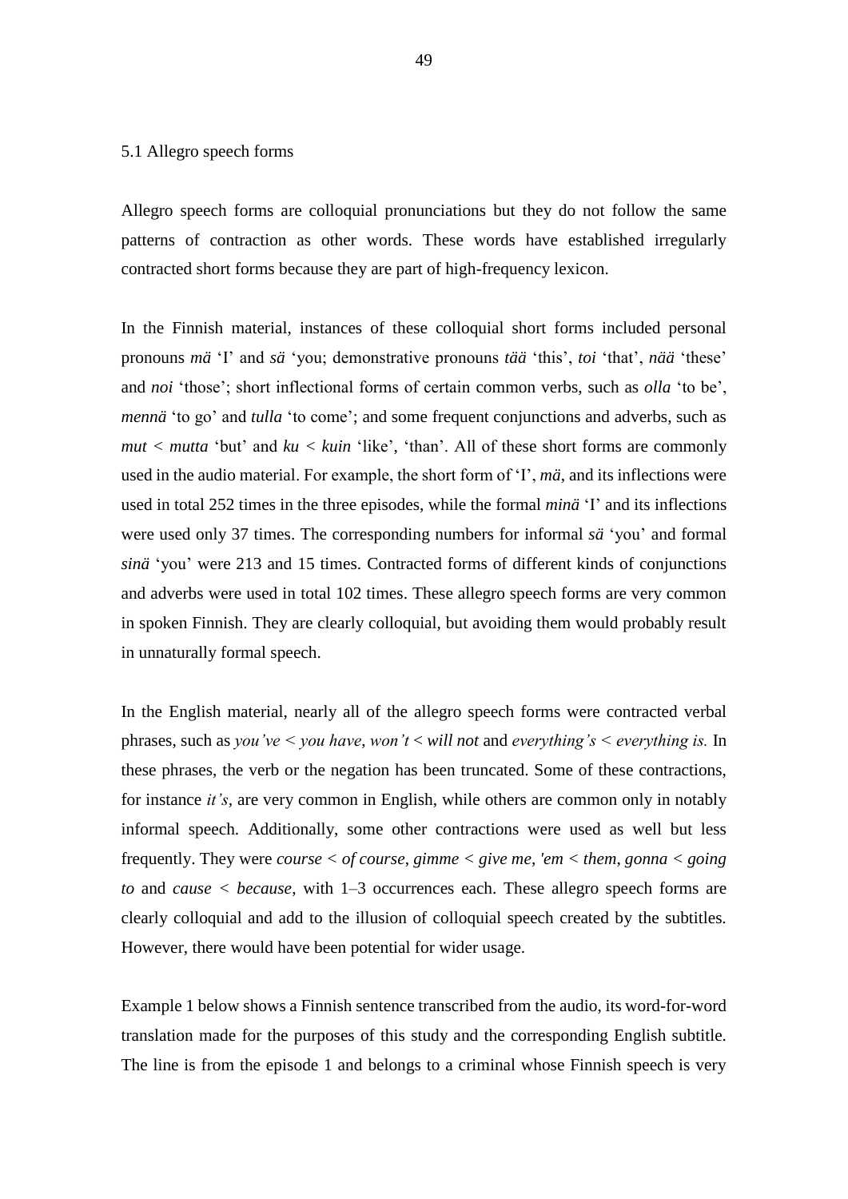## 5.1 Allegro speech forms

Allegro speech forms are colloquial pronunciations but they do not follow the same patterns of contraction as other words. These words have established irregularly contracted short forms because they are part of high-frequency lexicon.

In the Finnish material, instances of these colloquial short forms included personal pronouns *mä* 'I' and *sä* 'you; demonstrative pronouns *tää* 'this', *toi* 'that', *nää* 'these' and *noi* 'those'; short inflectional forms of certain common verbs, such as *olla* 'to be', *mennä* 'to go' and *tulla* 'to come'; and some frequent conjunctions and adverbs, such as *mut* < *mutta* 'but' and *ku* < *kuin* 'like', 'than'. All of these short forms are commonly used in the audio material. For example, the short form of 'I', *mä*, and its inflections were used in total 252 times in the three episodes, while the formal *minä* 'I' and its inflections were used only 37 times. The corresponding numbers for informal *sä* 'you' and formal *sinä* 'you' were 213 and 15 times. Contracted forms of different kinds of conjunctions and adverbs were used in total 102 times. These allegro speech forms are very common in spoken Finnish. They are clearly colloquial, but avoiding them would probably result in unnaturally formal speech.

In the English material, nearly all of the allegro speech forms were contracted verbal phrases, such as *you've* < *you have*, *won't* < *will not* and *everything's* < *everything is.* In these phrases, the verb or the negation has been truncated. Some of these contractions, for instance *it's*, are very common in English, while others are common only in notably informal speech. Additionally, some other contractions were used as well but less frequently. They were *course* < *of course*, *gimme* < *give me*, *'em* < *them*, *gonna* < *going to* and *cause* < *because*, with 1–3 occurrences each. These allegro speech forms are clearly colloquial and add to the illusion of colloquial speech created by the subtitles. However, there would have been potential for wider usage.

Example 1 below shows a Finnish sentence transcribed from the audio, its word-for-word translation made for the purposes of this study and the corresponding English subtitle. The line is from the episode 1 and belongs to a criminal whose Finnish speech is very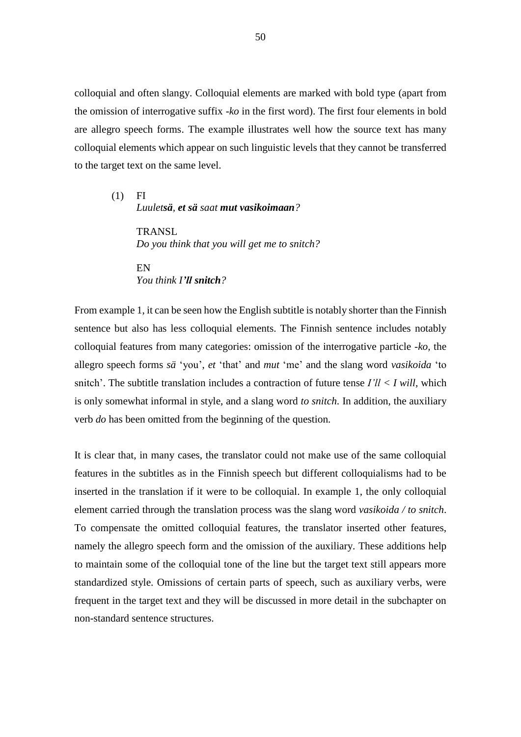colloquial and often slangy. Colloquial elements are marked with bold type (apart from the omission of interrogative suffix *-ko* in the first word). The first four elements in bold are allegro speech forms. The example illustrates well how the source text has many colloquial elements which appear on such linguistic levels that they cannot be transferred to the target text on the same level.

(1) FI
*Luulet**sä**, **et sä** saat **mut vasikoimaan**?*

TRANSL
*Do you think that you will get me to snitch?*

EN
*You think I**'ll snitch**?*

From example 1, it can be seen how the English subtitle is notably shorter than the Finnish sentence but also has less colloquial elements. The Finnish sentence includes notably colloquial features from many categories: omission of the interrogative particle *-ko,* the allegro speech forms *sä* 'you', *et* 'that' and *mut* 'me' and the slang word *vasikoida* 'to snitch'. The subtitle translation includes a contraction of future tense *I'll < I will,* which is only somewhat informal in style, and a slang word *to snitch.* In addition, the auxiliary verb *do* has been omitted from the beginning of the question.

It is clear that, in many cases, the translator could not make use of the same colloquial features in the subtitles as in the Finnish speech but different colloquialisms had to be inserted in the translation if it were to be colloquial. In example 1, the only colloquial element carried through the translation process was the slang word *vasikoida / to snitch*. To compensate the omitted colloquial features, the translator inserted other features, namely the allegro speech form and the omission of the auxiliary. These additions help to maintain some of the colloquial tone of the line but the target text still appears more standardized style. Omissions of certain parts of speech, such as auxiliary verbs, were frequent in the target text and they will be discussed in more detail in the subchapter on non-standard sentence structures.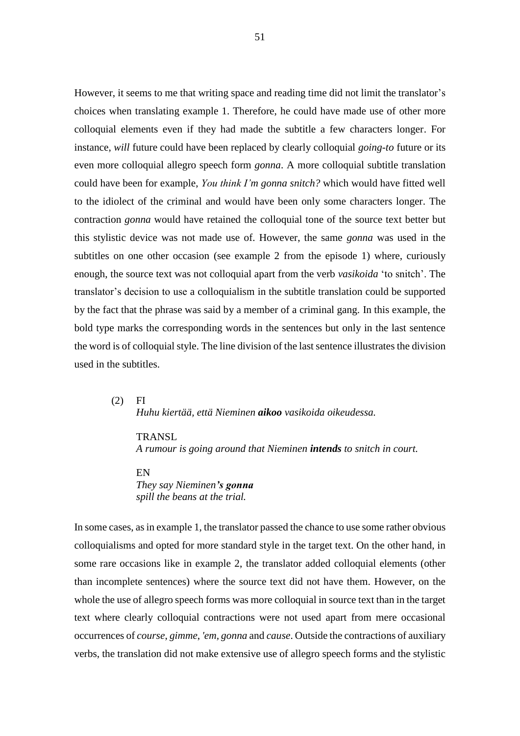However, it seems to me that writing space and reading time did not limit the translator's choices when translating example 1. Therefore, he could have made use of other more colloquial elements even if they had made the subtitle a few characters longer. For instance, *will* future could have been replaced by clearly colloquial *going-to* future or its even more colloquial allegro speech form *gonna*. A more colloquial subtitle translation could have been for example, *You think I'm gonna snitch?* which would have fitted well to the idiolect of the criminal and would have been only some characters longer. The contraction *gonna* would have retained the colloquial tone of the source text better but this stylistic device was not made use of. However, the same *gonna* was used in the subtitles on one other occasion (see example 2 from the episode 1) where, curiously enough, the source text was not colloquial apart from the verb *vasikoida* 'to snitch'. The translator's decision to use a colloquialism in the subtitle translation could be supported by the fact that the phrase was said by a member of a criminal gang. In this example, the bold type marks the corresponding words in the sentences but only in the last sentence the word is of colloquial style. The line division of the last sentence illustrates the division used in the subtitles.

(2) FI
*Huhu kiertää, että Nieminen* ***aikoo*** *vasikoida oikeudessa.*

TRANSL
*A rumour is going around that Nieminen* ***intends*** *to snitch in court.*

EN
*They say Nieminen****'s gonna***
*spill the beans at the trial.*

In some cases, as in example 1, the translator passed the chance to use some rather obvious colloquialisms and opted for more standard style in the target text. On the other hand, in some rare occasions like in example 2, the translator added colloquial elements (other than incomplete sentences) where the source text did not have them. However, on the whole the use of allegro speech forms was more colloquial in source text than in the target text where clearly colloquial contractions were not used apart from mere occasional occurrences of *course*, *gimme*, *'em*, *gonna* and *cause*. Outside the contractions of auxiliary verbs, the translation did not make extensive use of allegro speech forms and the stylistic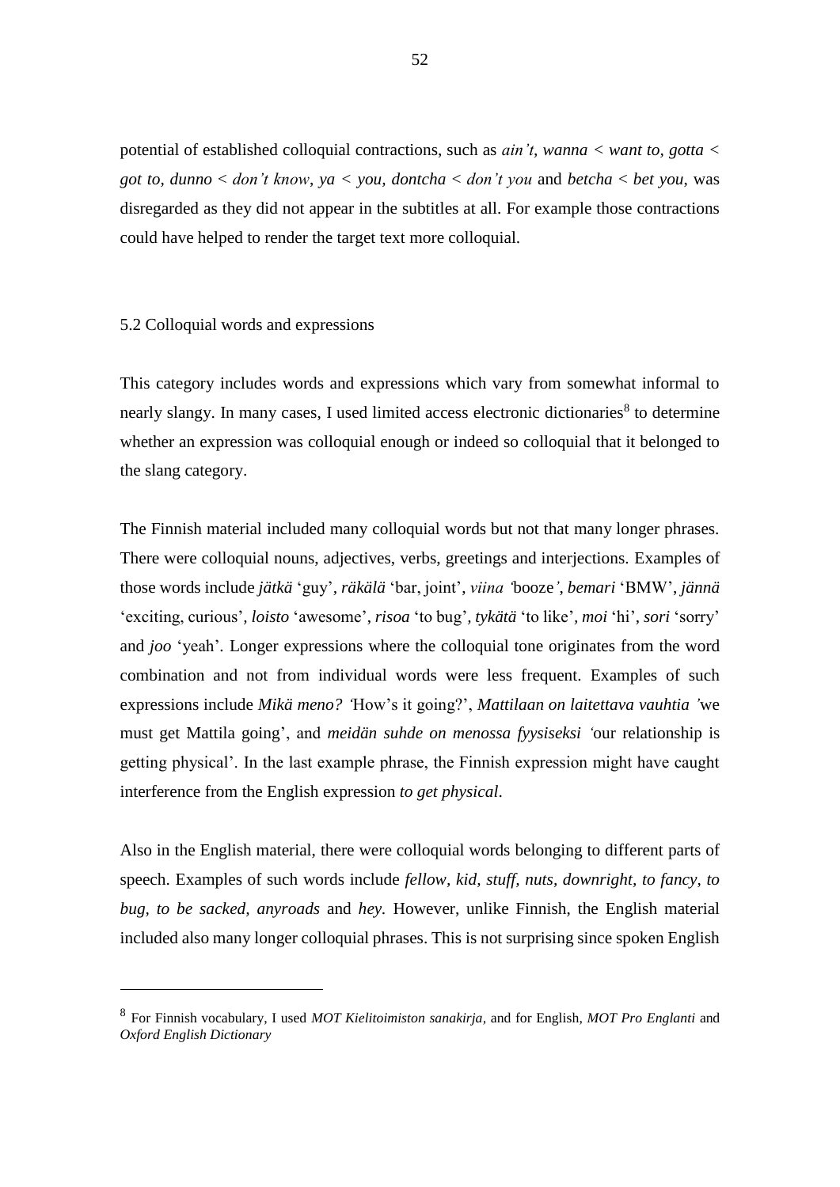potential of established colloquial contractions, such as *ain't, wanna < want to, gotta < got to, dunno < don't know, ya < you, dontcha < don't you* and *betcha < bet you*, was disregarded as they did not appear in the subtitles at all. For example those contractions could have helped to render the target text more colloquial.

## 5.2 Colloquial words and expressions

This category includes words and expressions which vary from somewhat informal to nearly slangy. In many cases, I used limited access electronic dictionaries[8] to determine whether an expression was colloquial enough or indeed so colloquial that it belonged to the slang category.

The Finnish material included many colloquial words but not that many longer phrases. There were colloquial nouns, adjectives, verbs, greetings and interjections. Examples of those words include *jätkä* 'guy', *räkälä* 'bar, joint', *viina* 'booze', *bemari* 'BMW', *jännä* 'exciting, curious', *loisto* 'awesome', *risoa* 'to bug', *tykätä* 'to like', *moi* 'hi', *sori* 'sorry' and *joo* 'yeah'. Longer expressions where the colloquial tone originates from the word combination and not from individual words were less frequent. Examples of such expressions include *Mikä meno?* 'How's it going?', *Mattilaan on laitettava vauhtia* 'we must get Mattila going', and *meidän suhde on menossa fyysiseksi* 'our relationship is getting physical'. In the last example phrase, the Finnish expression might have caught interference from the English expression *to get physical*.

Also in the English material, there were colloquial words belonging to different parts of speech. Examples of such words include *fellow, kid, stuff, nuts, downright, to fancy, to bug, to be sacked, anyroads* and *hey*. However, unlike Finnish, the English material included also many longer colloquial phrases. This is not surprising since spoken English

---

[8] For Finnish vocabulary, I used *MOT Kielitoimiston sanakirja*, and for English, *MOT Pro Englanti* and *Oxford English Dictionary*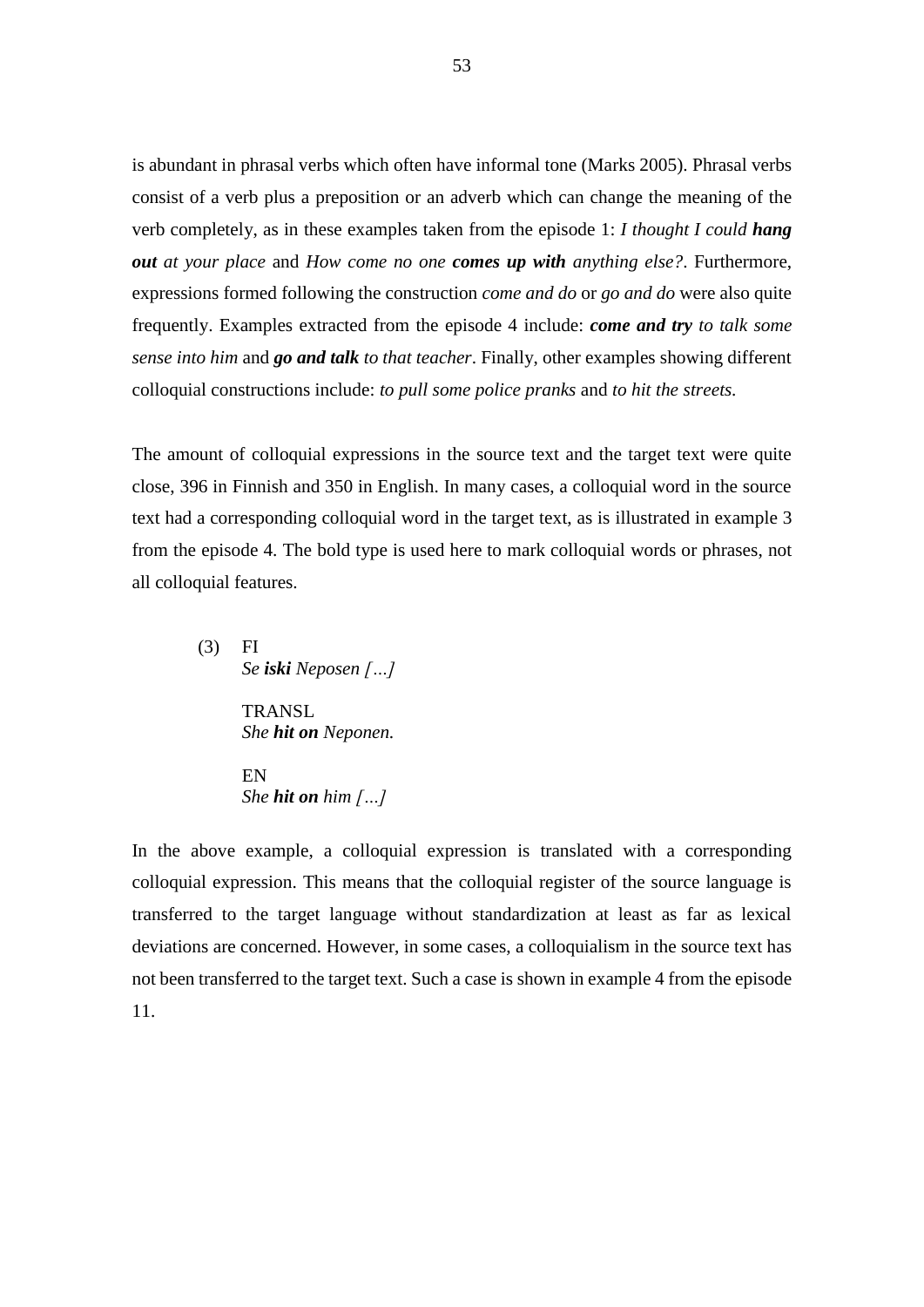is abundant in phrasal verbs which often have informal tone (Marks 2005). Phrasal verbs consist of a verb plus a preposition or an adverb which can change the meaning of the verb completely, as in these examples taken from the episode 1: *I thought I could* ***hang out*** *at your place* and *How come no one* ***comes up with*** *anything else?*. Furthermore, expressions formed following the construction *come and do* or *go and do* were also quite frequently. Examples extracted from the episode 4 include: ***come and try*** *to talk some sense into him* and ***go and talk*** *to that teacher*. Finally, other examples showing different colloquial constructions include: *to pull some police pranks* and *to hit the streets*.

The amount of colloquial expressions in the source text and the target text were quite close, 396 in Finnish and 350 in English. In many cases, a colloquial word in the source text had a corresponding colloquial word in the target text, as is illustrated in example 3 from the episode 4. The bold type is used here to mark colloquial words or phrases, not all colloquial features.

(3) FI
*Se* ***iski*** *Neposen […]*

TRANSL
*She* ***hit on*** *Neponen.*

EN
*She* ***hit on*** *him […]*

In the above example, a colloquial expression is translated with a corresponding colloquial expression. This means that the colloquial register of the source language is transferred to the target language without standardization at least as far as lexical deviations are concerned. However, in some cases, a colloquialism in the source text has not been transferred to the target text. Such a case is shown in example 4 from the episode 11.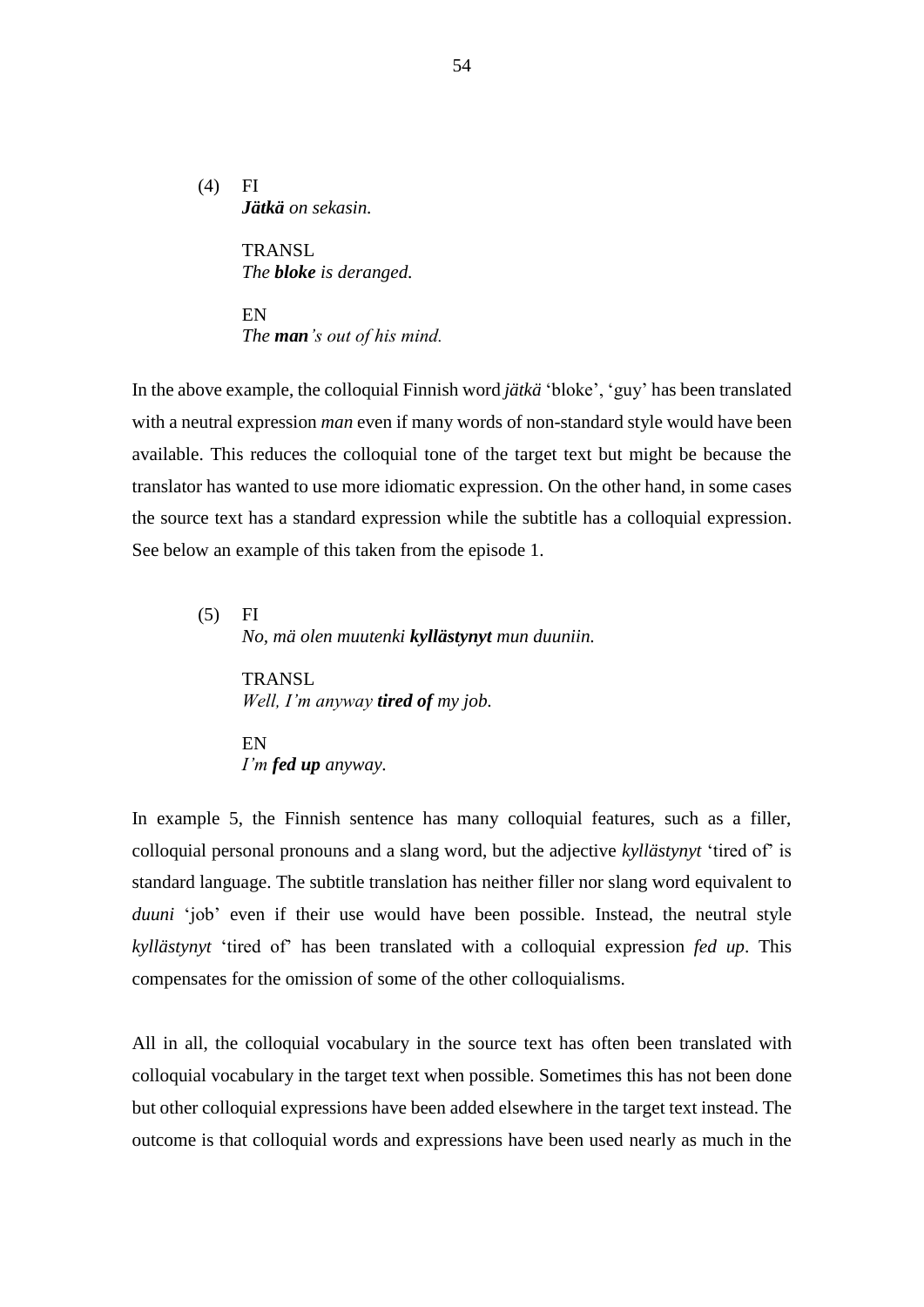(4) FI
*__Jätkä__ on sekasin.*

TRANSL
*The __bloke__ is deranged.*

EN
*The __man__'s out of his mind.*

In the above example, the colloquial Finnish word *jätkä* 'bloke', 'guy' has been translated with a neutral expression *man* even if many words of non-standard style would have been available. This reduces the colloquial tone of the target text but might be because the translator has wanted to use more idiomatic expression. On the other hand, in some cases the source text has a standard expression while the subtitle has a colloquial expression. See below an example of this taken from the episode 1.

(5) FI
*No, mä olen muutenki __kyllästynyt__ mun duuniin.*

TRANSL
*Well, I'm anyway __tired of__ my job.*

EN
*I'm __fed up__ anyway.*

In example 5, the Finnish sentence has many colloquial features, such as a filler, colloquial personal pronouns and a slang word, but the adjective *kyllästynyt* 'tired of' is standard language. The subtitle translation has neither filler nor slang word equivalent to *duuni* 'job' even if their use would have been possible. Instead, the neutral style *kyllästynyt* 'tired of' has been translated with a colloquial expression *fed up*. This compensates for the omission of some of the other colloquialisms.

All in all, the colloquial vocabulary in the source text has often been translated with colloquial vocabulary in the target text when possible. Sometimes this has not been done but other colloquial expressions have been added elsewhere in the target text instead. The outcome is that colloquial words and expressions have been used nearly as much in the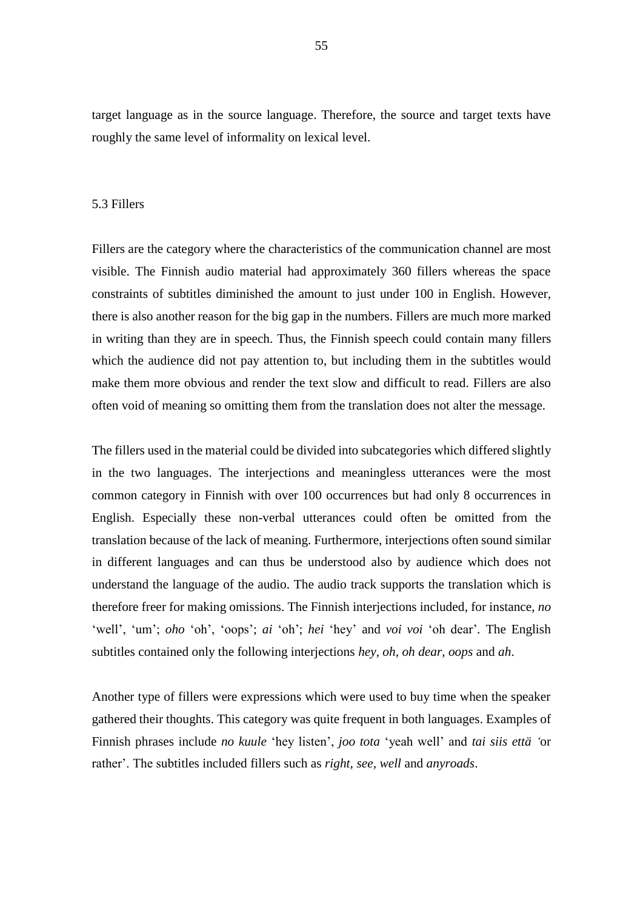target language as in the source language. Therefore, the source and target texts have roughly the same level of informality on lexical level.

## 5.3 Fillers

Fillers are the category where the characteristics of the communication channel are most visible. The Finnish audio material had approximately 360 fillers whereas the space constraints of subtitles diminished the amount to just under 100 in English. However, there is also another reason for the big gap in the numbers. Fillers are much more marked in writing than they are in speech. Thus, the Finnish speech could contain many fillers which the audience did not pay attention to, but including them in the subtitles would make them more obvious and render the text slow and difficult to read. Fillers are also often void of meaning so omitting them from the translation does not alter the message.

The fillers used in the material could be divided into subcategories which differed slightly in the two languages. The interjections and meaningless utterances were the most common category in Finnish with over 100 occurrences but had only 8 occurrences in English. Especially these non-verbal utterances could often be omitted from the translation because of the lack of meaning. Furthermore, interjections often sound similar in different languages and can thus be understood also by audience which does not understand the language of the audio. The audio track supports the translation which is therefore freer for making omissions. The Finnish interjections included, for instance, *no* 'well', 'um'; *oho* 'oh', 'oops'; *ai* 'oh'; *hei* 'hey' and *voi voi* 'oh dear'. The English subtitles contained only the following interjections *hey, oh, oh dear, oops* and *ah*.

Another type of fillers were expressions which were used to buy time when the speaker gathered their thoughts. This category was quite frequent in both languages. Examples of Finnish phrases include *no kuule* 'hey listen', *joo tota* 'yeah well' and *tai siis että* 'or rather'. The subtitles included fillers such as *right, see, well* and *anyroads*.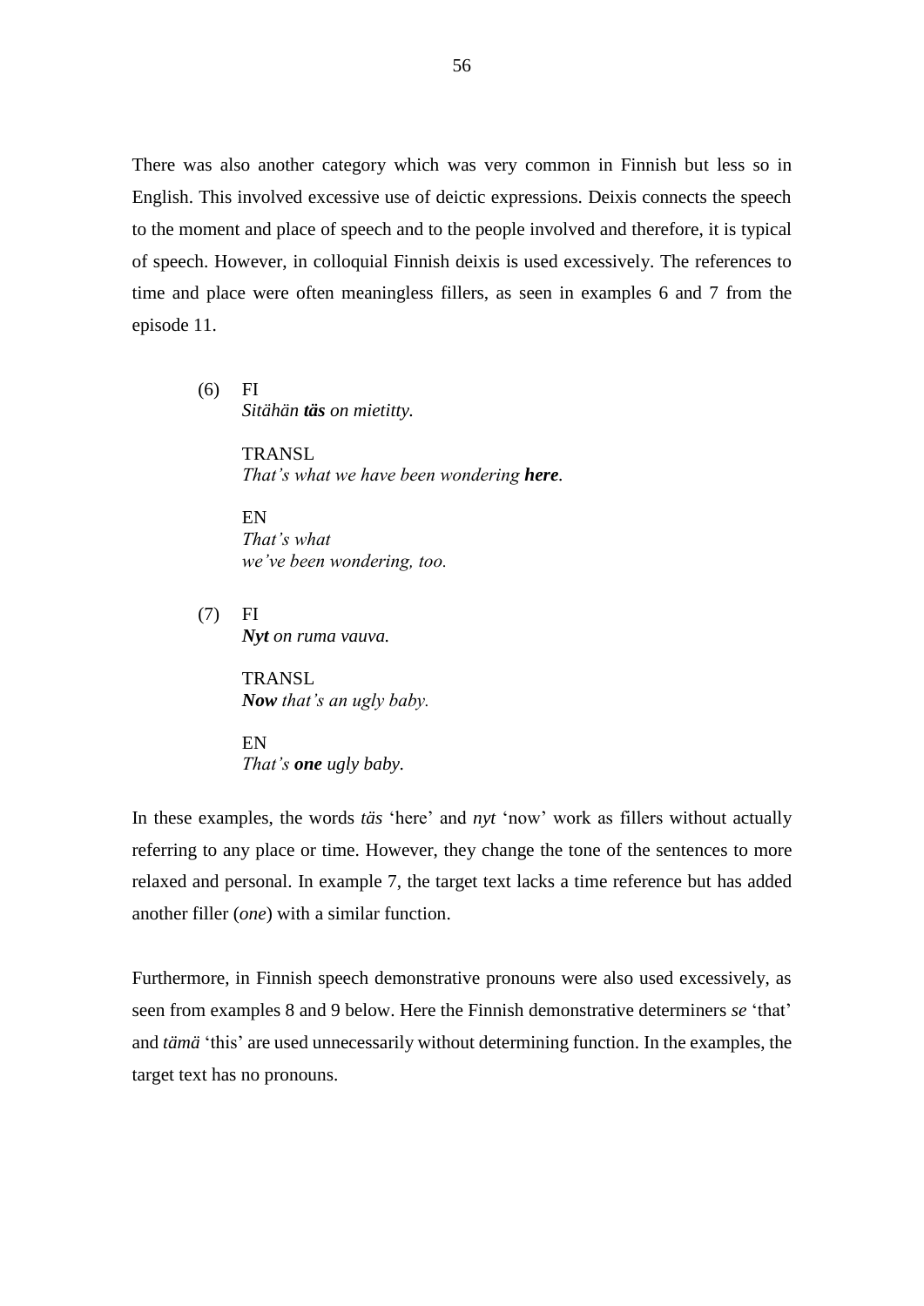There was also another category which was very common in Finnish but less so in English. This involved excessive use of deictic expressions. Deixis connects the speech to the moment and place of speech and to the people involved and therefore, it is typical of speech. However, in colloquial Finnish deixis is used excessively. The references to time and place were often meaningless fillers, as seen in examples 6 and 7 from the episode 11.

(6) FI
*Sitähän **täs** on mietitty.*

TRANSL
*That's what we have been wondering **here**.*

EN
*That's what*
*we've been wondering, too.*

(7) FI
***Nyt** on ruma vauva.*

TRANSL
***Now** that's an ugly baby.*

EN
*That's **one** ugly baby.*

In these examples, the words *täs* 'here' and *nyt* 'now' work as fillers without actually referring to any place or time. However, they change the tone of the sentences to more relaxed and personal. In example 7, the target text lacks a time reference but has added another filler (*one*) with a similar function.

Furthermore, in Finnish speech demonstrative pronouns were also used excessively, as seen from examples 8 and 9 below. Here the Finnish demonstrative determiners *se* 'that' and *tämä* 'this' are used unnecessarily without determining function. In the examples, the target text has no pronouns.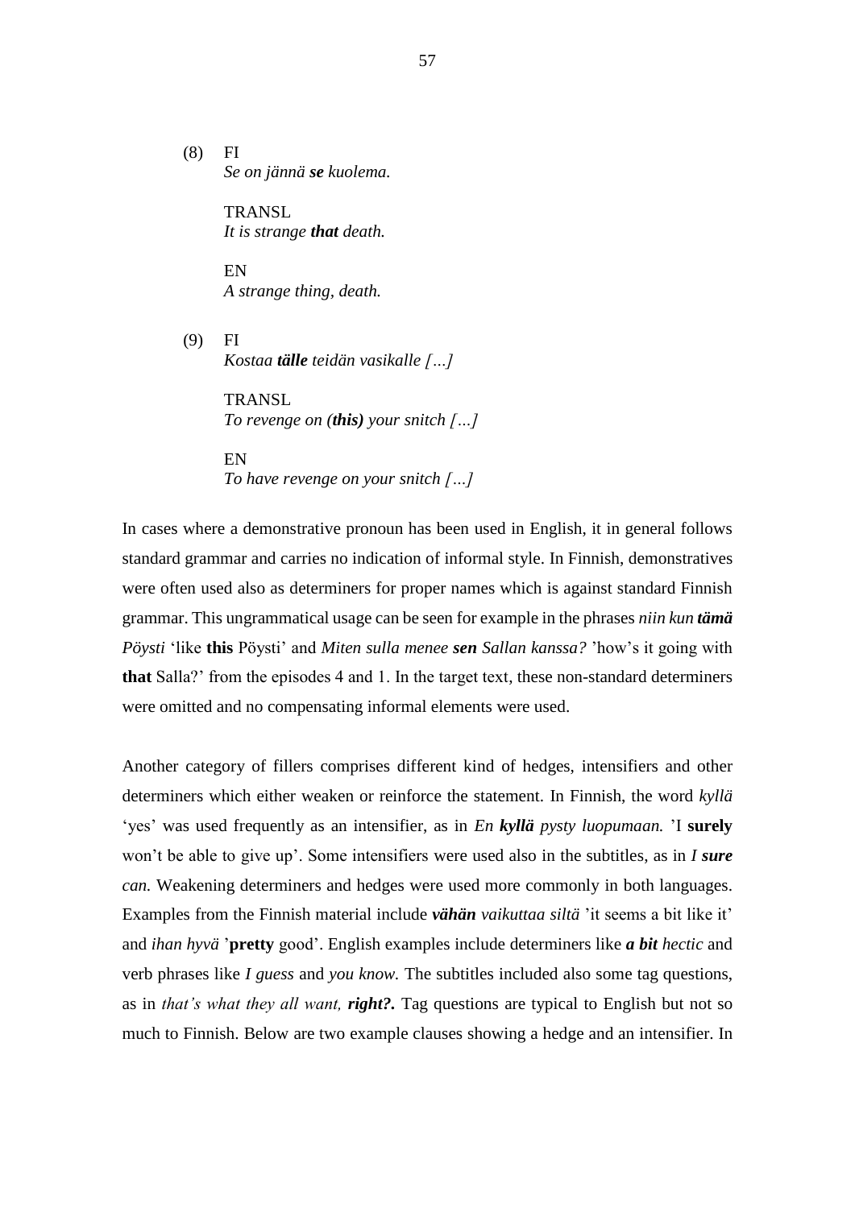(8) FI
*Se on jännä **se** kuolema.*

TRANSL
*It is strange **that** death.*

EN
*A strange thing, death.*

(9) FI
*Kostaa **tälle** teidän vasikalle […]*

TRANSL
*To revenge on (**this**) your snitch […]*

EN
*To have revenge on your snitch […]*

In cases where a demonstrative pronoun has been used in English, it in general follows standard grammar and carries no indication of informal style. In Finnish, demonstratives were often used also as determiners for proper names which is against standard Finnish grammar. This ungrammatical usage can be seen for example in the phrases *niin kun **tämä** Pöysti* 'like **this** Pöysti' and *Miten sulla menee **sen** Sallan kanssa?* 'how's it going with **that** Salla?' from the episodes 4 and 1. In the target text, these non-standard determiners were omitted and no compensating informal elements were used.

Another category of fillers comprises different kind of hedges, intensifiers and other determiners which either weaken or reinforce the statement. In Finnish, the word *kyllä* 'yes' was used frequently as an intensifier, as in *En **kyllä** pysty luopumaan.* 'I **surely** won't be able to give up'. Some intensifiers were used also in the subtitles, as in *I **sure** can.* Weakening determiners and hedges were used more commonly in both languages. Examples from the Finnish material include ***vähän** vaikuttaa siltä* 'it seems a bit like it' and *ihan hyvä* '**pretty** good'. English examples include determiners like ***a bit** hectic* and verb phrases like *I guess* and *you know.* The subtitles included also some tag questions, as in *that's what they all want, **right?**.* Tag questions are typical to English but not so much to Finnish. Below are two example clauses showing a hedge and an intensifier. In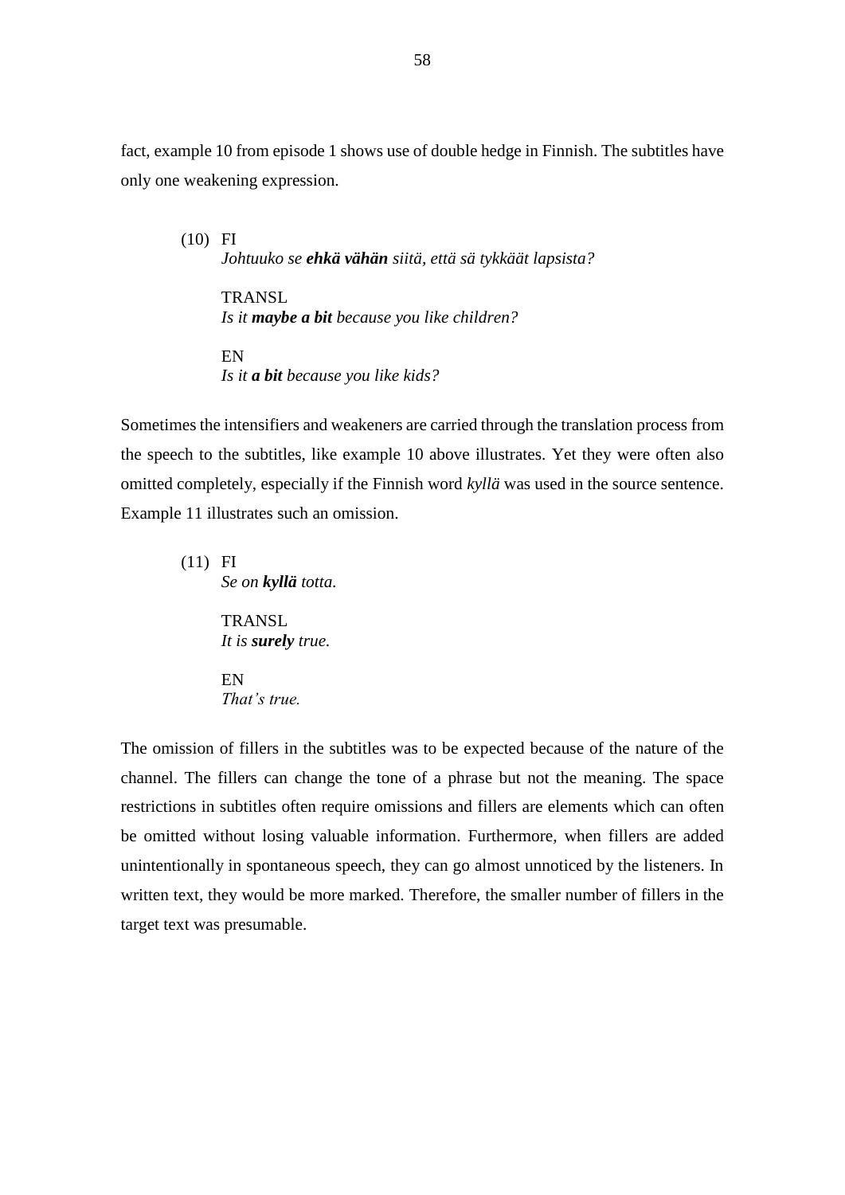fact, example 10 from episode 1 shows use of double hedge in Finnish. The subtitles have only one weakening expression.

(10) FI
*Johtuuko se **ehkä vähän** siitä, että sä tykkäät lapsista?*

TRANSL
*Is it **maybe a bit** because you like children?*

EN
*Is it **a bit** because you like kids?*

Sometimes the intensifiers and weakeners are carried through the translation process from the speech to the subtitles, like example 10 above illustrates. Yet they were often also omitted completely, especially if the Finnish word *kyllä* was used in the source sentence. Example 11 illustrates such an omission.

(11) FI
*Se on **kyllä** totta.*

TRANSL
*It is **surely** true.*

EN
*That's true.*

The omission of fillers in the subtitles was to be expected because of the nature of the channel. The fillers can change the tone of a phrase but not the meaning. The space restrictions in subtitles often require omissions and fillers are elements which can often be omitted without losing valuable information. Furthermore, when fillers are added unintentionally in spontaneous speech, they can go almost unnoticed by the listeners. In written text, they would be more marked. Therefore, the smaller number of fillers in the target text was presumable.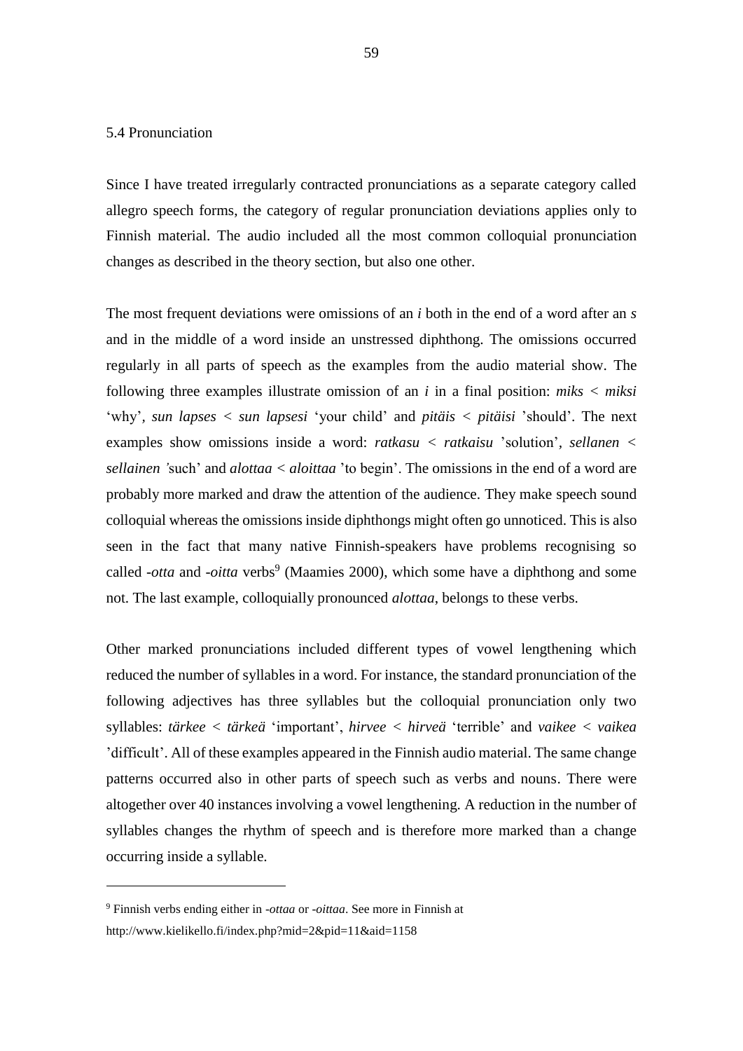## 5.4 Pronunciation

Since I have treated irregularly contracted pronunciations as a separate category called allegro speech forms, the category of regular pronunciation deviations applies only to Finnish material. The audio included all the most common colloquial pronunciation changes as described in the theory section, but also one other.

The most frequent deviations were omissions of an *i* both in the end of a word after an *s* and in the middle of a word inside an unstressed diphthong. The omissions occurred regularly in all parts of speech as the examples from the audio material show. The following three examples illustrate omission of an *i* in a final position: *miks* < *miksi* 'why', *sun lapses* < *sun lapsesi* 'your child' and *pitäis* < *pitäisi* 'should'. The next examples show omissions inside a word: *ratkasu* < *ratkaisu* 'solution', *sellanen* < *sellainen* 'such' and *alottaa* < *aloittaa* 'to begin'. The omissions in the end of a word are probably more marked and draw the attention of the audience. They make speech sound colloquial whereas the omissions inside diphthongs might often go unnoticed. This is also seen in the fact that many native Finnish-speakers have problems recognising so called *-otta* and *-oitta* verbs[9] (Maamies 2000), which some have a diphthong and some not. The last example, colloquially pronounced *alottaa*, belongs to these verbs.

Other marked pronunciations included different types of vowel lengthening which reduced the number of syllables in a word. For instance, the standard pronunciation of the following adjectives has three syllables but the colloquial pronunciation only two syllables: *tärkee* < *tärkeä* 'important', *hirvee* < *hirveä* 'terrible' and *vaikee* < *vaikea* 'difficult'. All of these examples appeared in the Finnish audio material. The same change patterns occurred also in other parts of speech such as verbs and nouns. There were altogether over 40 instances involving a vowel lengthening. A reduction in the number of syllables changes the rhythm of speech and is therefore more marked than a change occurring inside a syllable.

---

[9] Finnish verbs ending either in *-ottaa* or *-oittaa*. See more in Finnish at http://www.kielikello.fi/index.php?mid=2&pid=11&aid=1158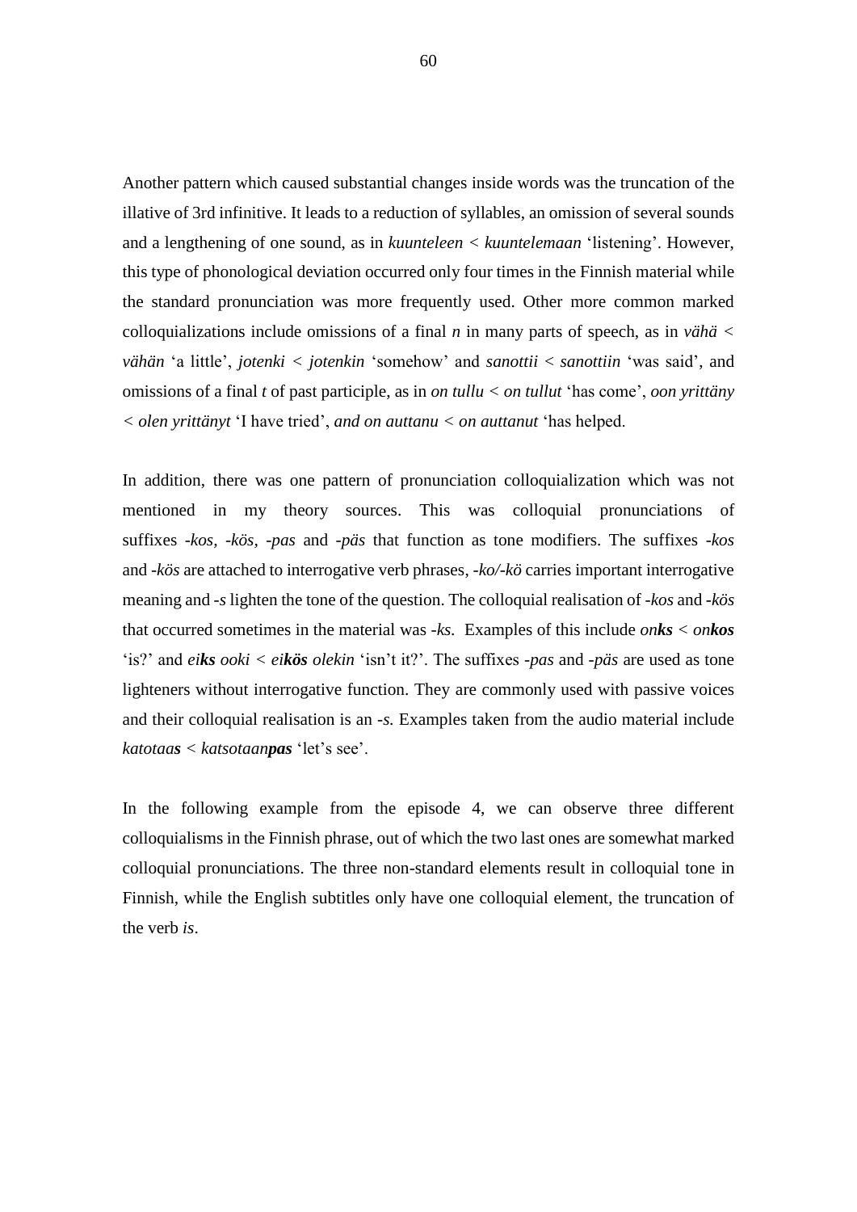Another pattern which caused substantial changes inside words was the truncation of the illative of 3rd infinitive. It leads to a reduction of syllables, an omission of several sounds and a lengthening of one sound, as in *kuunteleen < kuuntelemaan* 'listening'. However, this type of phonological deviation occurred only four times in the Finnish material while the standard pronunciation was more frequently used. Other more common marked colloquializations include omissions of a final *n* in many parts of speech, as in *vähä < vähän* 'a little', *jotenki < jotenkin* 'somehow' and *sanottii < sanottiin* 'was said', and omissions of a final *t* of past participle, as in *on tullu < on tullut* 'has come', *oon yrittäny < olen yrittänyt* 'I have tried', *and on auttanu < on auttanut* 'has helped.

In addition, there was one pattern of pronunciation colloquialization which was not mentioned in my theory sources. This was colloquial pronunciations of suffixes *-kos*, *-kös*, *-pas* and *-päs* that function as tone modifiers. The suffixes *-kos* and *-kös* are attached to interrogative verb phrases, *-ko/-kö* carries important interrogative meaning and *-s* lighten the tone of the question. The colloquial realisation of *-kos* and *-kös* that occurred sometimes in the material was *-ks.* Examples of this include *on**ks** < on**kos*** 'is?' and *ei**ks** ooki < ei**kös** olekin* 'isn't it?'. The suffixes *-pas* and *-päs* are used as tone lighteners without interrogative function. They are commonly used with passive voices and their colloquial realisation is an *-s.* Examples taken from the audio material include *katotaa**s** < katsotaan**pas*** 'let's see'.

In the following example from the episode 4, we can observe three different colloquialisms in the Finnish phrase, out of which the two last ones are somewhat marked colloquial pronunciations. The three non-standard elements result in colloquial tone in Finnish, while the English subtitles only have one colloquial element, the truncation of the verb *is*.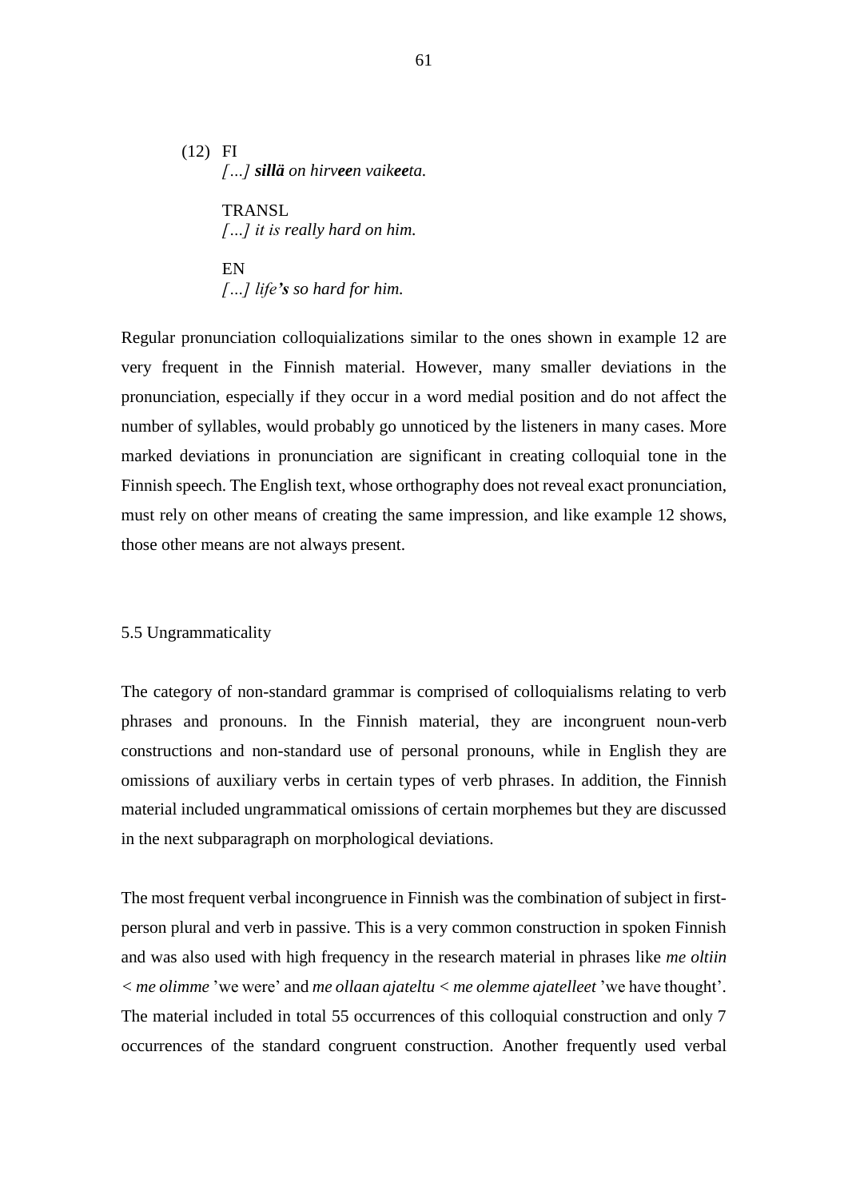(12) FI
*[…] **sillä** on hirv**ee**n vaik**ee**ta.*

TRANSL
*[…] it is really hard on him.*

EN
*[…] life**'s** so hard for him.*

Regular pronunciation colloquializations similar to the ones shown in example 12 are very frequent in the Finnish material. However, many smaller deviations in the pronunciation, especially if they occur in a word medial position and do not affect the number of syllables, would probably go unnoticed by the listeners in many cases. More marked deviations in pronunciation are significant in creating colloquial tone in the Finnish speech. The English text, whose orthography does not reveal exact pronunciation, must rely on other means of creating the same impression, and like example 12 shows, those other means are not always present.

### 5.5 Ungrammaticality

The category of non-standard grammar is comprised of colloquialisms relating to verb phrases and pronouns. In the Finnish material, they are incongruent noun-verb constructions and non-standard use of personal pronouns, while in English they are omissions of auxiliary verbs in certain types of verb phrases. In addition, the Finnish material included ungrammatical omissions of certain morphemes but they are discussed in the next subparagraph on morphological deviations.

The most frequent verbal incongruence in Finnish was the combination of subject in first-person plural and verb in passive. This is a very common construction in spoken Finnish and was also used with high frequency in the research material in phrases like *me oltiin < me olimme* 'we were' and *me ollaan ajateltu < me olemme ajatelleet* 'we have thought'. The material included in total 55 occurrences of this colloquial construction and only 7 occurrences of the standard congruent construction. Another frequently used verbal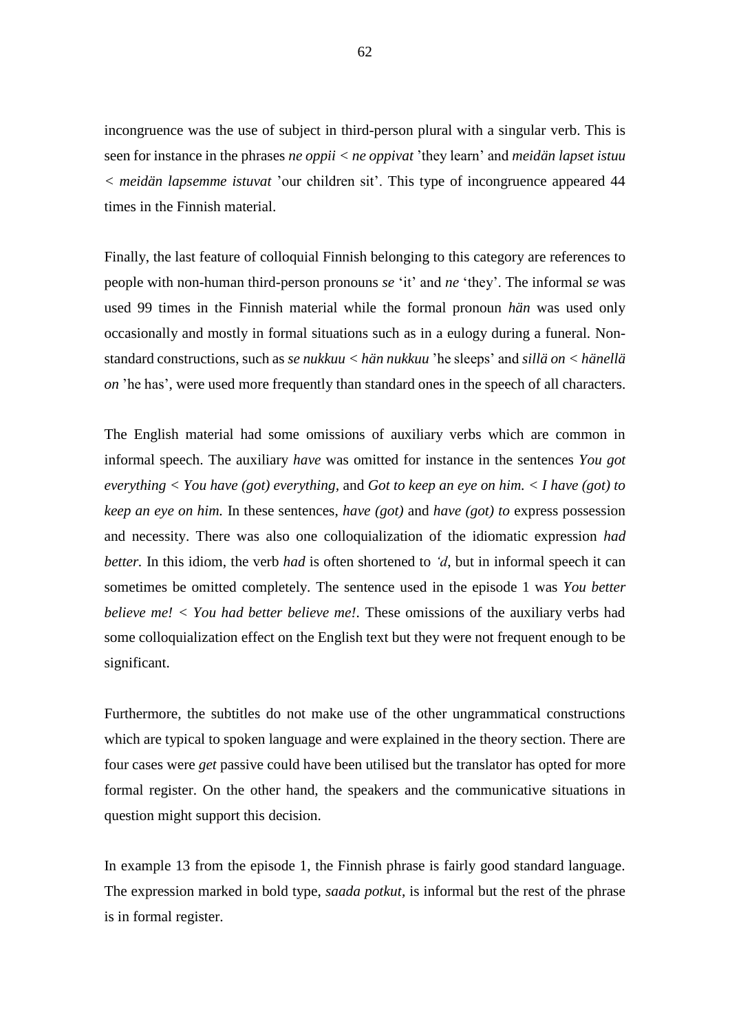incongruence was the use of subject in third-person plural with a singular verb. This is seen for instance in the phrases *ne oppii < ne oppivat* 'they learn' and *meidän lapset istuu < meidän lapsemme istuvat* 'our children sit'. This type of incongruence appeared 44 times in the Finnish material.

Finally, the last feature of colloquial Finnish belonging to this category are references to people with non-human third-person pronouns *se* 'it' and *ne* 'they'. The informal *se* was used 99 times in the Finnish material while the formal pronoun *hän* was used only occasionally and mostly in formal situations such as in a eulogy during a funeral. Non-standard constructions, such as *se nukkuu < hän nukkuu* 'he sleeps' and *sillä on < hänellä on* 'he has', were used more frequently than standard ones in the speech of all characters.

The English material had some omissions of auxiliary verbs which are common in informal speech. The auxiliary *have* was omitted for instance in the sentences *You got everything < You have (got) everything,* and *Got to keep an eye on him. < I have (got) to keep an eye on him.* In these sentences, *have (got)* and *have (got) to* express possession and necessity. There was also one colloquialization of the idiomatic expression *had better.* In this idiom, the verb *had* is often shortened to *'d*, but in informal speech it can sometimes be omitted completely. The sentence used in the episode 1 was *You better believe me! < You had better believe me!*. These omissions of the auxiliary verbs had some colloquialization effect on the English text but they were not frequent enough to be significant.

Furthermore, the subtitles do not make use of the other ungrammatical constructions which are typical to spoken language and were explained in the theory section. There are four cases were *get* passive could have been utilised but the translator has opted for more formal register. On the other hand, the speakers and the communicative situations in question might support this decision.

In example 13 from the episode 1, the Finnish phrase is fairly good standard language. The expression marked in bold type, *saada potkut*, is informal but the rest of the phrase is in formal register.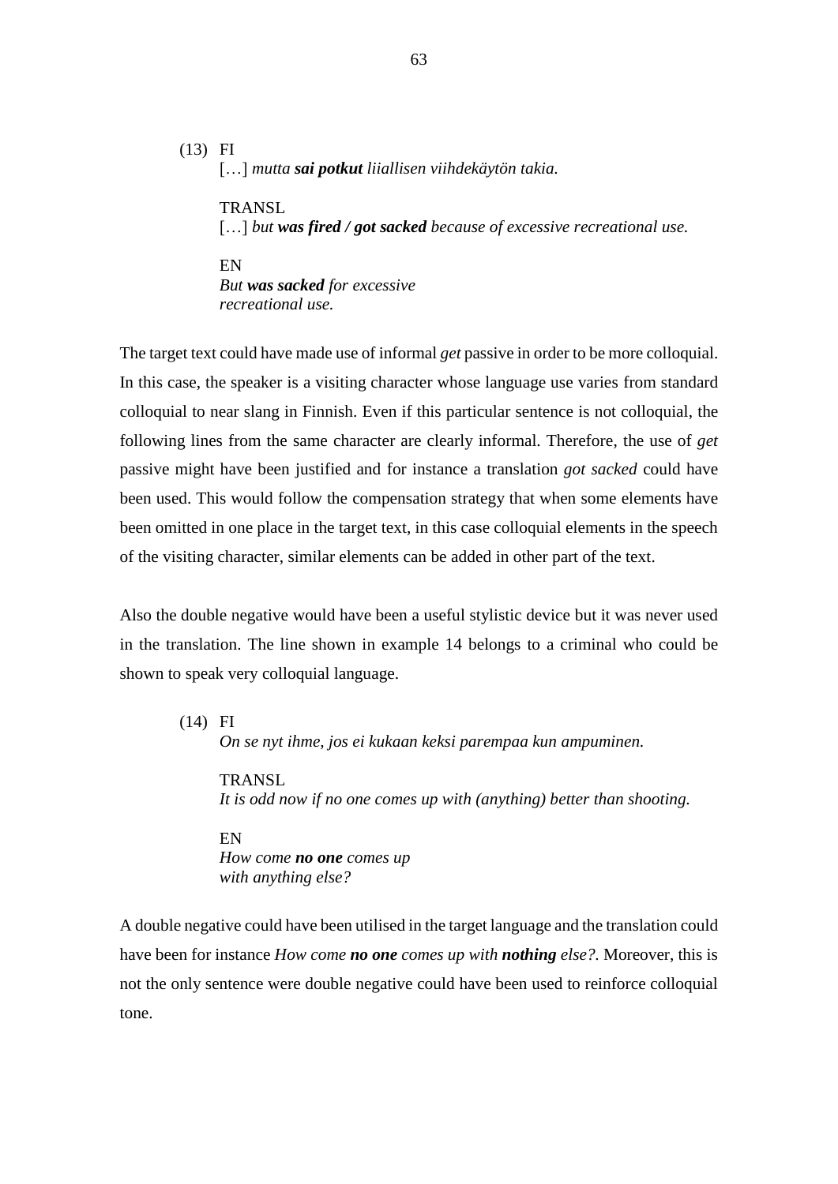(13) FI

[…] *mutta **sai potkut** liiallisen viihdekäytön takia.*

TRANSL

[…] *but **was fired / got sacked** because of excessive recreational use.*

EN

*But **was sacked** for excessive recreational use.*

The target text could have made use of informal *get* passive in order to be more colloquial. In this case, the speaker is a visiting character whose language use varies from standard colloquial to near slang in Finnish. Even if this particular sentence is not colloquial, the following lines from the same character are clearly informal. Therefore, the use of *get* passive might have been justified and for instance a translation *got sacked* could have been used. This would follow the compensation strategy that when some elements have been omitted in one place in the target text, in this case colloquial elements in the speech of the visiting character, similar elements can be added in other part of the text.

Also the double negative would have been a useful stylistic device but it was never used in the translation. The line shown in example 14 belongs to a criminal who could be shown to speak very colloquial language.

(14) FI

*On se nyt ihme, jos ei kukaan keksi parempaa kun ampuminen.*

TRANSL

*It is odd now if no one comes up with (anything) better than shooting.*

EN

*How come **no one** comes up with anything else?*

A double negative could have been utilised in the target language and the translation could have been for instance *How come **no one** comes up with **nothing** else?*. Moreover, this is not the only sentence were double negative could have been used to reinforce colloquial tone.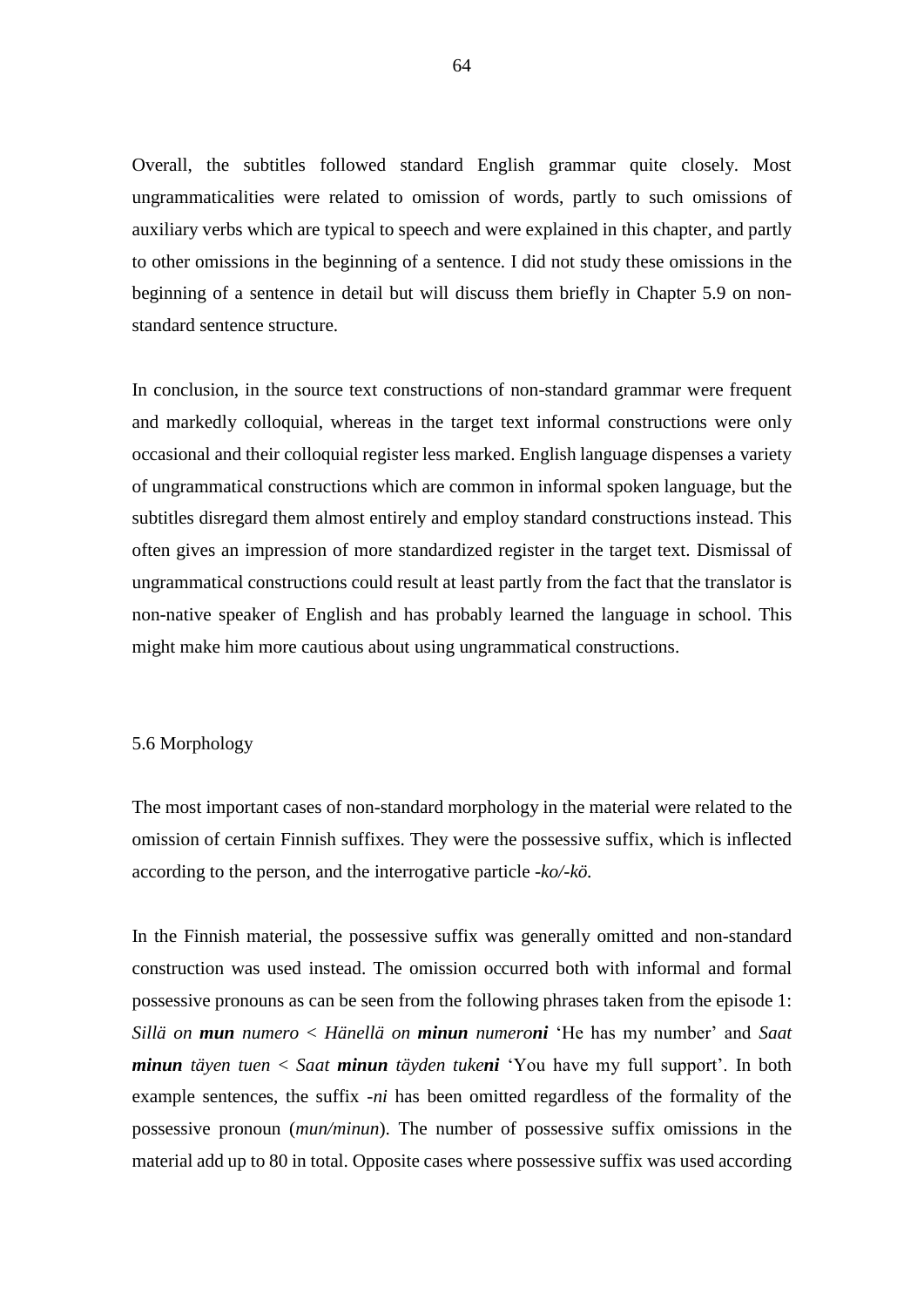Overall, the subtitles followed standard English grammar quite closely. Most ungrammaticalities were related to omission of words, partly to such omissions of auxiliary verbs which are typical to speech and were explained in this chapter, and partly to other omissions in the beginning of a sentence. I did not study these omissions in the beginning of a sentence in detail but will discuss them briefly in Chapter 5.9 on non-standard sentence structure.

In conclusion, in the source text constructions of non-standard grammar were frequent and markedly colloquial, whereas in the target text informal constructions were only occasional and their colloquial register less marked. English language dispenses a variety of ungrammatical constructions which are common in informal spoken language, but the subtitles disregard them almost entirely and employ standard constructions instead. This often gives an impression of more standardized register in the target text. Dismissal of ungrammatical constructions could result at least partly from the fact that the translator is non-native speaker of English and has probably learned the language in school. This might make him more cautious about using ungrammatical constructions.

## 5.6 Morphology

The most important cases of non-standard morphology in the material were related to the omission of certain Finnish suffixes. They were the possessive suffix, which is inflected according to the person, and the interrogative particle *-ko/-kö.*

In the Finnish material, the possessive suffix was generally omitted and non-standard construction was used instead. The omission occurred both with informal and formal possessive pronouns as can be seen from the following phrases taken from the episode 1: *Sillä on **mun** numero* < *Hänellä on **minun** numero**ni*** 'He has my number' and *Saat **minun** täyen tuen* < *Saat **minun** täyden tuke**ni*** 'You have my full support'. In both example sentences, the suffix *-ni* has been omitted regardless of the formality of the possessive pronoun (*mun/minun*). The number of possessive suffix omissions in the material add up to 80 in total. Opposite cases where possessive suffix was used according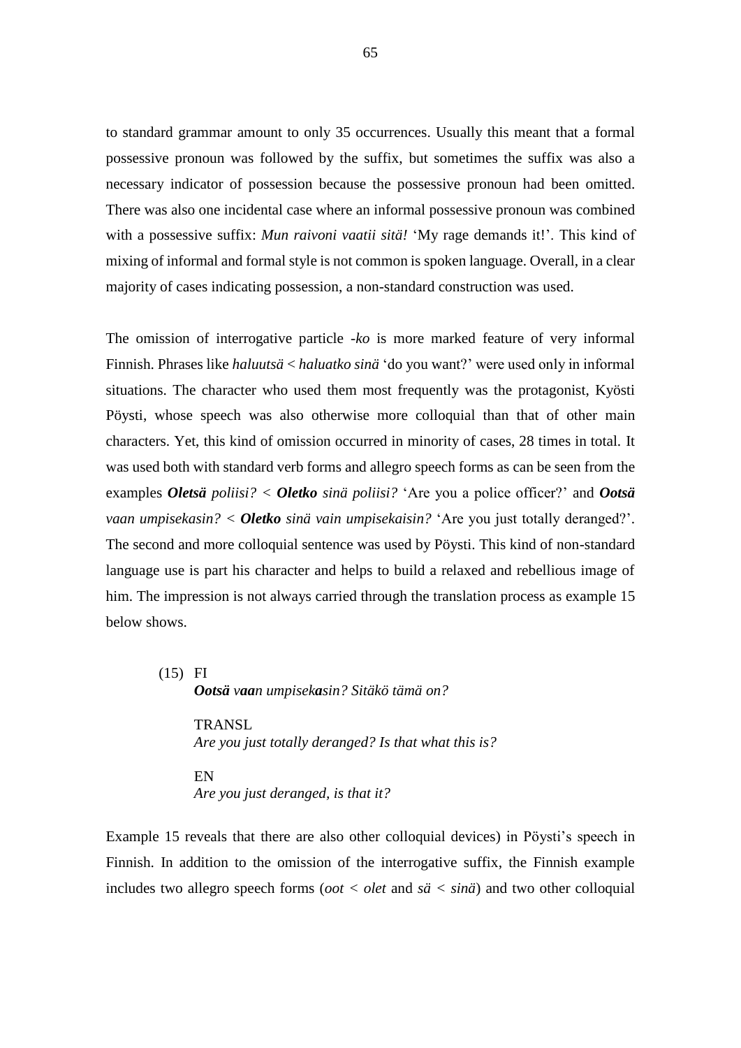to standard grammar amount to only 35 occurrences. Usually this meant that a formal possessive pronoun was followed by the suffix, but sometimes the suffix was also a necessary indicator of possession because the possessive pronoun had been omitted. There was also one incidental case where an informal possessive pronoun was combined with a possessive suffix: *Mun raivoni vaatii sitä!* 'My rage demands it!'. This kind of mixing of informal and formal style is not common is spoken language. Overall, in a clear majority of cases indicating possession, a non-standard construction was used.

The omission of interrogative particle *-ko* is more marked feature of very informal Finnish. Phrases like *haluutsä* < *haluatko sinä* 'do you want?' were used only in informal situations. The character who used them most frequently was the protagonist, Kyösti Pöysti, whose speech was also otherwise more colloquial than that of other main characters. Yet, this kind of omission occurred in minority of cases, 28 times in total. It was used both with standard verb forms and allegro speech forms as can be seen from the examples ***Oletsä*** *poliisi?* < ***Oletko*** *sinä poliisi?* 'Are you a police officer?' and ***Ootsä*** *vaan umpisekasin?* < ***Oletko*** *sinä vain umpisekaisin?* 'Are you just totally deranged?'. The second and more colloquial sentence was used by Pöysti. This kind of non-standard language use is part his character and helps to build a relaxed and rebellious image of him. The impression is not always carried through the translation process as example 15 below shows.

(15) FI
***Ootsä*** *v**aa**n umpisek**a**sin? Sitäkö tämä on?*

TRANSL
*Are you just totally deranged? Is that what this is?*

EN
*Are you just deranged, is that it?*

Example 15 reveals that there are also other colloquial devices) in Pöysti's speech in Finnish. In addition to the omission of the interrogative suffix, the Finnish example includes two allegro speech forms (*oot* < *olet* and *sä* < *sinä*) and two other colloquial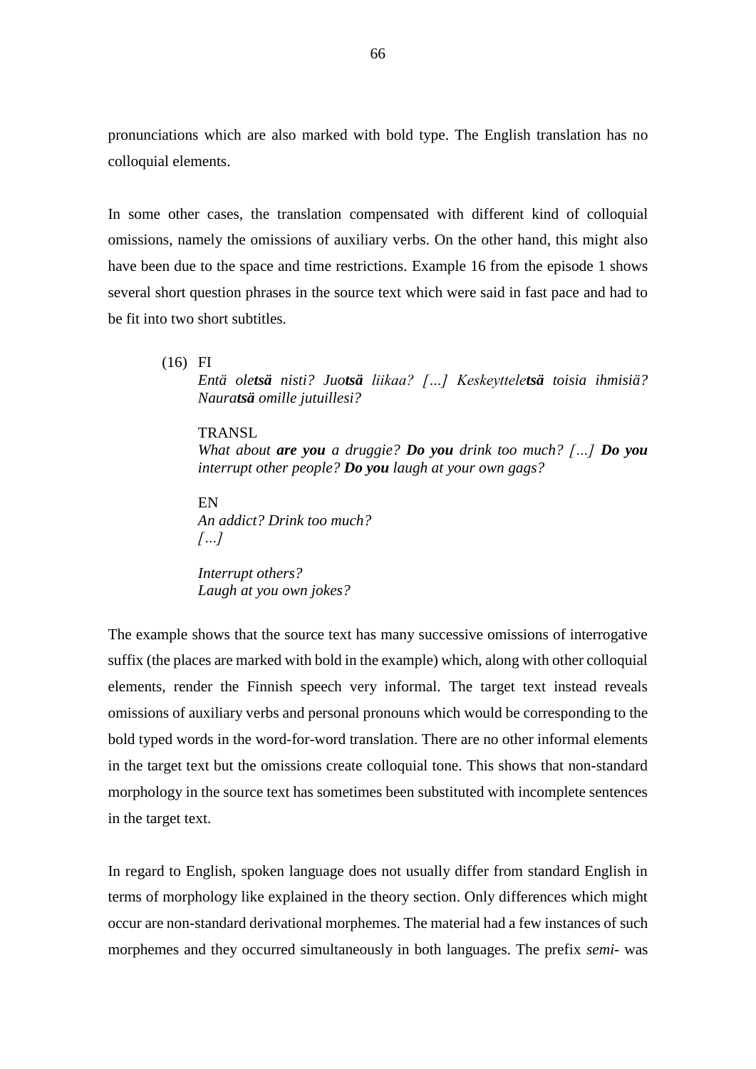pronunciations which are also marked with bold type. The English translation has no colloquial elements.

In some other cases, the translation compensated with different kind of colloquial omissions, namely the omissions of auxiliary verbs. On the other hand, this might also have been due to the space and time restrictions. Example 16 from the episode 1 shows several short question phrases in the source text which were said in fast pace and had to be fit into two short subtitles.

(16) FI
*Entä ole**tsä** nisti? Juo**tsä** liikaa? […] Keskeyttele**tsä** toisia ihmisiä? Naura**tsä** omille jutuillesi?*

TRANSL
*What about **are you** a druggie? **Do you** drink too much? […] **Do you** interrupt other people? **Do you** laugh at your own gags?*

EN
*An addict? Drink too much?*
*[…]*

*Interrupt others?*
*Laugh at you own jokes?*

The example shows that the source text has many successive omissions of interrogative suffix (the places are marked with bold in the example) which, along with other colloquial elements, render the Finnish speech very informal. The target text instead reveals omissions of auxiliary verbs and personal pronouns which would be corresponding to the bold typed words in the word-for-word translation. There are no other informal elements in the target text but the omissions create colloquial tone. This shows that non-standard morphology in the source text has sometimes been substituted with incomplete sentences in the target text.

In regard to English, spoken language does not usually differ from standard English in terms of morphology like explained in the theory section. Only differences which might occur are non-standard derivational morphemes. The material had a few instances of such morphemes and they occurred simultaneously in both languages. The prefix *semi-* was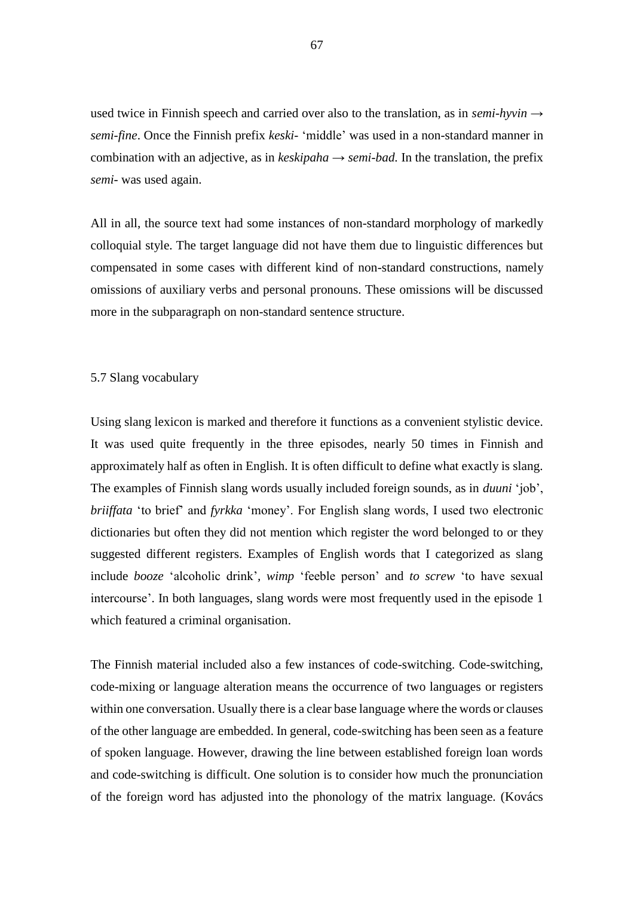used twice in Finnish speech and carried over also to the translation, as in *semi-hyvin* → *semi-fine*. Once the Finnish prefix *keski-* 'middle' was used in a non-standard manner in combination with an adjective, as in *keskipaha* → *semi-bad.* In the translation, the prefix *semi-* was used again.

All in all, the source text had some instances of non-standard morphology of markedly colloquial style. The target language did not have them due to linguistic differences but compensated in some cases with different kind of non-standard constructions, namely omissions of auxiliary verbs and personal pronouns. These omissions will be discussed more in the subparagraph on non-standard sentence structure.

## 5.7 Slang vocabulary

Using slang lexicon is marked and therefore it functions as a convenient stylistic device. It was used quite frequently in the three episodes, nearly 50 times in Finnish and approximately half as often in English. It is often difficult to define what exactly is slang. The examples of Finnish slang words usually included foreign sounds, as in *duuni* 'job', *briiffata* 'to brief' and *fyrkka* 'money'. For English slang words, I used two electronic dictionaries but often they did not mention which register the word belonged to or they suggested different registers. Examples of English words that I categorized as slang include *booze* 'alcoholic drink', *wimp* 'feeble person' and *to screw* 'to have sexual intercourse'. In both languages, slang words were most frequently used in the episode 1 which featured a criminal organisation.

The Finnish material included also a few instances of code-switching. Code-switching, code-mixing or language alteration means the occurrence of two languages or registers within one conversation. Usually there is a clear base language where the words or clauses of the other language are embedded. In general, code-switching has been seen as a feature of spoken language. However, drawing the line between established foreign loan words and code-switching is difficult. One solution is to consider how much the pronunciation of the foreign word has adjusted into the phonology of the matrix language. (Kovács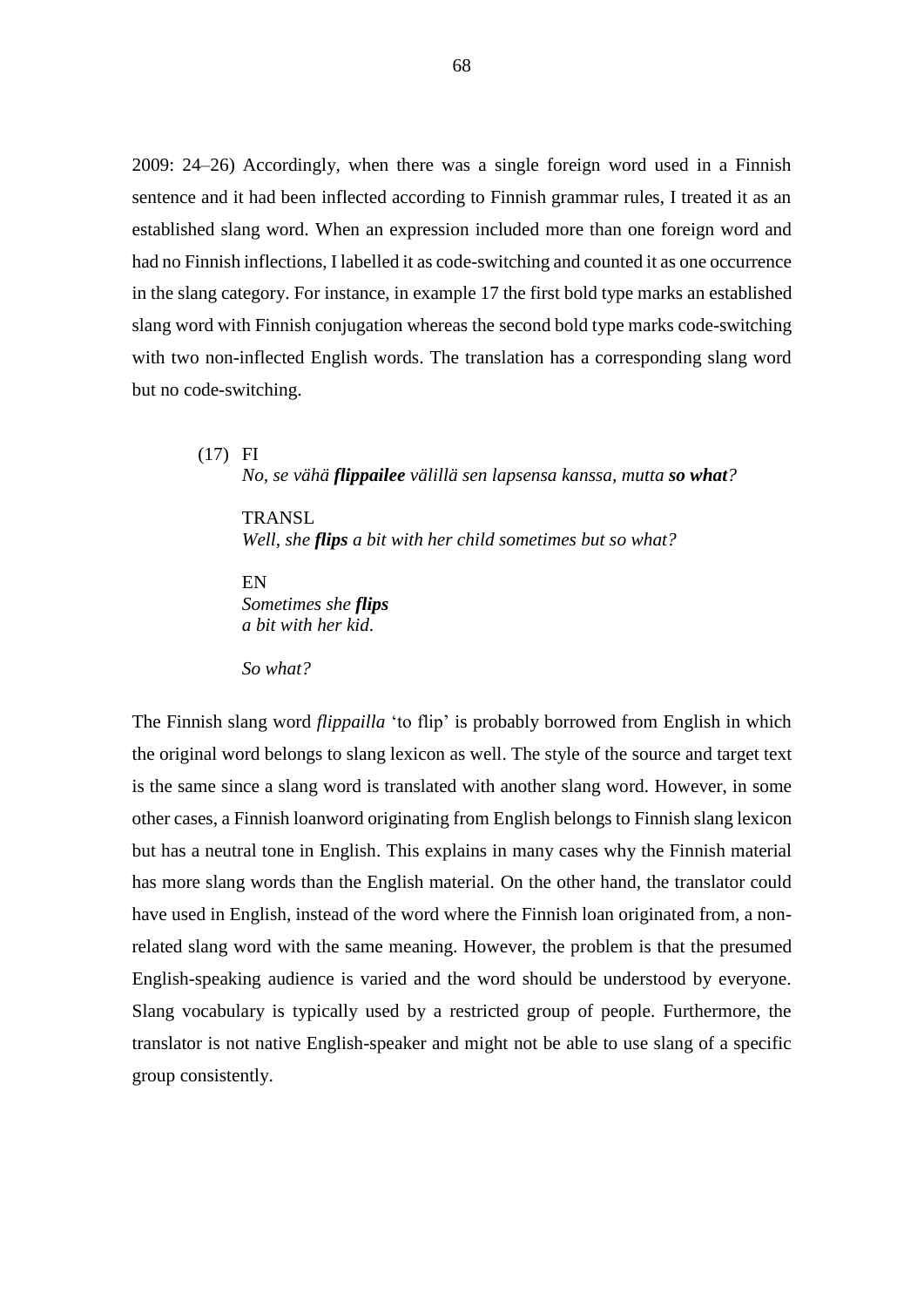2009: 24–26) Accordingly, when there was a single foreign word used in a Finnish sentence and it had been inflected according to Finnish grammar rules, I treated it as an established slang word. When an expression included more than one foreign word and had no Finnish inflections, I labelled it as code-switching and counted it as one occurrence in the slang category. For instance, in example 17 the first bold type marks an established slang word with Finnish conjugation whereas the second bold type marks code-switching with two non-inflected English words. The translation has a corresponding slang word but no code-switching.

(17) FI
*No, se vähä **flippailee** välillä sen lapsensa kanssa, mutta **so what**?*

TRANSL
*Well, she **flips** a bit with her child sometimes but so what?*

EN
*Sometimes she **flips***
*a bit with her kid.*

*So what?*

The Finnish slang word *flippailla* 'to flip' is probably borrowed from English in which the original word belongs to slang lexicon as well. The style of the source and target text is the same since a slang word is translated with another slang word. However, in some other cases, a Finnish loanword originating from English belongs to Finnish slang lexicon but has a neutral tone in English. This explains in many cases why the Finnish material has more slang words than the English material. On the other hand, the translator could have used in English, instead of the word where the Finnish loan originated from, a non-related slang word with the same meaning. However, the problem is that the presumed English-speaking audience is varied and the word should be understood by everyone. Slang vocabulary is typically used by a restricted group of people. Furthermore, the translator is not native English-speaker and might not be able to use slang of a specific group consistently.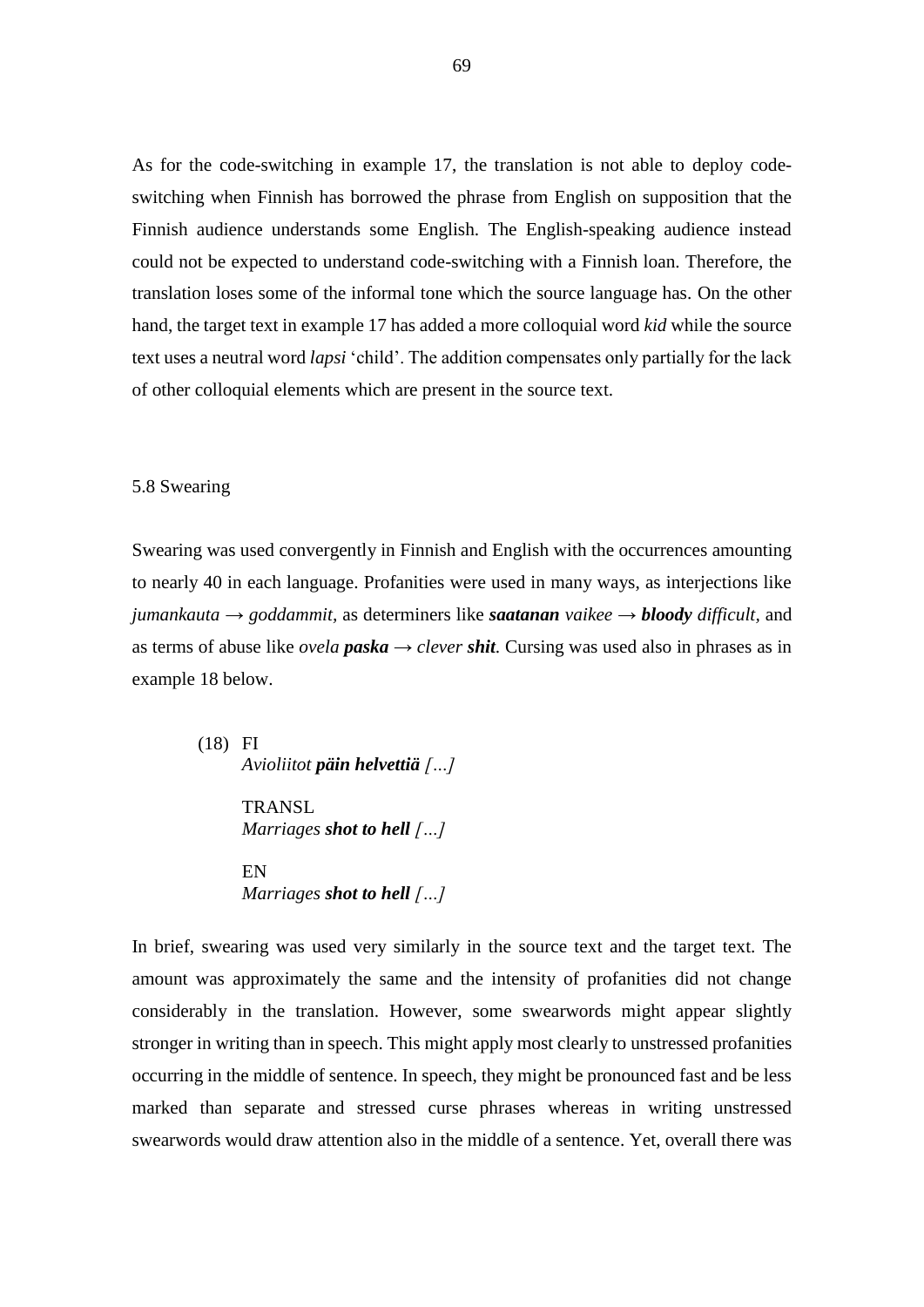As for the code-switching in example 17, the translation is not able to deploy code-switching when Finnish has borrowed the phrase from English on supposition that the Finnish audience understands some English. The English-speaking audience instead could not be expected to understand code-switching with a Finnish loan. Therefore, the translation loses some of the informal tone which the source language has. On the other hand, the target text in example 17 has added a more colloquial word *kid* while the source text uses a neutral word *lapsi* 'child'. The addition compensates only partially for the lack of other colloquial elements which are present in the source text.

### 5.8 Swearing

Swearing was used convergently in Finnish and English with the occurrences amounting to nearly 40 in each language. Profanities were used in many ways, as interjections like *jumankauta → goddammit,* as determiners like ***saatanan** vaikee → **bloody** difficult*, and as terms of abuse like *ovela **paska** → clever **shit***. Cursing was used also in phrases as in example 18 below.

(18) FI
*Avioliitot **päin helvettiä** […]*

TRANSL
*Marriages **shot to hell** […]*

EN
*Marriages **shot to hell** […]*

In brief, swearing was used very similarly in the source text and the target text. The amount was approximately the same and the intensity of profanities did not change considerably in the translation. However, some swearwords might appear slightly stronger in writing than in speech. This might apply most clearly to unstressed profanities occurring in the middle of sentence. In speech, they might be pronounced fast and be less marked than separate and stressed curse phrases whereas in writing unstressed swearwords would draw attention also in the middle of a sentence. Yet, overall there was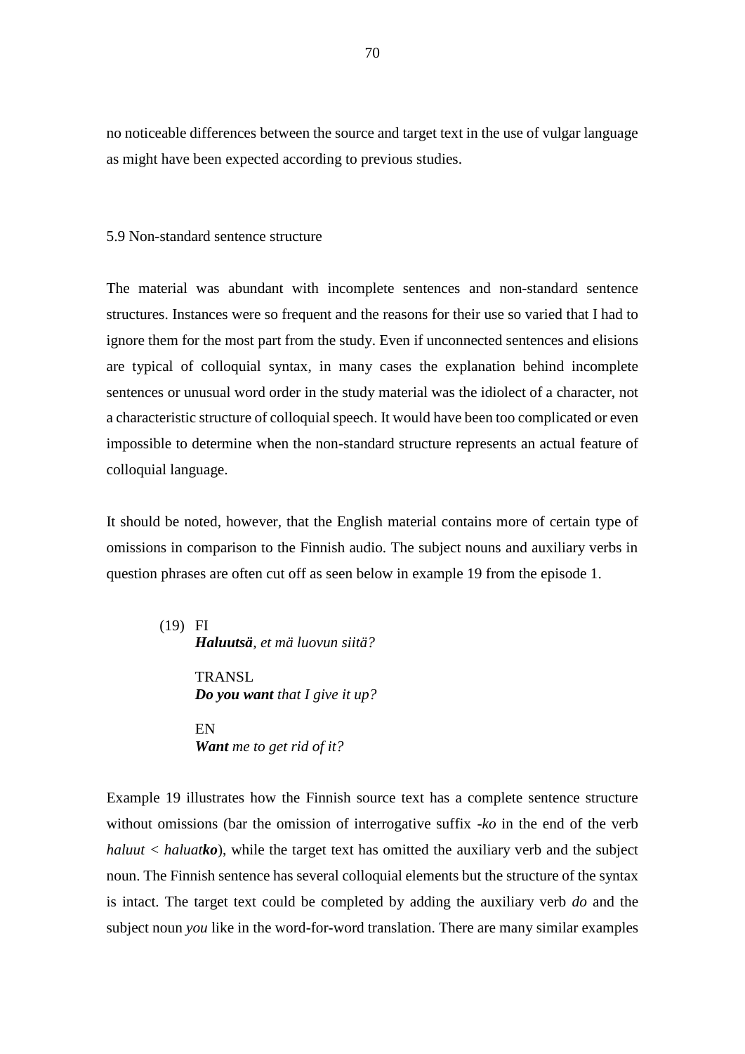no noticeable differences between the source and target text in the use of vulgar language as might have been expected according to previous studies.

## 5.9 Non-standard sentence structure

The material was abundant with incomplete sentences and non-standard sentence structures. Instances were so frequent and the reasons for their use so varied that I had to ignore them for the most part from the study. Even if unconnected sentences and elisions are typical of colloquial syntax, in many cases the explanation behind incomplete sentences or unusual word order in the study material was the idiolect of a character, not a characteristic structure of colloquial speech. It would have been too complicated or even impossible to determine when the non-standard structure represents an actual feature of colloquial language.

It should be noted, however, that the English material contains more of certain type of omissions in comparison to the Finnish audio. The subject nouns and auxiliary verbs in question phrases are often cut off as seen below in example 19 from the episode 1.

(19) FI
*__Haluutsä__, et mä luovun siitä?*

TRANSL
*__Do you want__ that I give it up?*

EN
*__Want__ me to get rid of it?*

Example 19 illustrates how the Finnish source text has a complete sentence structure without omissions (bar the omission of interrogative suffix *-ko* in the end of the verb *haluut* < *haluat__ko__*), while the target text has omitted the auxiliary verb and the subject noun. The Finnish sentence has several colloquial elements but the structure of the syntax is intact. The target text could be completed by adding the auxiliary verb *do* and the subject noun *you* like in the word-for-word translation. There are many similar examples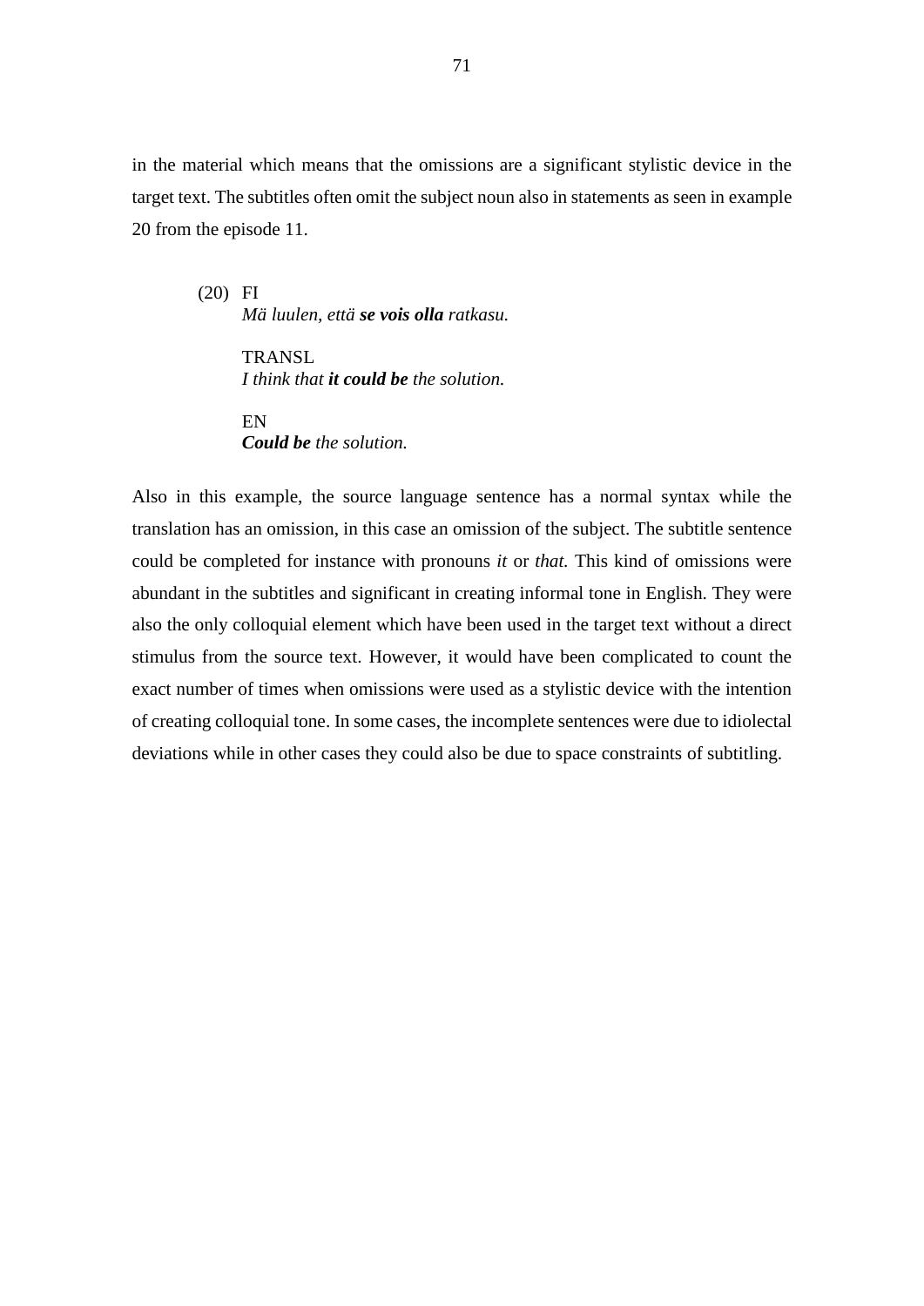in the material which means that the omissions are a significant stylistic device in the target text. The subtitles often omit the subject noun also in statements as seen in example 20 from the episode 11.

(20) FI
*Mä luulen, että* ***se vois olla*** *ratkasu.*

TRANSL
*I think that* ***it could be*** *the solution.*

EN
***Could be*** *the solution.*

Also in this example, the source language sentence has a normal syntax while the translation has an omission, in this case an omission of the subject. The subtitle sentence could be completed for instance with pronouns *it* or *that.* This kind of omissions were abundant in the subtitles and significant in creating informal tone in English. They were also the only colloquial element which have been used in the target text without a direct stimulus from the source text. However, it would have been complicated to count the exact number of times when omissions were used as a stylistic device with the intention of creating colloquial tone. In some cases, the incomplete sentences were due to idiolectal deviations while in other cases they could also be due to space constraints of subtitling.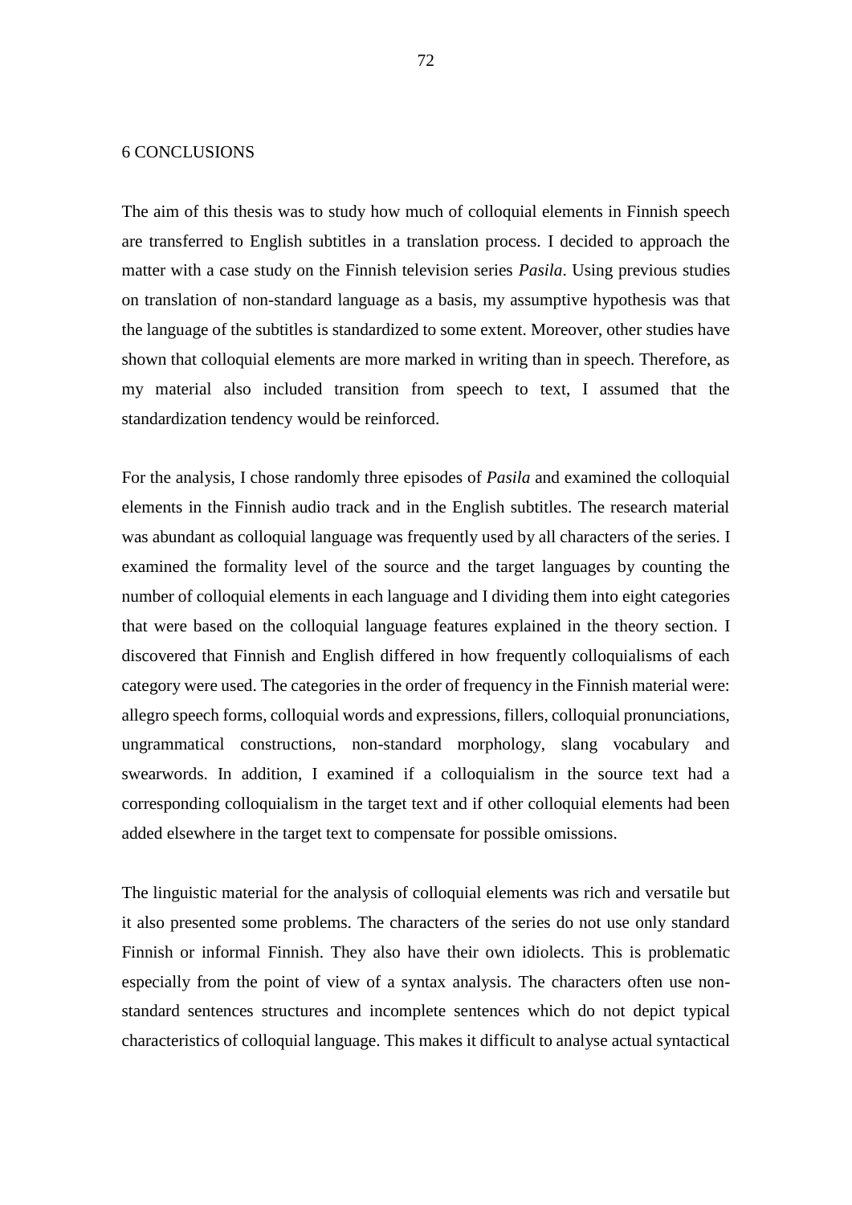# 6 CONCLUSIONS

The aim of this thesis was to study how much of colloquial elements in Finnish speech are transferred to English subtitles in a translation process. I decided to approach the matter with a case study on the Finnish television series *Pasila*. Using previous studies on translation of non-standard language as a basis, my assumptive hypothesis was that the language of the subtitles is standardized to some extent. Moreover, other studies have shown that colloquial elements are more marked in writing than in speech. Therefore, as my material also included transition from speech to text, I assumed that the standardization tendency would be reinforced.

For the analysis, I chose randomly three episodes of *Pasila* and examined the colloquial elements in the Finnish audio track and in the English subtitles. The research material was abundant as colloquial language was frequently used by all characters of the series. I examined the formality level of the source and the target languages by counting the number of colloquial elements in each language and I dividing them into eight categories that were based on the colloquial language features explained in the theory section. I discovered that Finnish and English differed in how frequently colloquialisms of each category were used. The categories in the order of frequency in the Finnish material were: allegro speech forms, colloquial words and expressions, fillers, colloquial pronunciations, ungrammatical constructions, non-standard morphology, slang vocabulary and swearwords. In addition, I examined if a colloquialism in the source text had a corresponding colloquialism in the target text and if other colloquial elements had been added elsewhere in the target text to compensate for possible omissions.

The linguistic material for the analysis of colloquial elements was rich and versatile but it also presented some problems. The characters of the series do not use only standard Finnish or informal Finnish. They also have their own idiolects. This is problematic especially from the point of view of a syntax analysis. The characters often use non-standard sentences structures and incomplete sentences which do not depict typical characteristics of colloquial language. This makes it difficult to analyse actual syntactical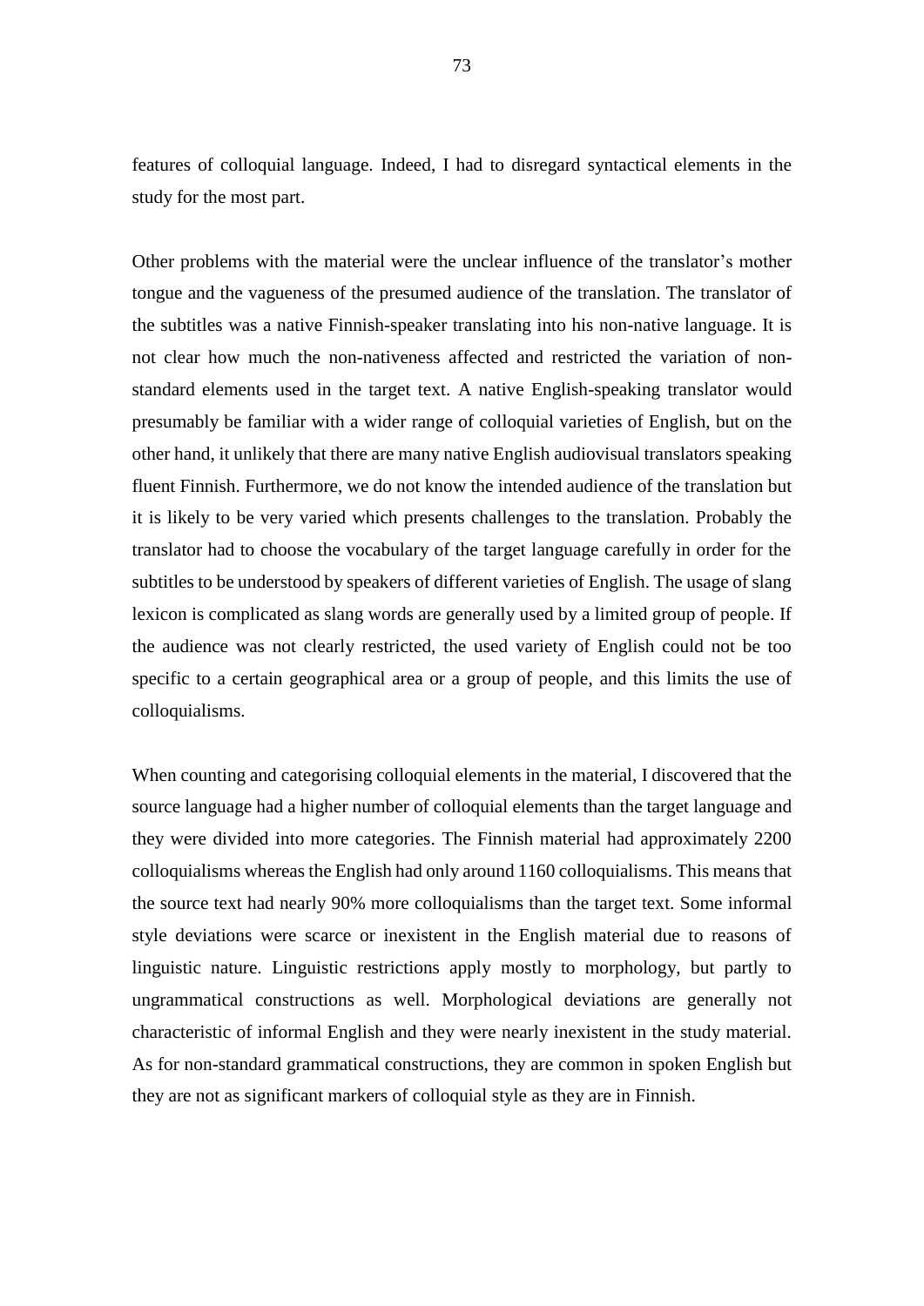features of colloquial language. Indeed, I had to disregard syntactical elements in the study for the most part.

Other problems with the material were the unclear influence of the translator's mother tongue and the vagueness of the presumed audience of the translation. The translator of the subtitles was a native Finnish-speaker translating into his non-native language. It is not clear how much the non-nativeness affected and restricted the variation of non-standard elements used in the target text. A native English-speaking translator would presumably be familiar with a wider range of colloquial varieties of English, but on the other hand, it unlikely that there are many native English audiovisual translators speaking fluent Finnish. Furthermore, we do not know the intended audience of the translation but it is likely to be very varied which presents challenges to the translation. Probably the translator had to choose the vocabulary of the target language carefully in order for the subtitles to be understood by speakers of different varieties of English. The usage of slang lexicon is complicated as slang words are generally used by a limited group of people. If the audience was not clearly restricted, the used variety of English could not be too specific to a certain geographical area or a group of people, and this limits the use of colloquialisms.

When counting and categorising colloquial elements in the material, I discovered that the source language had a higher number of colloquial elements than the target language and they were divided into more categories. The Finnish material had approximately 2200 colloquialisms whereas the English had only around 1160 colloquialisms. This means that the source text had nearly 90% more colloquialisms than the target text. Some informal style deviations were scarce or inexistent in the English material due to reasons of linguistic nature. Linguistic restrictions apply mostly to morphology, but partly to ungrammatical constructions as well. Morphological deviations are generally not characteristic of informal English and they were nearly inexistent in the study material. As for non-standard grammatical constructions, they are common in spoken English but they are not as significant markers of colloquial style as they are in Finnish.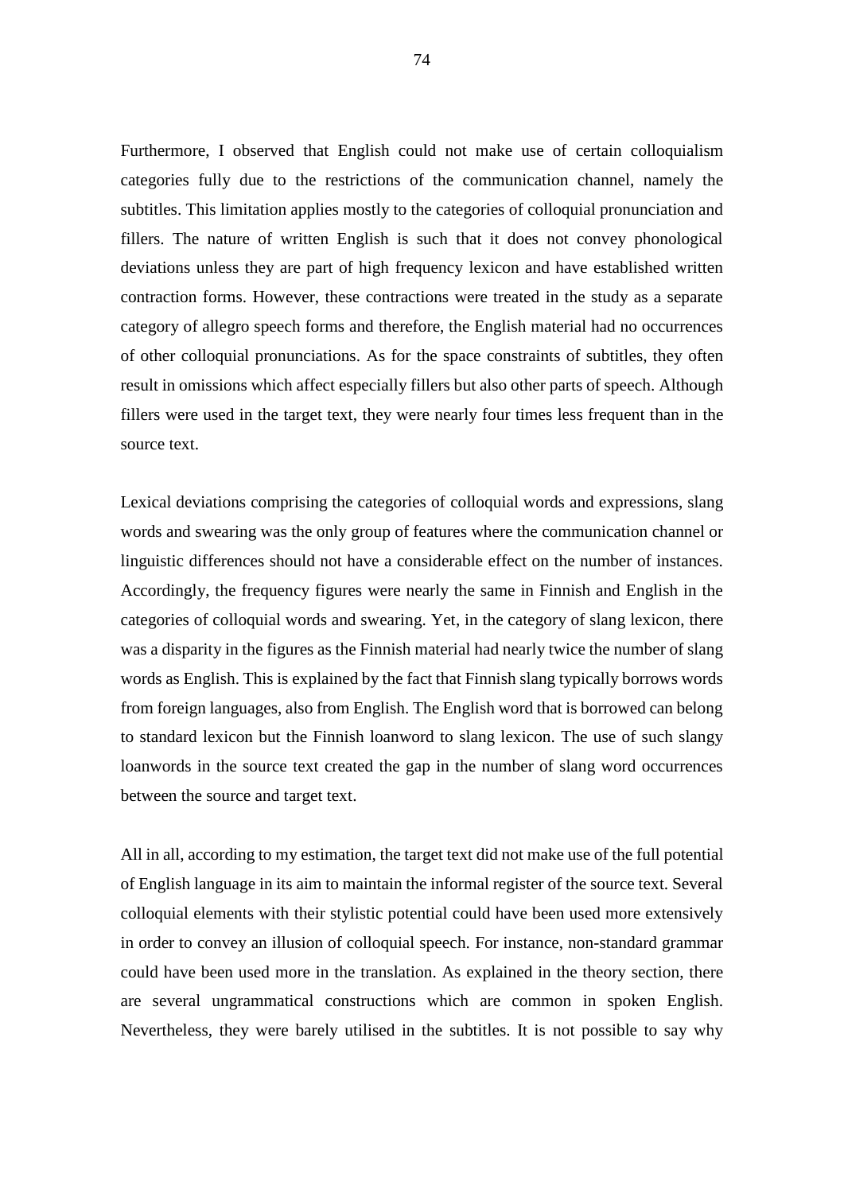Furthermore, I observed that English could not make use of certain colloquialism categories fully due to the restrictions of the communication channel, namely the subtitles. This limitation applies mostly to the categories of colloquial pronunciation and fillers. The nature of written English is such that it does not convey phonological deviations unless they are part of high frequency lexicon and have established written contraction forms. However, these contractions were treated in the study as a separate category of allegro speech forms and therefore, the English material had no occurrences of other colloquial pronunciations. As for the space constraints of subtitles, they often result in omissions which affect especially fillers but also other parts of speech. Although fillers were used in the target text, they were nearly four times less frequent than in the source text.

Lexical deviations comprising the categories of colloquial words and expressions, slang words and swearing was the only group of features where the communication channel or linguistic differences should not have a considerable effect on the number of instances. Accordingly, the frequency figures were nearly the same in Finnish and English in the categories of colloquial words and swearing. Yet, in the category of slang lexicon, there was a disparity in the figures as the Finnish material had nearly twice the number of slang words as English. This is explained by the fact that Finnish slang typically borrows words from foreign languages, also from English. The English word that is borrowed can belong to standard lexicon but the Finnish loanword to slang lexicon. The use of such slangy loanwords in the source text created the gap in the number of slang word occurrences between the source and target text.

All in all, according to my estimation, the target text did not make use of the full potential of English language in its aim to maintain the informal register of the source text. Several colloquial elements with their stylistic potential could have been used more extensively in order to convey an illusion of colloquial speech. For instance, non-standard grammar could have been used more in the translation. As explained in the theory section, there are several ungrammatical constructions which are common in spoken English. Nevertheless, they were barely utilised in the subtitles. It is not possible to say why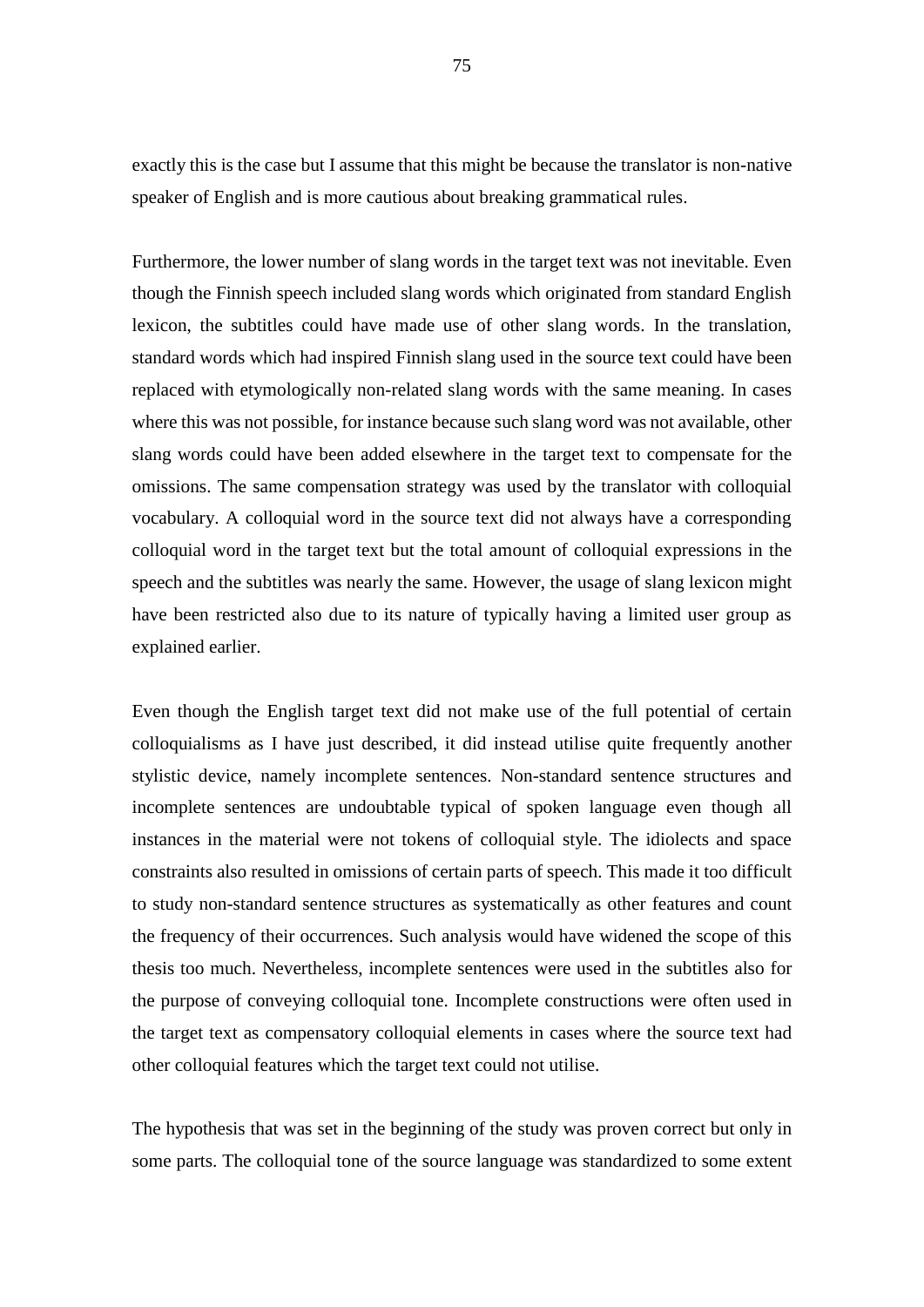exactly this is the case but I assume that this might be because the translator is non-native speaker of English and is more cautious about breaking grammatical rules.

Furthermore, the lower number of slang words in the target text was not inevitable. Even though the Finnish speech included slang words which originated from standard English lexicon, the subtitles could have made use of other slang words. In the translation, standard words which had inspired Finnish slang used in the source text could have been replaced with etymologically non-related slang words with the same meaning. In cases where this was not possible, for instance because such slang word was not available, other slang words could have been added elsewhere in the target text to compensate for the omissions. The same compensation strategy was used by the translator with colloquial vocabulary. A colloquial word in the source text did not always have a corresponding colloquial word in the target text but the total amount of colloquial expressions in the speech and the subtitles was nearly the same. However, the usage of slang lexicon might have been restricted also due to its nature of typically having a limited user group as explained earlier.

Even though the English target text did not make use of the full potential of certain colloquialisms as I have just described, it did instead utilise quite frequently another stylistic device, namely incomplete sentences. Non-standard sentence structures and incomplete sentences are undoubtable typical of spoken language even though all instances in the material were not tokens of colloquial style. The idiolects and space constraints also resulted in omissions of certain parts of speech. This made it too difficult to study non-standard sentence structures as systematically as other features and count the frequency of their occurrences. Such analysis would have widened the scope of this thesis too much. Nevertheless, incomplete sentences were used in the subtitles also for the purpose of conveying colloquial tone. Incomplete constructions were often used in the target text as compensatory colloquial elements in cases where the source text had other colloquial features which the target text could not utilise.

The hypothesis that was set in the beginning of the study was proven correct but only in some parts. The colloquial tone of the source language was standardized to some extent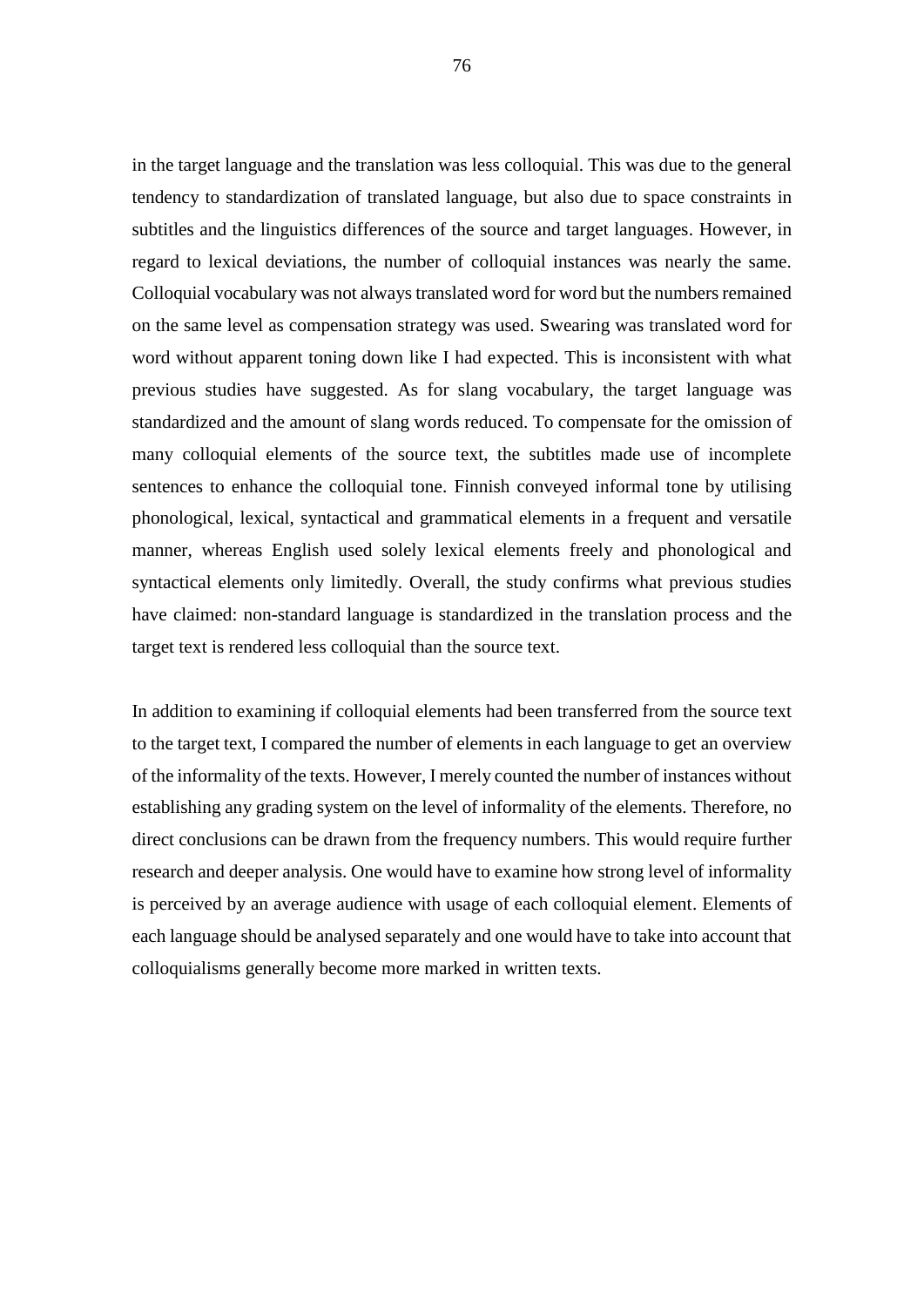in the target language and the translation was less colloquial. This was due to the general tendency to standardization of translated language, but also due to space constraints in subtitles and the linguistics differences of the source and target languages. However, in regard to lexical deviations, the number of colloquial instances was nearly the same. Colloquial vocabulary was not always translated word for word but the numbers remained on the same level as compensation strategy was used. Swearing was translated word for word without apparent toning down like I had expected. This is inconsistent with what previous studies have suggested. As for slang vocabulary, the target language was standardized and the amount of slang words reduced. To compensate for the omission of many colloquial elements of the source text, the subtitles made use of incomplete sentences to enhance the colloquial tone. Finnish conveyed informal tone by utilising phonological, lexical, syntactical and grammatical elements in a frequent and versatile manner, whereas English used solely lexical elements freely and phonological and syntactical elements only limitedly. Overall, the study confirms what previous studies have claimed: non-standard language is standardized in the translation process and the target text is rendered less colloquial than the source text.

In addition to examining if colloquial elements had been transferred from the source text to the target text, I compared the number of elements in each language to get an overview of the informality of the texts. However, I merely counted the number of instances without establishing any grading system on the level of informality of the elements. Therefore, no direct conclusions can be drawn from the frequency numbers. This would require further research and deeper analysis. One would have to examine how strong level of informality is perceived by an average audience with usage of each colloquial element. Elements of each language should be analysed separately and one would have to take into account that colloquialisms generally become more marked in written texts.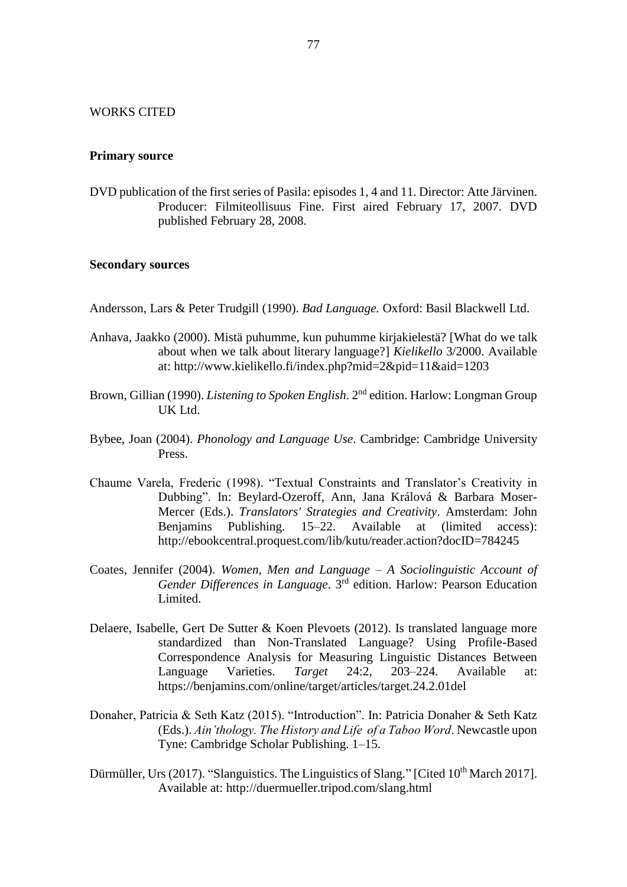WORKS CITED

**Primary source**

DVD publication of the first series of Pasila: episodes 1, 4 and 11. Director: Atte Järvinen. Producer: Filmiteollisuus Fine. First aired February 17, 2007. DVD published February 28, 2008.

**Secondary sources**

Andersson, Lars & Peter Trudgill (1990). *Bad Language.* Oxford: Basil Blackwell Ltd.

Anhava, Jaakko (2000). Mistä puhumme, kun puhumme kirjakielestä? [What do we talk about when we talk about literary language?] *Kielikello* 3/2000. Available at: http://www.kielikello.fi/index.php?mid=2&pid=11&aid=1203

Brown, Gillian (1990). *Listening to Spoken English*. 2nd edition. Harlow: Longman Group UK Ltd.

Bybee, Joan (2004). *Phonology and Language Use*. Cambridge: Cambridge University Press.

Chaume Varela, Frederic (1998). "Textual Constraints and Translator's Creativity in Dubbing". In: Beylard-Ozeroff, Ann, Jana Králová & Barbara Moser-Mercer (Eds.). *Translators' Strategies and Creativity*. Amsterdam: John Benjamins Publishing. 15–22. Available at (limited access): http://ebookcentral.proquest.com/lib/kutu/reader.action?docID=784245

Coates, Jennifer (2004). *Women, Men and Language – A Sociolinguistic Account of Gender Differences in Language*. 3rd edition. Harlow: Pearson Education Limited.

Delaere, Isabelle, Gert De Sutter & Koen Plevoets (2012). Is translated language more standardized than Non-Translated Language? Using Profile-Based Correspondence Analysis for Measuring Linguistic Distances Between Language Varieties. *Target* 24:2, 203–224. Available at: https://benjamins.com/online/target/articles/target.24.2.01del

Donaher, Patricia & Seth Katz (2015). "Introduction". In: Patricia Donaher & Seth Katz (Eds.). *Ain'thology. The History and Life of a Taboo Word*. Newcastle upon Tyne: Cambridge Scholar Publishing. 1–15.

Dürmüller, Urs (2017). "Slanguistics. The Linguistics of Slang." [Cited 10th March 2017]. Available at: http://duermueller.tripod.com/slang.html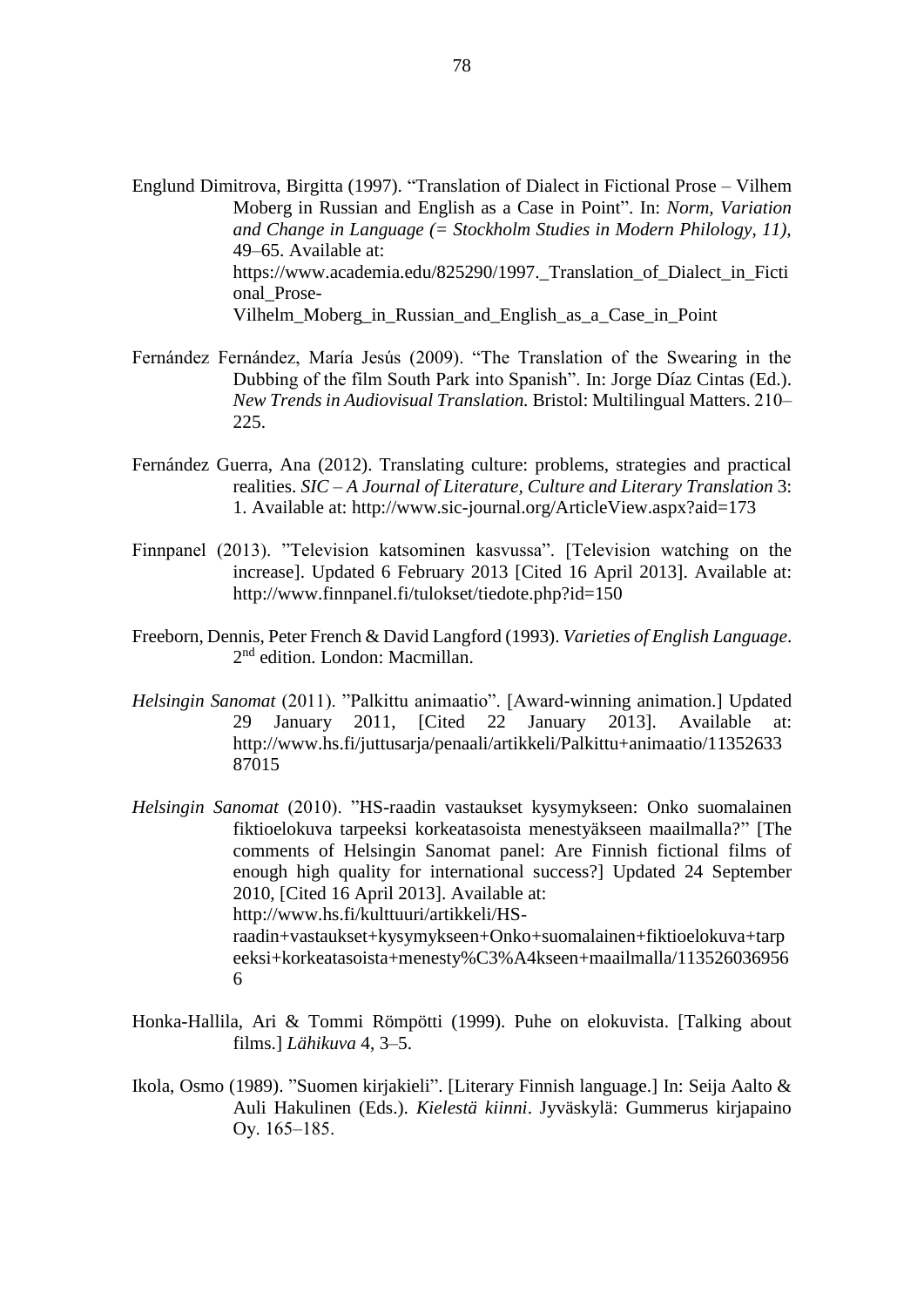Englund Dimitrova, Birgitta (1997). “Translation of Dialect in Fictional Prose – Vilhem Moberg in Russian and English as a Case in Point”. In: *Norm, Variation and Change in Language (= Stockholm Studies in Modern Philology, 11),* 49–65. Available at: https://www.academia.edu/825290/1997._Translation_of_Dialect_in_Fictional_Prose-Vilhelm_Moberg_in_Russian_and_English_as_a_Case_in_Point

Fernández Fernández, María Jesús (2009). “The Translation of the Swearing in the Dubbing of the film South Park into Spanish”. In: Jorge Díaz Cintas (Ed.). *New Trends in Audiovisual Translation.* Bristol: Multilingual Matters. 210–225.

Fernández Guerra, Ana (2012). Translating culture: problems, strategies and practical realities. *SIC – A Journal of Literature, Culture and Literary Translation* 3: 1. Available at: http://www.sic-journal.org/ArticleView.aspx?aid=173

Finnpanel (2013). ”Television katsominen kasvussa”. [Television watching on the increase]. Updated 6 February 2013 [Cited 16 April 2013]. Available at: http://www.finnpanel.fi/tulokset/tiedote.php?id=150

Freeborn, Dennis, Peter French & David Langford (1993). *Varieties of English Language*. 2nd edition. London: Macmillan.

*Helsingin Sanomat* (2011). ”Palkittu animaatio”. [Award-winning animation.] Updated 29 January 2011, [Cited 22 January 2013]. Available at: http://www.hs.fi/juttusarja/penaali/artikkeli/Palkittu+animaatio/1135263387015

*Helsingin Sanomat* (2010). ”HS-raadin vastaukset kysymykseen: Onko suomalainen fiktioelokuva tarpeeksi korkeatasoista menestyäkseen maailmalla?” [The comments of Helsingin Sanomat panel: Are Finnish fictional films of enough high quality for international success?] Updated 24 September 2010, [Cited 16 April 2013]. Available at: http://www.hs.fi/kulttuuri/artikkeli/HS-raadin+vastaukset+kysymykseen+Onko+suomalainen+fiktioelokuva+tarpeeksi+korkeatasoista+menesty%C3%A4kseen+maailmalla/1135260369566

Honka-Hallila, Ari & Tommi Römpötti (1999). Puhe on elokuvista. [Talking about films.] *Lähikuva* 4, 3–5.

Ikola, Osmo (1989). ”Suomen kirjakieli”. [Literary Finnish language.] In: Seija Aalto & Auli Hakulinen (Eds.). *Kielestä kiinni*. Jyväskylä: Gummerus kirjapaino Oy. 165–185.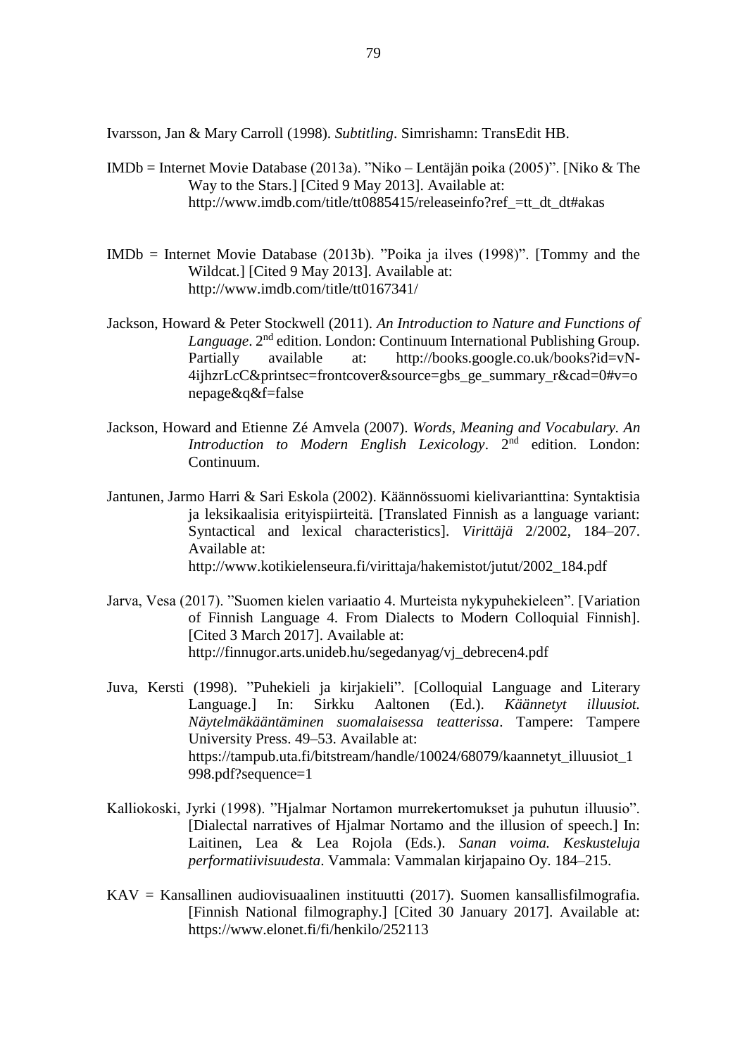Ivarsson, Jan & Mary Carroll (1998). *Subtitling*. Simrishamn: TransEdit HB.

IMDb = Internet Movie Database (2013a). "Niko – Lentäjän poika (2005)". [Niko & The Way to the Stars.] [Cited 9 May 2013]. Available at: http://www.imdb.com/title/tt0885415/releaseinfo?ref_=tt_dt_dt#akas

IMDb = Internet Movie Database (2013b). "Poika ja ilves (1998)". [Tommy and the Wildcat.] [Cited 9 May 2013]. Available at: http://www.imdb.com/title/tt0167341/

Jackson, Howard & Peter Stockwell (2011). *An Introduction to Nature and Functions of Language*. 2nd edition. London: Continuum International Publishing Group. Partially available at: http://books.google.co.uk/books?id=vN-4ijhzrLcC&printsec=frontcover&source=gbs_ge_summary_r&cad=0#v=onepage&q&f=false

Jackson, Howard and Etienne Zé Amvela (2007). *Words, Meaning and Vocabulary. An Introduction to Modern English Lexicology*. 2nd edition. London: Continuum.

Jantunen, Jarmo Harri & Sari Eskola (2002). Käännössuomi kielivarianttina: Syntaktisia ja leksikaalisia erityispiirteitä. [Translated Finnish as a language variant: Syntactical and lexical characteristics]. *Virittäjä* 2/2002, 184–207. Available at: http://www.kotikielenseura.fi/virittaja/hakemistot/jutut/2002_184.pdf

Jarva, Vesa (2017). "Suomen kielen variaatio 4. Murteista nykypuhekieleen". [Variation of Finnish Language 4. From Dialects to Modern Colloquial Finnish]. [Cited 3 March 2017]. Available at: http://finnugor.arts.unideb.hu/segedanyag/vj_debrecen4.pdf

Juva, Kersti (1998). "Puhekieli ja kirjakieli". [Colloquial Language and Literary Language.] In: Sirkku Aaltonen (Ed.). *Käännetyt illuusiot. Näytelmäkääntäminen suomalaisessa teatterissa*. Tampere: Tampere University Press. 49–53. Available at: https://tampub.uta.fi/bitstream/handle/10024/68079/kaannetyt_illuusiot_1998.pdf?sequence=1

Kalliokoski, Jyrki (1998). "Hjalmar Nortamon murrekertomukset ja puhutun illuusio". [Dialectal narratives of Hjalmar Nortamo and the illusion of speech.] In: Laitinen, Lea & Lea Rojola (Eds.). *Sanan voima. Keskusteluja performatiivisuudesta*. Vammala: Vammalan kirjapaino Oy. 184–215.

KAV = Kansallinen audiovisuaalinen instituutti (2017). Suomen kansallisfilmografia. [Finnish National filmography.] [Cited 30 January 2017]. Available at: https://www.elonet.fi/fi/henkilo/252113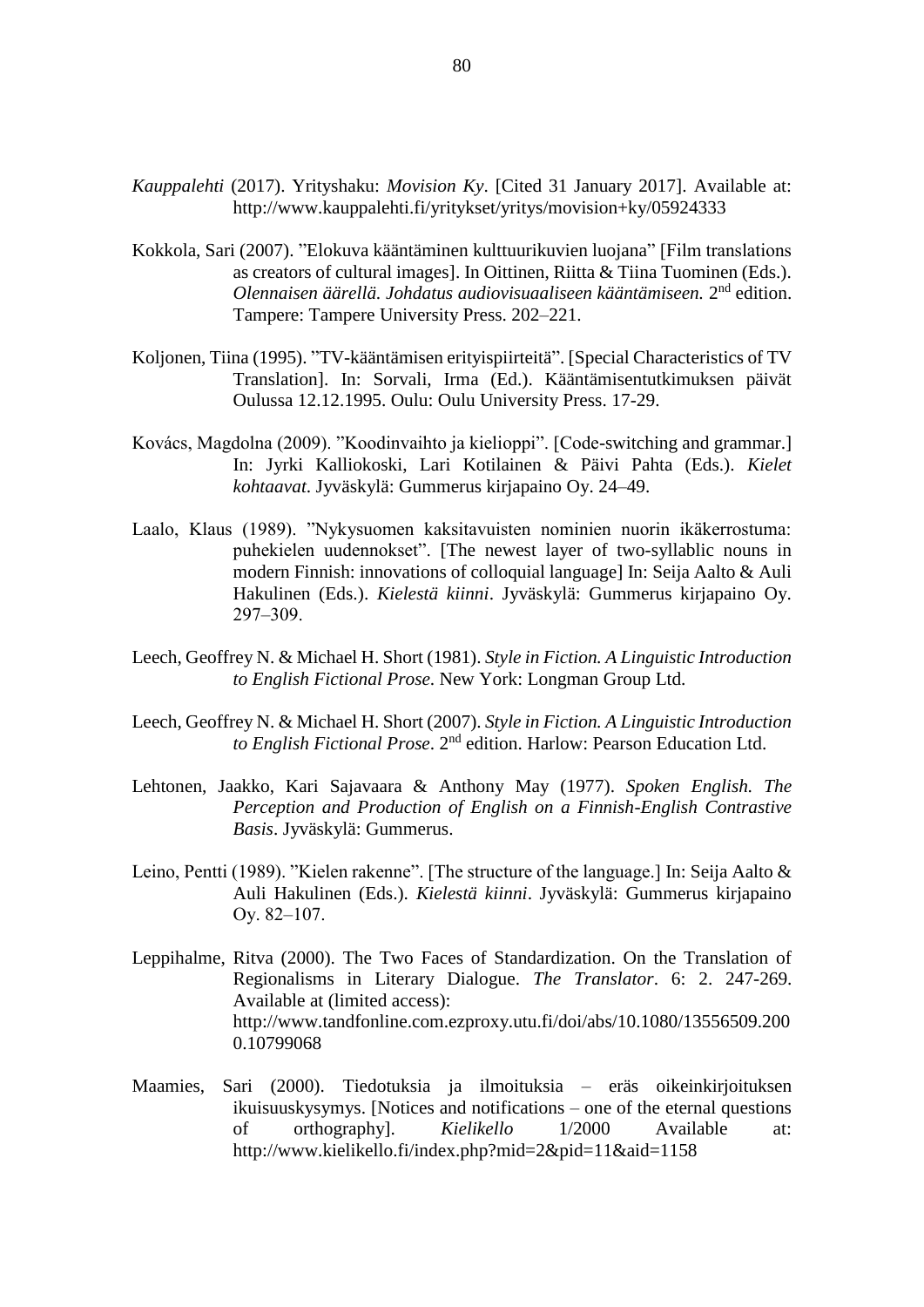*Kauppalehti* (2017). Yrityshaku: *Movision Ky*. [Cited 31 January 2017]. Available at: http://www.kauppalehti.fi/yritykset/yritys/movision+ky/05924333

Kokkola, Sari (2007). ”Elokuva kääntäminen kulttuurikuvien luojana” [Film translations as creators of cultural images]. In Oittinen, Riitta & Tiina Tuominen (Eds.). *Olennaisen äärellä. Johdatus audiovisuaaliseen kääntämiseen.* 2nd edition. Tampere: Tampere University Press. 202–221.

Koljonen, Tiina (1995). ”TV-kääntämisen erityispiirteitä”. [Special Characteristics of TV Translation]. In: Sorvali, Irma (Ed.). Kääntämisentutkimuksen päivät Oulussa 12.12.1995. Oulu: Oulu University Press. 17-29.

Kovács, Magdolna (2009). ”Koodinvaihto ja kielioppi”. [Code-switching and grammar.] In: Jyrki Kalliokoski, Lari Kotilainen & Päivi Pahta (Eds.). *Kielet kohtaavat*. Jyväskylä: Gummerus kirjapaino Oy. 24–49.

Laalo, Klaus (1989). ”Nykysuomen kaksitavuisten nominien nuorin ikäkerrostuma: puhekielen uudennokset”. [The newest layer of two-syllablic nouns in modern Finnish: innovations of colloquial language] In: Seija Aalto & Auli Hakulinen (Eds.). *Kielestä kiinni*. Jyväskylä: Gummerus kirjapaino Oy. 297–309.

Leech, Geoffrey N. & Michael H. Short (1981). *Style in Fiction. A Linguistic Introduction to English Fictional Prose*. New York: Longman Group Ltd.

Leech, Geoffrey N. & Michael H. Short (2007). *Style in Fiction. A Linguistic Introduction to English Fictional Prose*. 2nd edition. Harlow: Pearson Education Ltd.

Lehtonen, Jaakko, Kari Sajavaara & Anthony May (1977). *Spoken English. The Perception and Production of English on a Finnish-English Contrastive Basis*. Jyväskylä: Gummerus.

Leino, Pentti (1989). ”Kielen rakenne”. [The structure of the language.] In: Seija Aalto & Auli Hakulinen (Eds.). *Kielestä kiinni*. Jyväskylä: Gummerus kirjapaino Oy. 82–107.

Leppihalme, Ritva (2000). The Two Faces of Standardization. On the Translation of Regionalisms in Literary Dialogue. *The Translator*. 6: 2. 247-269. Available at (limited access): http://www.tandfonline.com.ezproxy.utu.fi/doi/abs/10.1080/13556509.2000.10799068

Maamies, Sari (2000). Tiedotuksia ja ilmoituksia – eräs oikeinkirjoituksen ikuisuuskysymys. [Notices and notifications – one of the eternal questions of orthography]. *Kielikello* 1/2000 Available at: http://www.kielikello.fi/index.php?mid=2&pid=11&aid=1158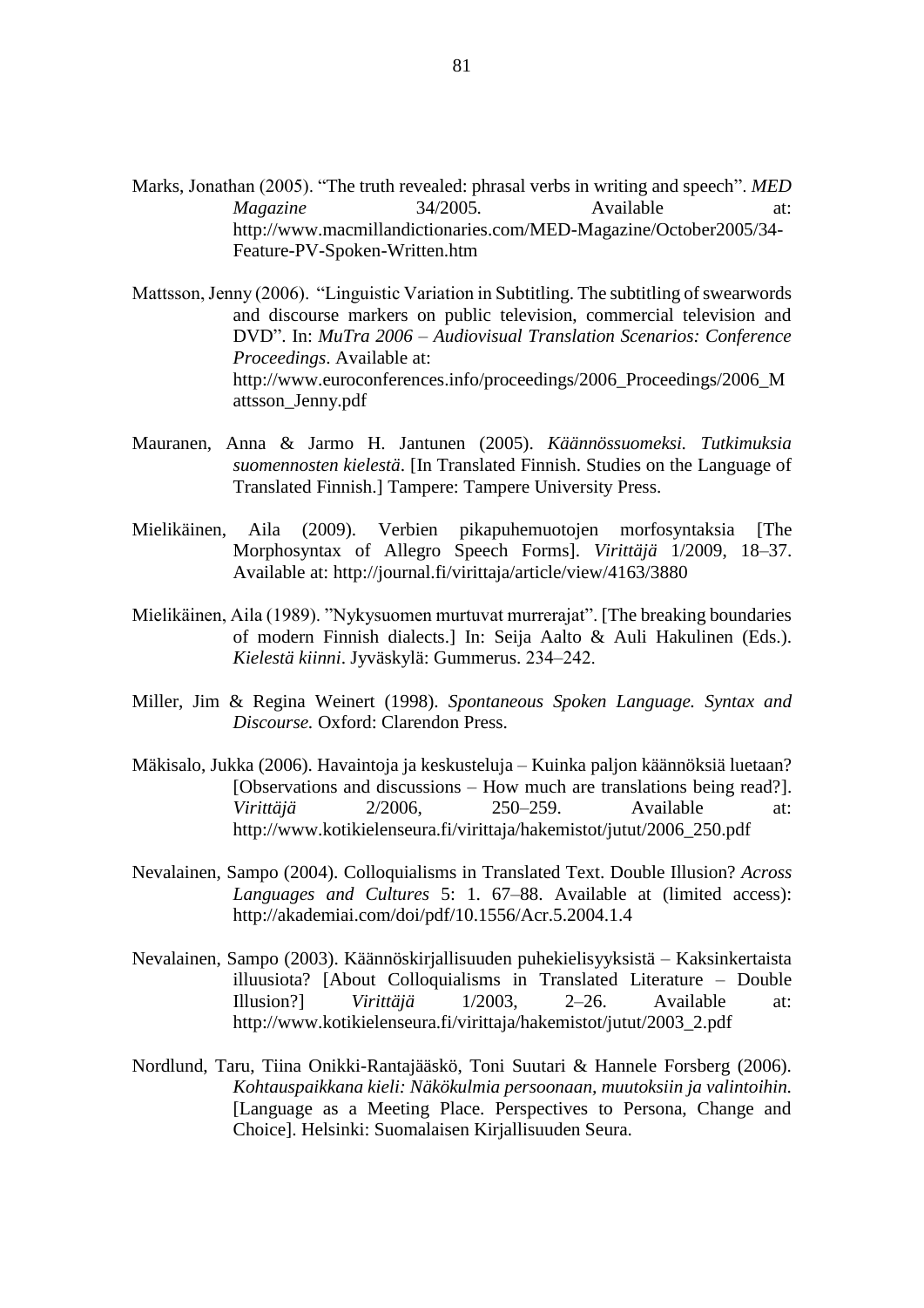Marks, Jonathan (2005). “The truth revealed: phrasal verbs in writing and speech”. *MED Magazine* 34/2005. Available at: http://www.macmillandictionaries.com/MED-Magazine/October2005/34-Feature-PV-Spoken-Written.htm

Mattsson, Jenny (2006). “Linguistic Variation in Subtitling. The subtitling of swearwords and discourse markers on public television, commercial television and DVD”. In: *MuTra 2006 – Audiovisual Translation Scenarios: Conference Proceedings*. Available at: http://www.euroconferences.info/proceedings/2006_Proceedings/2006_Mattsson_Jenny.pdf

Mauranen, Anna & Jarmo H. Jantunen (2005). *Käännössuomeksi. Tutkimuksia suomennosten kielestä*. [In Translated Finnish. Studies on the Language of Translated Finnish.] Tampere: Tampere University Press.

Mielikäinen, Aila (2009). Verbien pikapuhemuotojen morfosyntaksia [The Morphosyntax of Allegro Speech Forms]. *Virittäjä* 1/2009, 18–37. Available at: http://journal.fi/virittaja/article/view/4163/3880

Mielikäinen, Aila (1989). ”Nykysuomen murtuvat murrerajat”. [The breaking boundaries of modern Finnish dialects.] In: Seija Aalto & Auli Hakulinen (Eds.). *Kielestä kiinni*. Jyväskylä: Gummerus. 234–242.

Miller, Jim & Regina Weinert (1998). *Spontaneous Spoken Language. Syntax and Discourse.* Oxford: Clarendon Press.

Mäkisalo, Jukka (2006). Havaintoja ja keskusteluja – Kuinka paljon käännöksiä luetaan? [Observations and discussions – How much are translations being read?]. *Virittäjä* 2/2006, 250–259. Available at: http://www.kotikielenseura.fi/virittaja/hakemistot/jutut/2006_250.pdf

Nevalainen, Sampo (2004). Colloquialisms in Translated Text. Double Illusion? *Across Languages and Cultures* 5: 1. 67–88. Available at (limited access): http://akademiai.com/doi/pdf/10.1556/Acr.5.2004.1.4

Nevalainen, Sampo (2003). Käännöskirjallisuuden puhekielisyyksistä – Kaksinkertaista illuusiota? [About Colloquialisms in Translated Literature – Double Illusion?] *Virittäjä* 1/2003, 2–26. Available at: http://www.kotikielenseura.fi/virittaja/hakemistot/jutut/2003_2.pdf

Nordlund, Taru, Tiina Onikki-Rantajääskö, Toni Suutari & Hannele Forsberg (2006). *Kohtauspaikkana kieli: Näkökulmia persoonaan, muutoksiin ja valintoihin.* [Language as a Meeting Place. Perspectives to Persona, Change and Choice]. Helsinki: Suomalaisen Kirjallisuuden Seura.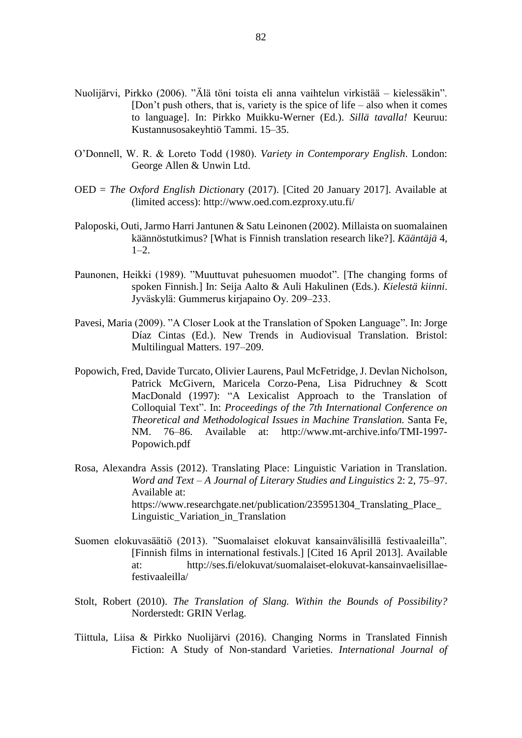Nuolijärvi, Pirkko (2006). ”Älä töni toista eli anna vaihtelun virkistää – kielessäkin”. [Don’t push others, that is, variety is the spice of life – also when it comes to language]. In: Pirkko Muikku-Werner (Ed.). *Sillä tavalla!* Keuruu: Kustannusosakeyhtiö Tammi. 15–35.

O’Donnell, W. R. & Loreto Todd (1980). *Variety in Contemporary English*. London: George Allen & Unwin Ltd.

OED = *The Oxford English Dictionar*y (2017). [Cited 20 January 2017]. Available at (limited access): http://www.oed.com.ezproxy.utu.fi/

Paloposki, Outi, Jarmo Harri Jantunen & Satu Leinonen (2002). Millaista on suomalainen käännöstutkimus? [What is Finnish translation research like?]. *Kääntäjä* 4, 1–2.

Paunonen, Heikki (1989). ”Muuttuvat puhesuomen muodot”. [The changing forms of spoken Finnish.] In: Seija Aalto & Auli Hakulinen (Eds.). *Kielestä kiinni*. Jyväskylä: Gummerus kirjapaino Oy. 209–233.

Pavesi, Maria (2009). ”A Closer Look at the Translation of Spoken Language”. In: Jorge Díaz Cintas (Ed.). New Trends in Audiovisual Translation. Bristol: Multilingual Matters. 197–209.

Popowich, Fred, Davide Turcato, Olivier Laurens, Paul McFetridge, J. Devlan Nicholson, Patrick McGivern, Maricela Corzo-Pena, Lisa Pidruchney & Scott MacDonald (1997): “A Lexicalist Approach to the Translation of Colloquial Text”. In: *Proceedings of the 7th International Conference on Theoretical and Methodological Issues in Machine Translation.* Santa Fe, NM. 76–86. Available at: http://www.mt-archive.info/TMI-1997-Popowich.pdf

Rosa, Alexandra Assis (2012). Translating Place: Linguistic Variation in Translation. *Word and Text – A Journal of Literary Studies and Linguistics* 2: 2, 75–97. Available at: https://www.researchgate.net/publication/235951304_Translating_Place_Linguistic_Variation_in_Translation

Suomen elokuvasäätiö (2013). ”Suomalaiset elokuvat kansainvälisillä festivaaleilla”. [Finnish films in international festivals.] [Cited 16 April 2013]. Available at: http://ses.fi/elokuvat/suomalaiset-elokuvat-kansainvaelisillae-festivaaleilla/

Stolt, Robert (2010). *The Translation of Slang. Within the Bounds of Possibility?* Norderstedt: GRIN Verlag.

Tiittula, Liisa & Pirkko Nuolijärvi (2016). Changing Norms in Translated Finnish Fiction: A Study of Non-standard Varieties. *International Journal of*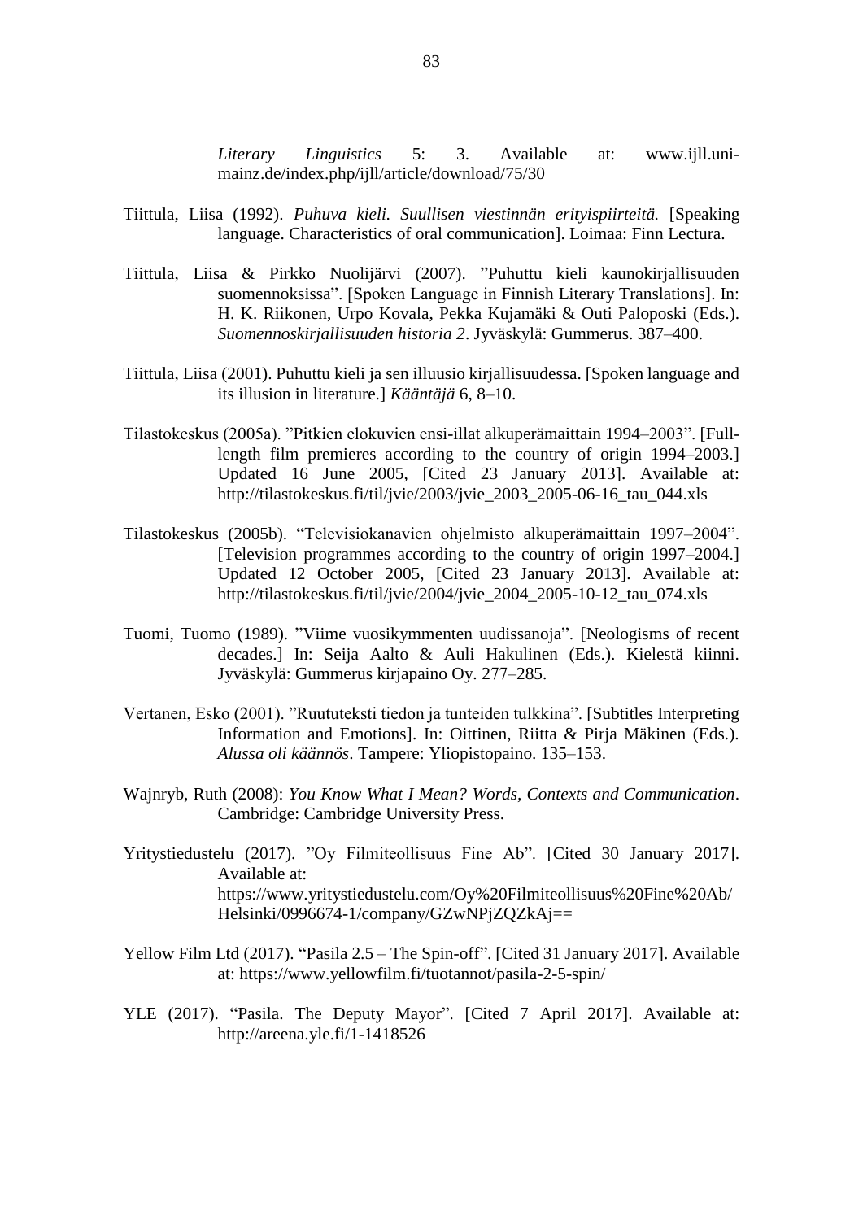*Literary Linguistics* 5: 3. Available at: www.ijll.uni-mainz.de/index.php/ijll/article/download/75/30

Tiittula, Liisa (1992). *Puhuva kieli. Suullisen viestinnän erityispiirteitä.* [Speaking language. Characteristics of oral communication]. Loimaa: Finn Lectura.

Tiittula, Liisa & Pirkko Nuolijärvi (2007). "Puhuttu kieli kaunokirjallisuuden suomennoksissa". [Spoken Language in Finnish Literary Translations]. In: H. K. Riikonen, Urpo Kovala, Pekka Kujamäki & Outi Paloposki (Eds.). *Suomennoskirjallisuuden historia 2*. Jyväskylä: Gummerus. 387–400.

Tiittula, Liisa (2001). Puhuttu kieli ja sen illuusio kirjallisuudessa. [Spoken language and its illusion in literature.] *Kääntäjä* 6, 8–10.

Tilastokeskus (2005a). "Pitkien elokuvien ensi-illat alkuperämaittain 1994–2003". [Full-length film premieres according to the country of origin 1994–2003.] Updated 16 June 2005, [Cited 23 January 2013]. Available at: http://tilastokeskus.fi/til/jvie/2003/jvie_2003_2005-06-16_tau_044.xls

Tilastokeskus (2005b). "Televisiokanavien ohjelmisto alkuperämaittain 1997–2004". [Television programmes according to the country of origin 1997–2004.] Updated 12 October 2005, [Cited 23 January 2013]. Available at: http://tilastokeskus.fi/til/jvie/2004/jvie_2004_2005-10-12_tau_074.xls

Tuomi, Tuomo (1989). "Viime vuosikymmenten uudissanoja". [Neologisms of recent decades.] In: Seija Aalto & Auli Hakulinen (Eds.). Kielestä kiinni. Jyväskylä: Gummerus kirjapaino Oy. 277–285.

Vertanen, Esko (2001). "Ruututeksti tiedon ja tunteiden tulkkina". [Subtitles Interpreting Information and Emotions]. In: Oittinen, Riitta & Pirja Mäkinen (Eds.). *Alussa oli käännös*. Tampere: Yliopistopaino. 135–153.

Wajnryb, Ruth (2008): *You Know What I Mean? Words, Contexts and Communication*. Cambridge: Cambridge University Press.

Yritystiedustelu (2017). "Oy Filmiteollisuus Fine Ab". [Cited 30 January 2017]. Available at: https://www.yritystiedustelu.com/Oy%20Filmiteollisuus%20Fine%20Ab/Helsinki/0996674-1/company/GZwNPjZQZkAj==

Yellow Film Ltd (2017). "Pasila 2.5 – The Spin-off". [Cited 31 January 2017]. Available at: https://www.yellowfilm.fi/tuotannot/pasila-2-5-spin/

YLE (2017). "Pasila. The Deputy Mayor". [Cited 7 April 2017]. Available at: http://areena.yle.fi/1-1418526